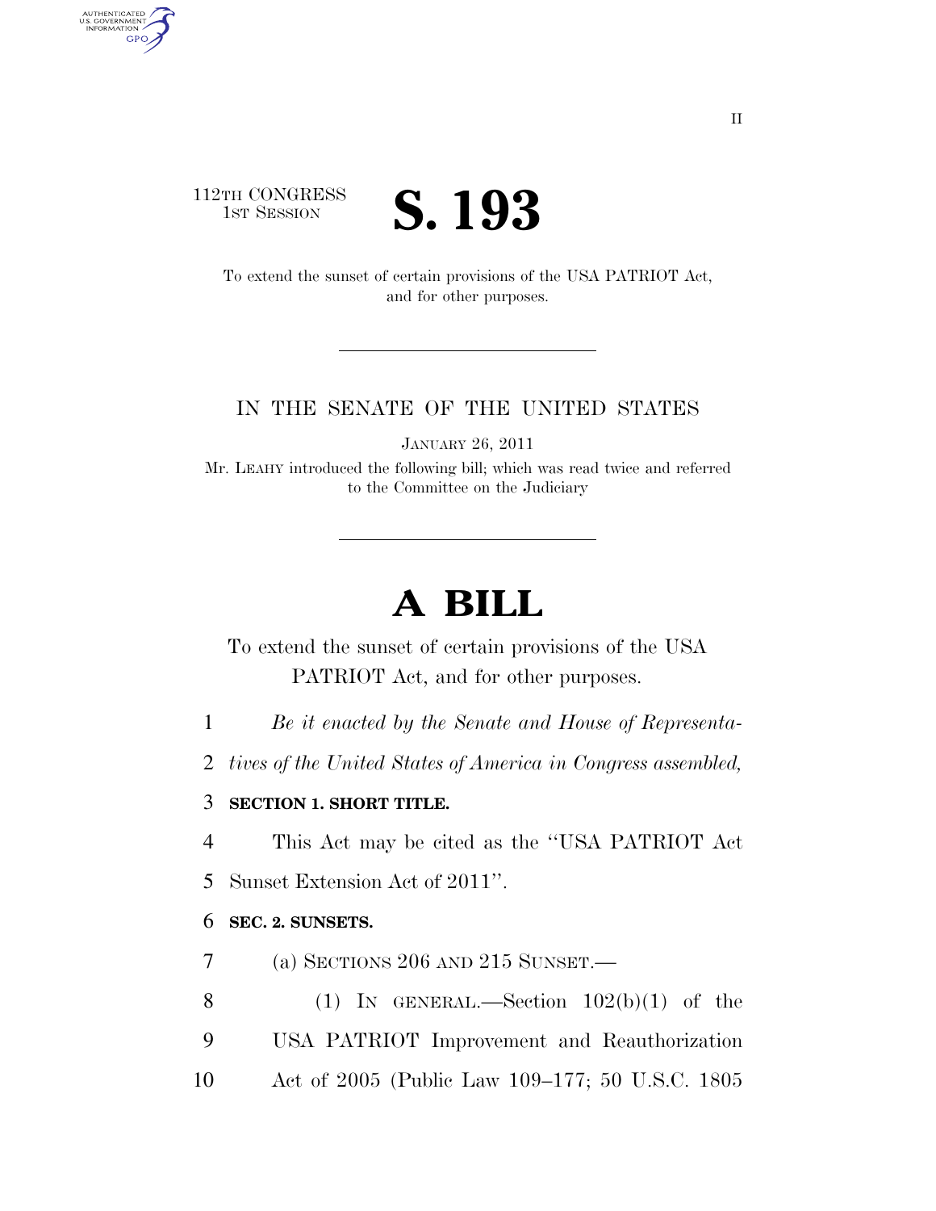112TH CONGRESS
1ST SESSION

# S. 193

To extend the sunset of certain provisions of the USA PATRIOT Act, and for other purposes.

---

IN THE SENATE OF THE UNITED STATES

JANUARY 26, 2011

Mr. LEAHY introduced the following bill; which was read twice and referred to the Committee on the Judiciary

---

# A BILL

To extend the sunset of certain provisions of the USA PATRIOT Act, and for other purposes.

1 *Be it enacted by the Senate and House of Representa-*
2 *tives of the United States of America in Congress assembled,*

3 **SECTION 1. SHORT TITLE.**

4 This Act may be cited as the ''USA PATRIOT Act
5 Sunset Extension Act of 2011''.

6 **SEC. 2. SUNSETS.**

7 (a) SECTIONS 206 AND 215 SUNSET.—

8 (1) IN GENERAL.—Section 102(b)(1) of the
9 USA PATRIOT Improvement and Reauthorization
10 Act of 2005 (Public Law 109–177; 50 U.S.C. 1805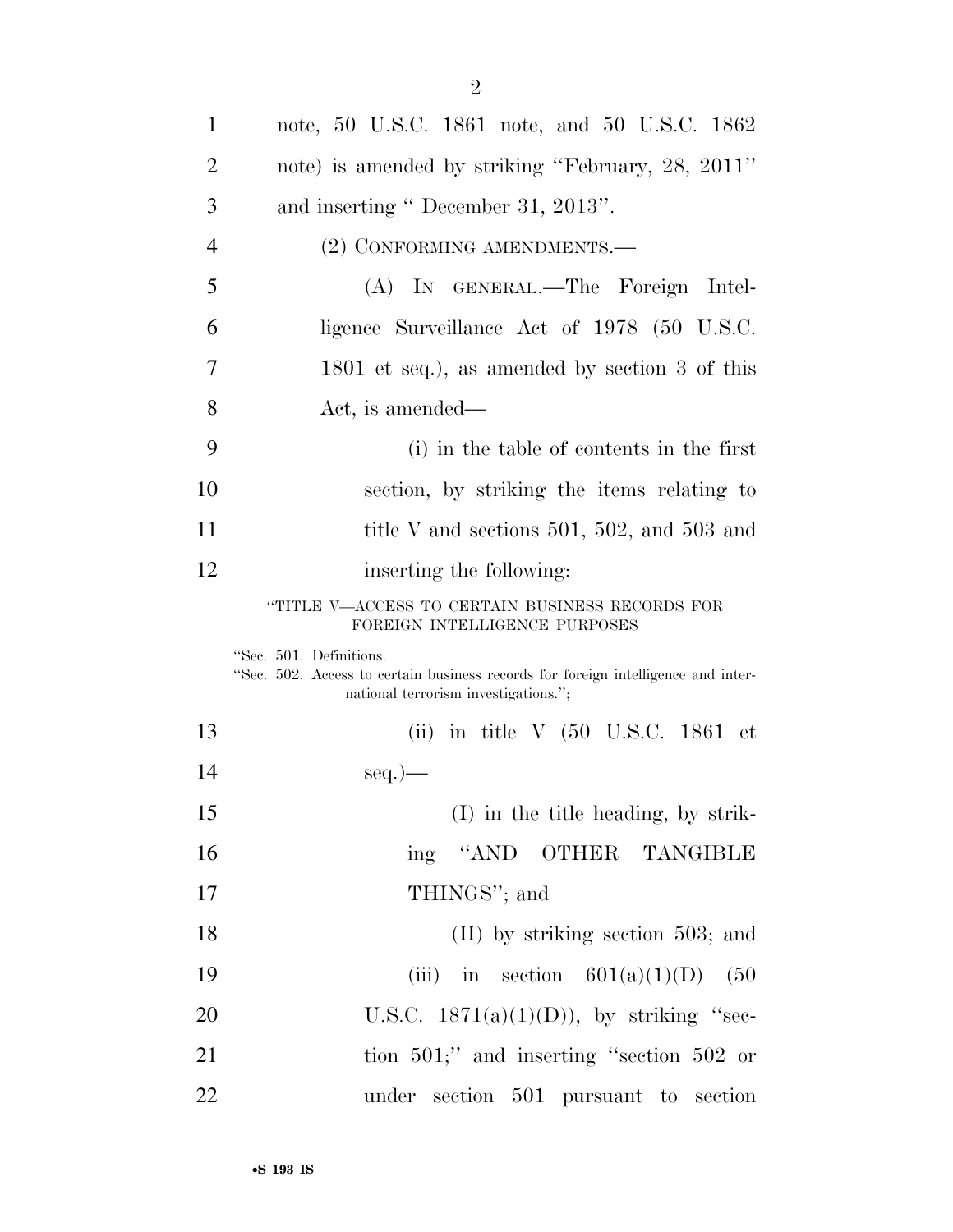note, 50 U.S.C. 1861 note, and 50 U.S.C. 1862 note) is amended by striking ''February, 28, 2011'' and inserting '' December 31, 2013''.

(2) CONFORMING AMENDMENTS.—

(A) IN GENERAL.—The Foreign Intelligence Surveillance Act of 1978 (50 U.S.C. 1801 et seq.), as amended by section 3 of this Act, is amended—

(i) in the table of contents in the first section, by striking the items relating to title V and sections 501, 502, and 503 and inserting the following:

''TITLE V—ACCESS TO CERTAIN BUSINESS RECORDS FOR FOREIGN INTELLIGENCE PURPOSES

''Sec. 501. Definitions.
''Sec. 502. Access to certain business records for foreign intelligence and international terrorism investigations.'';

(ii) in title V (50 U.S.C. 1861 et seq.)—

(I) in the title heading, by striking ''AND OTHER TANGIBLE THINGS''; and

(II) by striking section 503; and

(iii) in section 601(a)(1)(D) (50 U.S.C. 1871(a)(1)(D)), by striking ''section 501;'' and inserting ''section 502 or under section 501 pursuant to section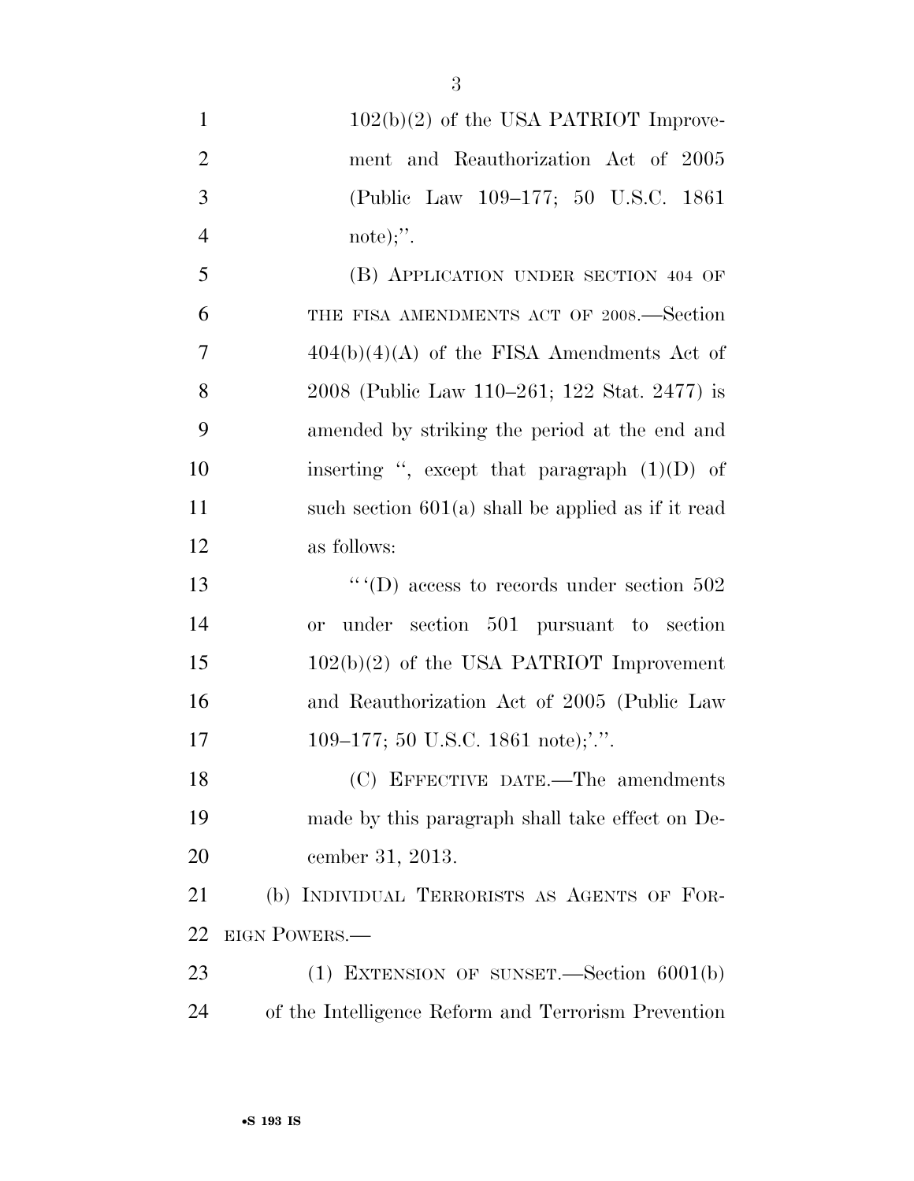102(b)(2) of the USA PATRIOT Improvement and Reauthorization Act of 2005 (Public Law 109–177; 50 U.S.C. 1861 note);''.

(B) APPLICATION UNDER SECTION 404 OF THE FISA AMENDMENTS ACT OF 2008.—Section 404(b)(4)(A) of the FISA Amendments Act of 2008 (Public Law 110–261; 122 Stat. 2477) is amended by striking the period at the end and inserting '', except that paragraph (1)(D) of such section 601(a) shall be applied as if it read as follows:

'''(D) access to records under section 502 or under section 501 pursuant to section 102(b)(2) of the USA PATRIOT Improvement and Reauthorization Act of 2005 (Public Law 109–177; 50 U.S.C. 1861 note);'.''.

(C) EFFECTIVE DATE.—The amendments made by this paragraph shall take effect on December 31, 2013.

(b) INDIVIDUAL TERRORISTS AS AGENTS OF FOREIGN POWERS.—

(1) EXTENSION OF SUNSET.—Section 6001(b) of the Intelligence Reform and Terrorism Prevention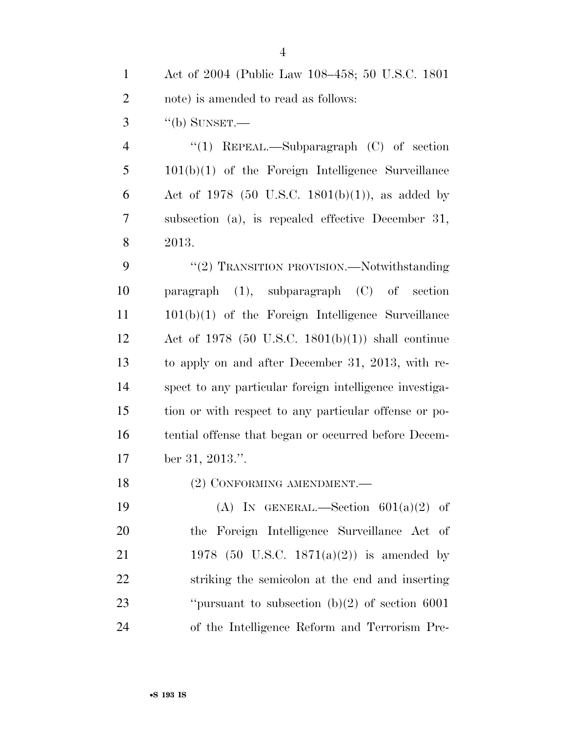Act of 2004 (Public Law 108–458; 50 U.S.C. 1801 note) is amended to read as follows:

"(b) SUNSET.—

"(1) REPEAL.—Subparagraph (C) of section 101(b)(1) of the Foreign Intelligence Surveillance Act of 1978 (50 U.S.C. 1801(b)(1)), as added by subsection (a), is repealed effective December 31, 2013.

"(2) TRANSITION PROVISION.—Notwithstanding paragraph (1), subparagraph (C) of section 101(b)(1) of the Foreign Intelligence Surveillance Act of 1978 (50 U.S.C. 1801(b)(1)) shall continue to apply on and after December 31, 2013, with respect to any particular foreign intelligence investigation or with respect to any particular offense or potential offense that began or occurred before December 31, 2013.".

(2) CONFORMING AMENDMENT.—

(A) IN GENERAL.—Section 601(a)(2) of the Foreign Intelligence Surveillance Act of 1978 (50 U.S.C. 1871(a)(2)) is amended by striking the semicolon at the end and inserting "pursuant to subsection (b)(2) of section 6001 of the Intelligence Reform and Terrorism Pre-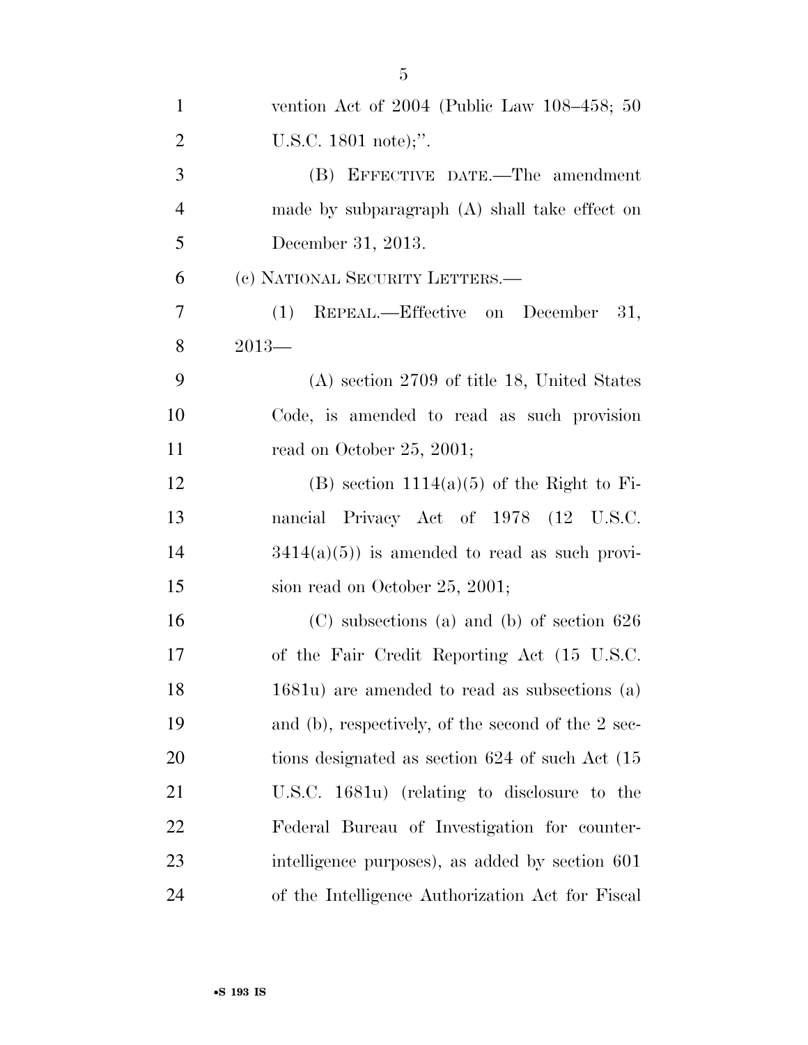vention Act of 2004 (Public Law 108–458; 50 U.S.C. 1801 note);''.

(B) EFFECTIVE DATE.—The amendment made by subparagraph (A) shall take effect on December 31, 2013.

(c) NATIONAL SECURITY LETTERS.—

(1) REPEAL.—Effective on December 31, 2013—

(A) section 2709 of title 18, United States Code, is amended to read as such provision read on October 25, 2001;

(B) section 1114(a)(5) of the Right to Financial Privacy Act of 1978 (12 U.S.C. 3414(a)(5)) is amended to read as such provision read on October 25, 2001;

(C) subsections (a) and (b) of section 626 of the Fair Credit Reporting Act (15 U.S.C. 1681u) are amended to read as subsections (a) and (b), respectively, of the second of the 2 sections designated as section 624 of such Act (15 U.S.C. 1681u) (relating to disclosure to the Federal Bureau of Investigation for counterintelligence purposes), as added by section 601 of the Intelligence Authorization Act for Fiscal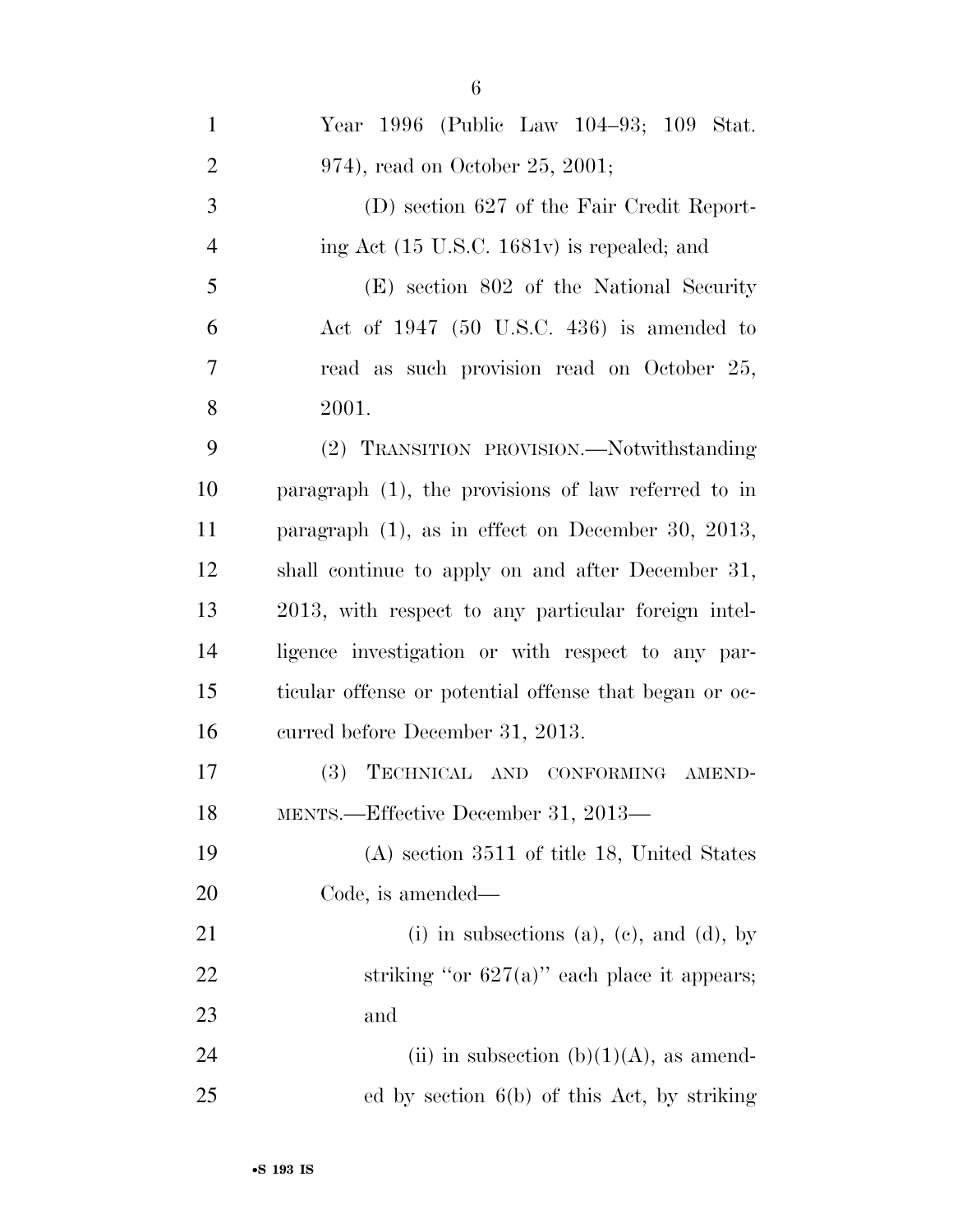Year 1996 (Public Law 104–93; 109 Stat. 974), read on October 25, 2001;

(D) section 627 of the Fair Credit Reporting Act (15 U.S.C. 1681v) is repealed; and

(E) section 802 of the National Security Act of 1947 (50 U.S.C. 436) is amended to read as such provision read on October 25, 2001.

(2) TRANSITION PROVISION.—Notwithstanding paragraph (1), the provisions of law referred to in paragraph (1), as in effect on December 30, 2013, shall continue to apply on and after December 31, 2013, with respect to any particular foreign intelligence investigation or with respect to any particular offense or potential offense that began or occurred before December 31, 2013.

(3) TECHNICAL AND CONFORMING AMENDMENTS.—Effective December 31, 2013—

(A) section 3511 of title 18, United States Code, is amended—

(i) in subsections (a), (c), and (d), by striking "or 627(a)" each place it appears; and

(ii) in subsection (b)(1)(A), as amended by section 6(b) of this Act, by striking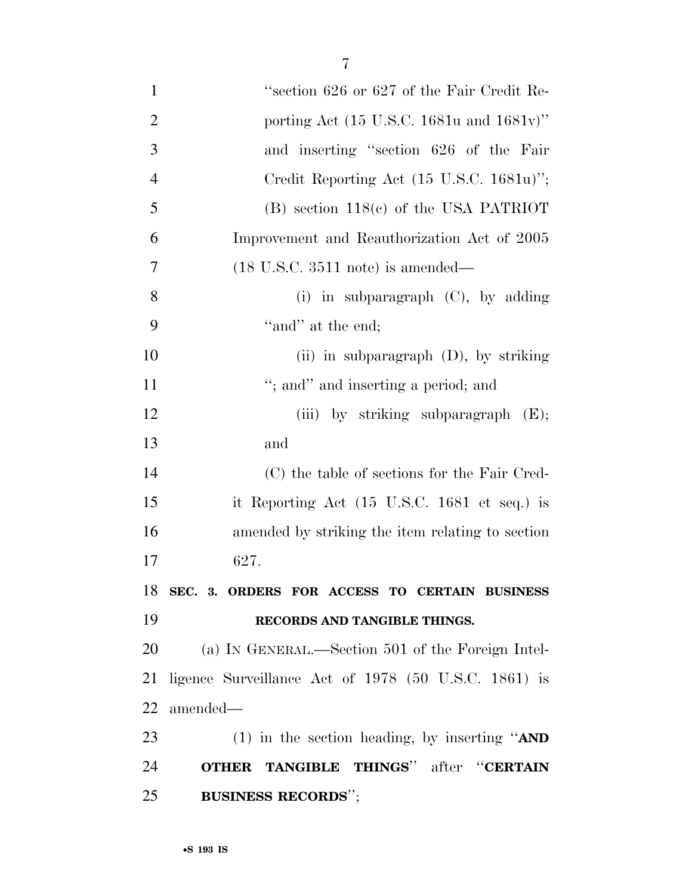"section 626 or 627 of the Fair Credit Reporting Act (15 U.S.C. 1681u and 1681v)" and inserting "section 626 of the Fair Credit Reporting Act (15 U.S.C. 1681u)";

(B) section 118(c) of the USA PATRIOT Improvement and Reauthorization Act of 2005 (18 U.S.C. 3511 note) is amended—

(i) in subparagraph (C), by adding "and" at the end;

(ii) in subparagraph (D), by striking "; and" and inserting a period; and

(iii) by striking subparagraph (E); and

(C) the table of sections for the Fair Credit Reporting Act (15 U.S.C. 1681 et seq.) is amended by striking the item relating to section 627.

## SEC. 3. ORDERS FOR ACCESS TO CERTAIN BUSINESS RECORDS AND TANGIBLE THINGS.

(a) IN GENERAL.—Section 501 of the Foreign Intelligence Surveillance Act of 1978 (50 U.S.C. 1861) is amended—

(1) in the section heading, by inserting "**AND OTHER TANGIBLE THINGS**" after "**CERTAIN BUSINESS RECORDS**";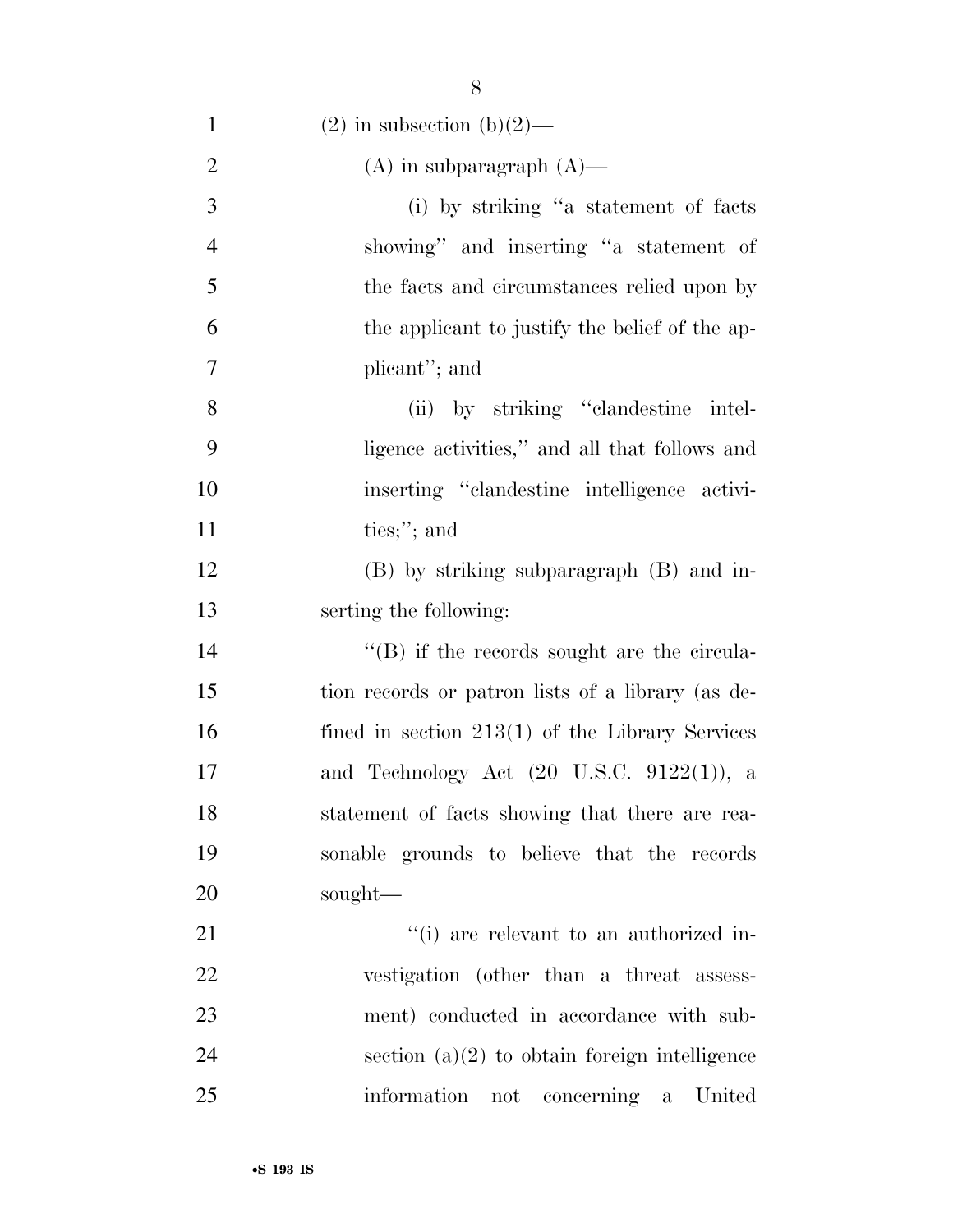(2) in subsection (b)(2)—

(A) in subparagraph (A)—

(i) by striking "a statement of facts showing" and inserting "a statement of the facts and circumstances relied upon by the applicant to justify the belief of the applicant"; and

(ii) by striking "clandestine intelligence activities," and all that follows and inserting "clandestine intelligence activities;"; and

(B) by striking subparagraph (B) and inserting the following:

"(B) if the records sought are the circulation records or patron lists of a library (as defined in section 213(1) of the Library Services and Technology Act (20 U.S.C. 9122(1)), a statement of facts showing that there are reasonable grounds to believe that the records sought—

"(i) are relevant to an authorized investigation (other than a threat assessment) conducted in accordance with subsection (a)(2) to obtain foreign intelligence information not concerning a United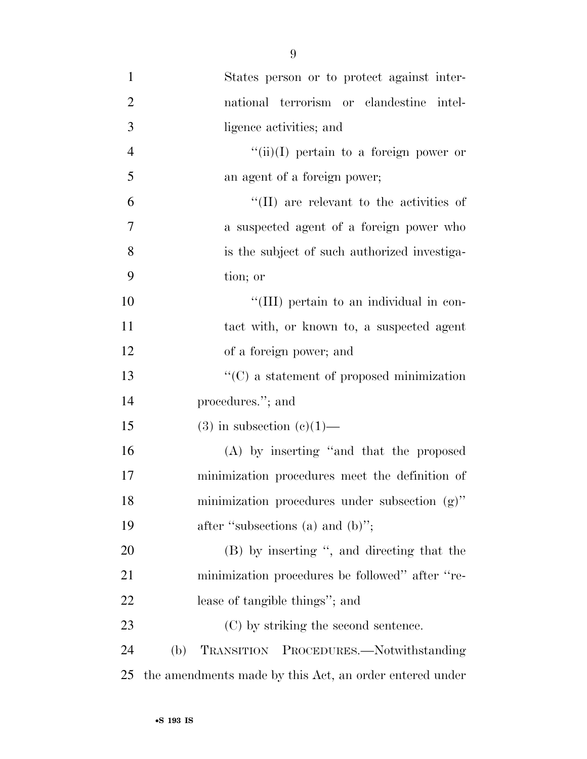States person or to protect against international terrorism or clandestine intelligence activities; and

"(ii)(I) pertain to a foreign power or an agent of a foreign power;

"(II) are relevant to the activities of a suspected agent of a foreign power who is the subject of such authorized investigation; or

"(III) pertain to an individual in contact with, or known to, a suspected agent of a foreign power; and

"(C) a statement of proposed minimization procedures."; and

(3) in subsection (c)(1)—

(A) by inserting "and that the proposed minimization procedures meet the definition of minimization procedures under subsection (g)" after "subsections (a) and (b)";

(B) by inserting ", and directing that the minimization procedures be followed" after "release of tangible things"; and

(C) by striking the second sentence.

(b) TRANSITION PROCEDURES.—Notwithstanding the amendments made by this Act, an order entered under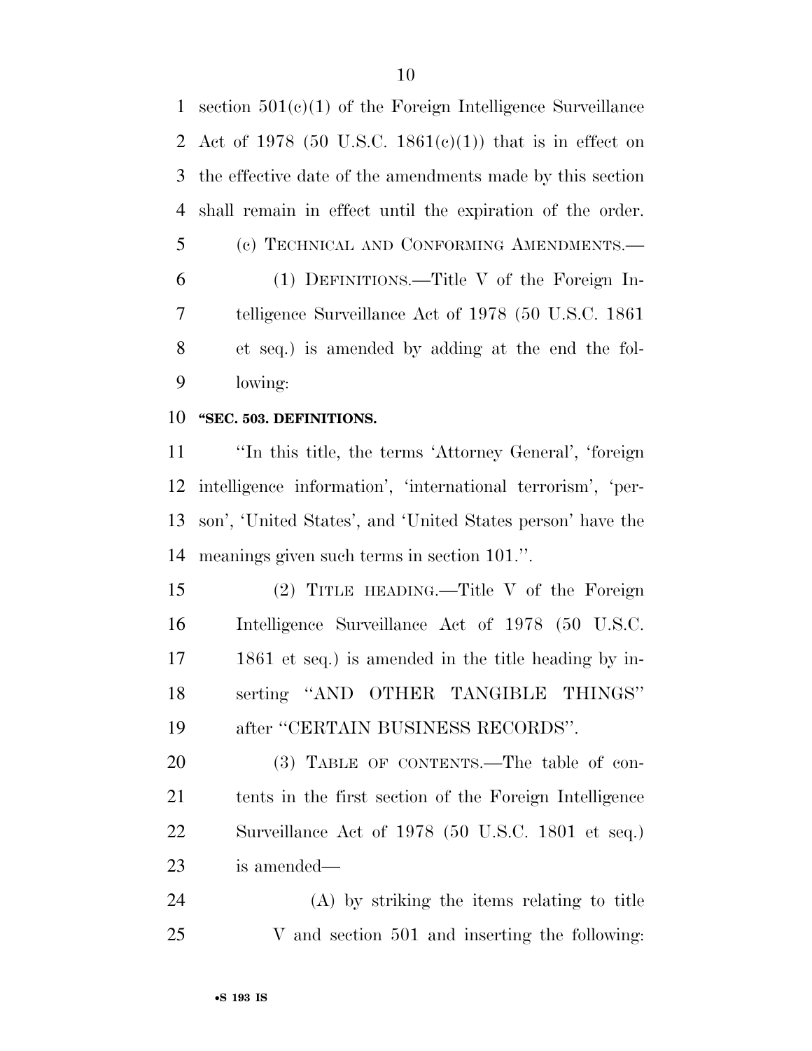section 501(c)(1) of the Foreign Intelligence Surveillance Act of 1978 (50 U.S.C. 1861(c)(1)) that is in effect on the effective date of the amendments made by this section shall remain in effect until the expiration of the order.

(c) TECHNICAL AND CONFORMING AMENDMENTS.—

(1) DEFINITIONS.—Title V of the Foreign Intelligence Surveillance Act of 1978 (50 U.S.C. 1861 et seq.) is amended by adding at the end the following:

**''SEC. 503. DEFINITIONS.**

''In this title, the terms 'Attorney General', 'foreign intelligence information', 'international terrorism', 'person', 'United States', and 'United States person' have the meanings given such terms in section 101.''.

(2) TITLE HEADING.—Title V of the Foreign Intelligence Surveillance Act of 1978 (50 U.S.C. 1861 et seq.) is amended in the title heading by inserting ''AND OTHER TANGIBLE THINGS'' after ''CERTAIN BUSINESS RECORDS''.

(3) TABLE OF CONTENTS.—The table of contents in the first section of the Foreign Intelligence Surveillance Act of 1978 (50 U.S.C. 1801 et seq.) is amended—

(A) by striking the items relating to title V and section 501 and inserting the following: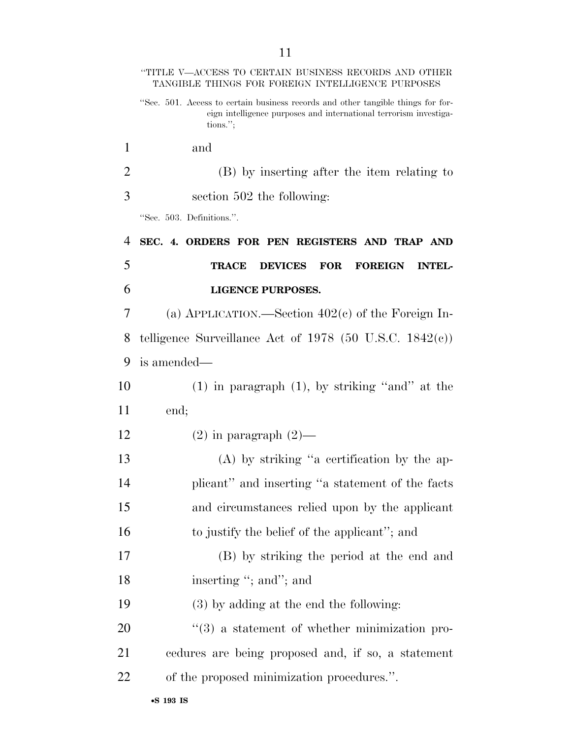"TITLE V—ACCESS TO CERTAIN BUSINESS RECORDS AND OTHER TANGIBLE THINGS FOR FOREIGN INTELLIGENCE PURPOSES

"Sec. 501. Access to certain business records and other tangible things for foreign intelligence purposes and international terrorism investigations.";

and

(B) by inserting after the item relating to section 502 the following:

"Sec. 503. Definitions.".

**SEC. 4. ORDERS FOR PEN REGISTERS AND TRAP AND TRACE DEVICES FOR FOREIGN INTELLIGENCE PURPOSES.**

(a) APPLICATION.—Section 402(c) of the Foreign Intelligence Surveillance Act of 1978 (50 U.S.C. 1842(c)) is amended—

(1) in paragraph (1), by striking "and" at the end;

(2) in paragraph (2)—

(A) by striking "a certification by the applicant" and inserting "a statement of the facts and circumstances relied upon by the applicant to justify the belief of the applicant"; and

(B) by striking the period at the end and inserting "; and"; and

(3) by adding at the end the following:

"(3) a statement of whether minimization procedures are being proposed and, if so, a statement of the proposed minimization procedures.".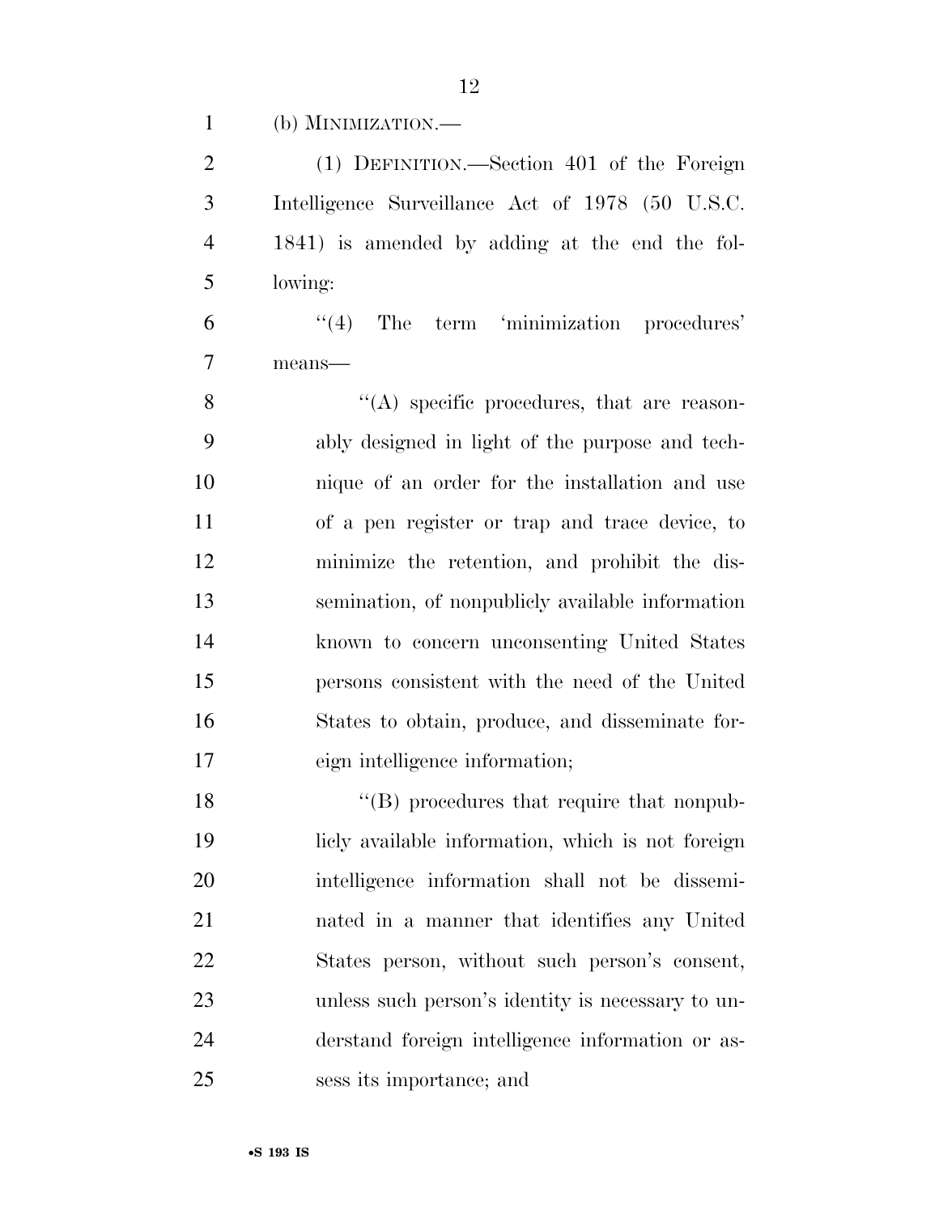(b) MINIMIZATION.—

(1) DEFINITION.—Section 401 of the Foreign Intelligence Surveillance Act of 1978 (50 U.S.C. 1841) is amended by adding at the end the following:

"(4) The term 'minimization procedures' means—

"(A) specific procedures, that are reasonably designed in light of the purpose and technique of an order for the installation and use of a pen register or trap and trace device, to minimize the retention, and prohibit the dissemination, of nonpublicly available information known to concern unconsenting United States persons consistent with the need of the United States to obtain, produce, and disseminate foreign intelligence information;

"(B) procedures that require that nonpublicly available information, which is not foreign intelligence information shall not be disseminated in a manner that identifies any United States person, without such person's consent, unless such person's identity is necessary to understand foreign intelligence information or assess its importance; and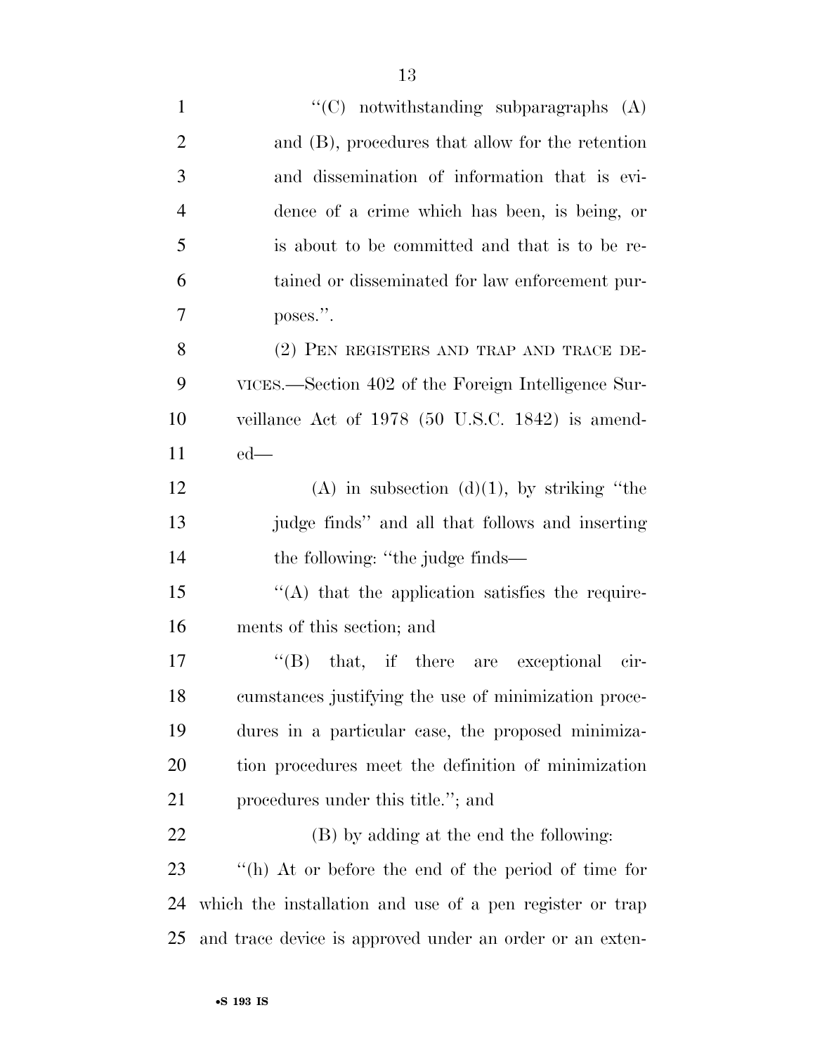"(C) notwithstanding subparagraphs (A) and (B), procedures that allow for the retention and dissemination of information that is evidence of a crime which has been, is being, or is about to be committed and that is to be retained or disseminated for law enforcement purposes.".

(2) PEN REGISTERS AND TRAP AND TRACE DEVICES.—Section 402 of the Foreign Intelligence Surveillance Act of 1978 (50 U.S.C. 1842) is amended—

(A) in subsection (d)(1), by striking "the judge finds" and all that follows and inserting the following: "the judge finds—

"(A) that the application satisfies the requirements of this section; and

"(B) that, if there are exceptional circumstances justifying the use of minimization procedures in a particular case, the proposed minimization procedures meet the definition of minimization procedures under this title."; and

(B) by adding at the end the following:

"(h) At or before the end of the period of time for which the installation and use of a pen register or trap and trace device is approved under an order or an exten-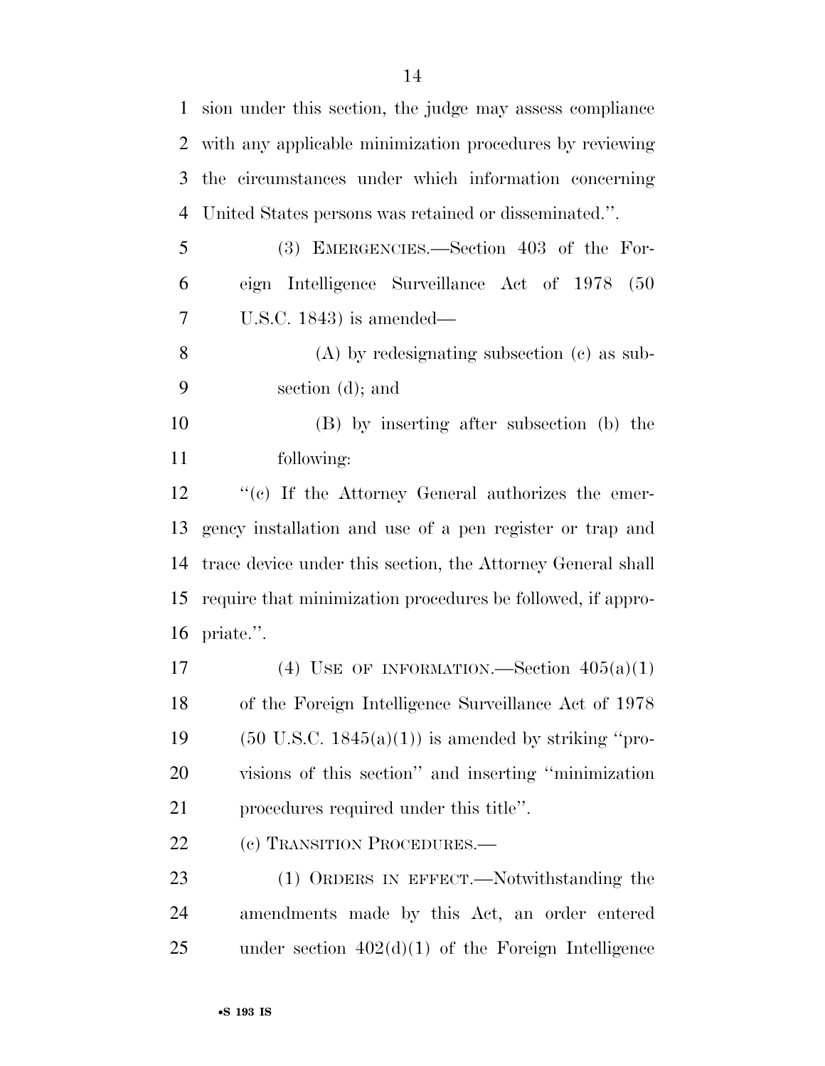sion under this section, the judge may assess compliance with any applicable minimization procedures by reviewing the circumstances under which information concerning United States persons was retained or disseminated.''.

(3) EMERGENCIES.—Section 403 of the Foreign Intelligence Surveillance Act of 1978 (50 U.S.C. 1843) is amended—

(A) by redesignating subsection (c) as subsection (d); and

(B) by inserting after subsection (b) the following:

''(c) If the Attorney General authorizes the emergency installation and use of a pen register or trap and trace device under this section, the Attorney General shall require that minimization procedures be followed, if appropriate.''.

(4) USE OF INFORMATION.—Section 405(a)(1) of the Foreign Intelligence Surveillance Act of 1978 (50 U.S.C. 1845(a)(1)) is amended by striking ''provisions of this section'' and inserting ''minimization procedures required under this title''.

(c) TRANSITION PROCEDURES.—

(1) ORDERS IN EFFECT.—Notwithstanding the amendments made by this Act, an order entered under section 402(d)(1) of the Foreign Intelligence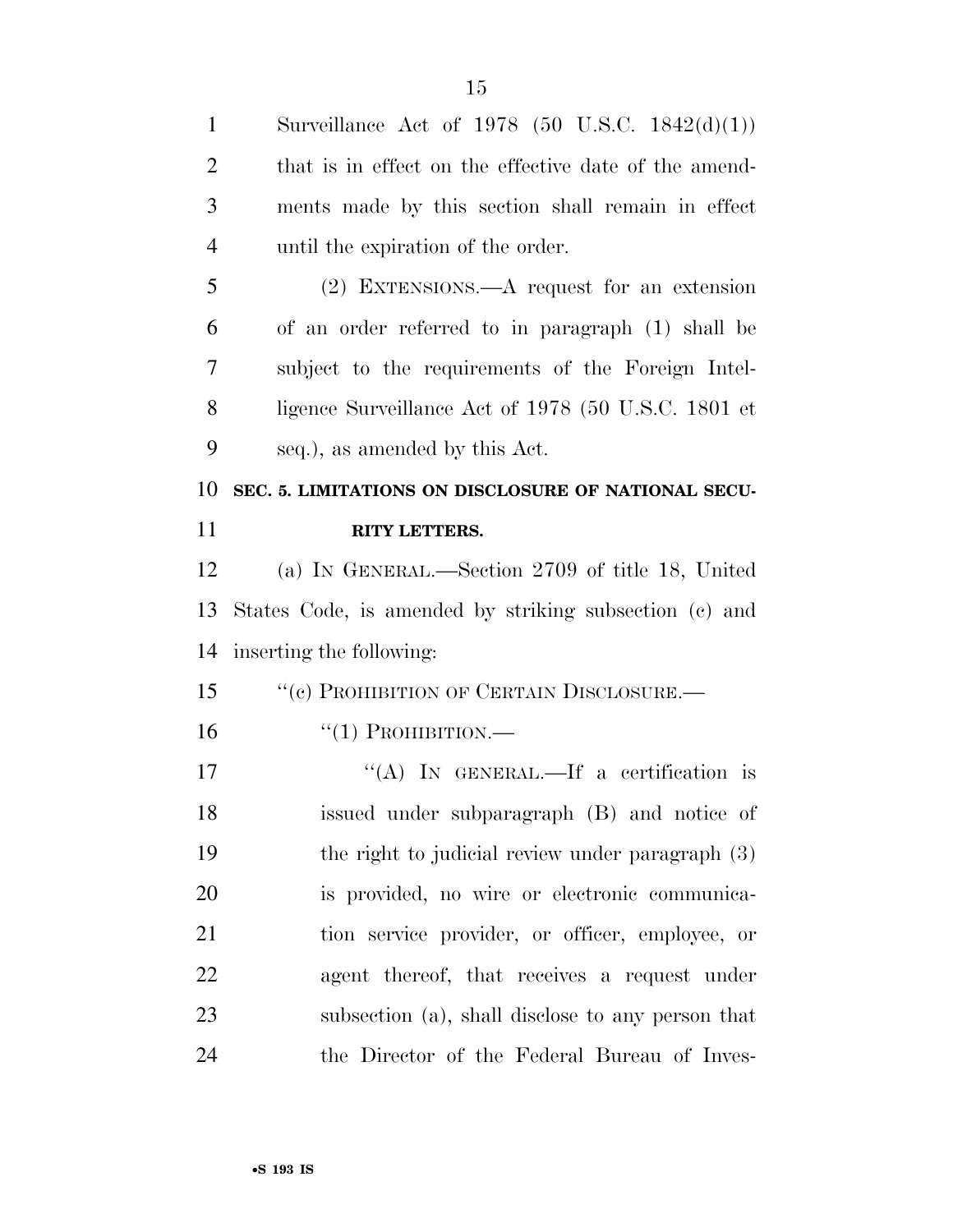Surveillance Act of 1978 (50 U.S.C. 1842(d)(1)) that is in effect on the effective date of the amendments made by this section shall remain in effect until the expiration of the order.

(2) EXTENSIONS.—A request for an extension of an order referred to in paragraph (1) shall be subject to the requirements of the Foreign Intelligence Surveillance Act of 1978 (50 U.S.C. 1801 et seq.), as amended by this Act.

**SEC. 5. LIMITATIONS ON DISCLOSURE OF NATIONAL SECURITY LETTERS.**

(a) IN GENERAL.—Section 2709 of title 18, United States Code, is amended by striking subsection (c) and inserting the following:

"(c) PROHIBITION OF CERTAIN DISCLOSURE.—

"(1) PROHIBITION.—

"(A) IN GENERAL.—If a certification is issued under subparagraph (B) and notice of the right to judicial review under paragraph (3) is provided, no wire or electronic communication service provider, or officer, employee, or agent thereof, that receives a request under subsection (a), shall disclose to any person that the Director of the Federal Bureau of Inves-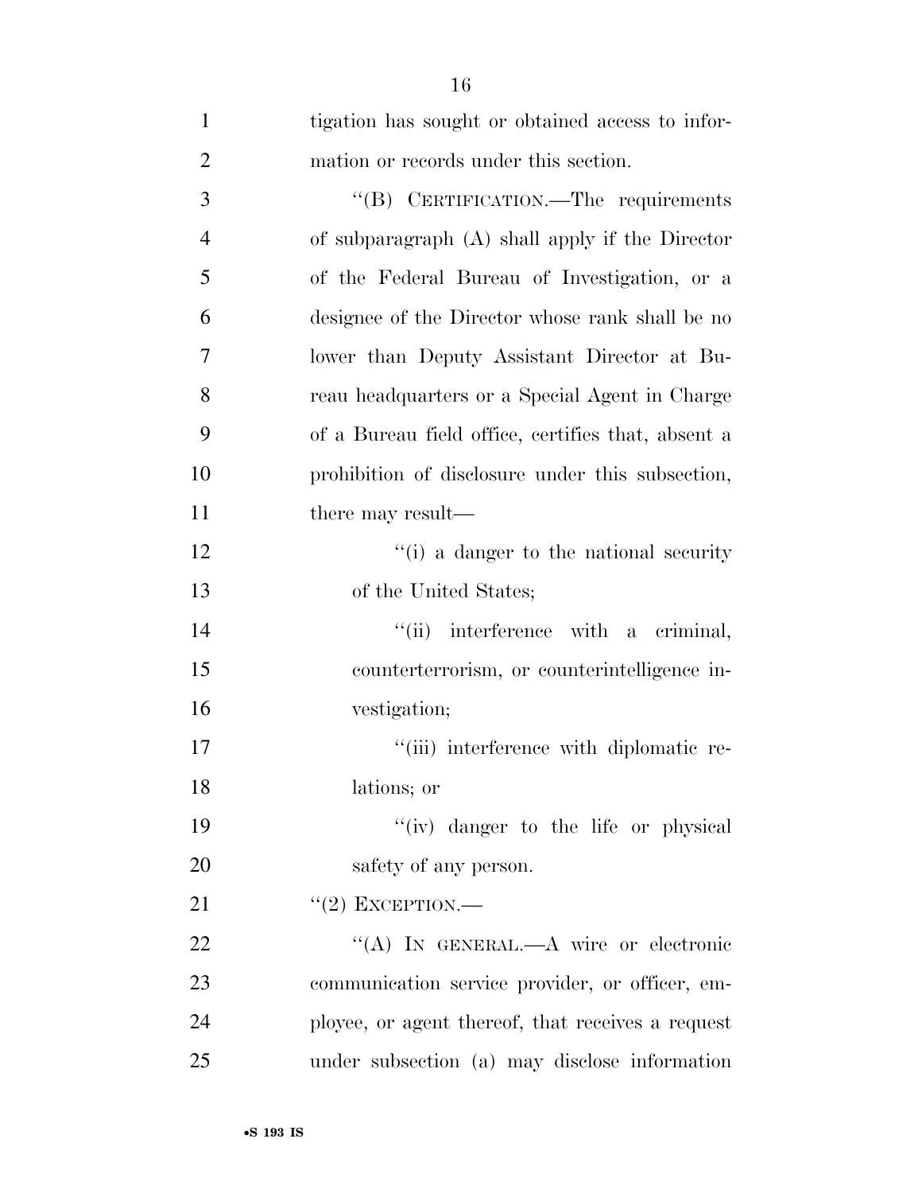tigation has sought or obtained access to information or records under this section.

"(B) CERTIFICATION.—The requirements of subparagraph (A) shall apply if the Director of the Federal Bureau of Investigation, or a designee of the Director whose rank shall be no lower than Deputy Assistant Director at Bureau headquarters or a Special Agent in Charge of a Bureau field office, certifies that, absent a prohibition of disclosure under this subsection, there may result—

"(i) a danger to the national security of the United States;

"(ii) interference with a criminal, counterterrorism, or counterintelligence investigation;

"(iii) interference with diplomatic relations; or

"(iv) danger to the life or physical safety of any person.

"(2) EXCEPTION.—

"(A) IN GENERAL.—A wire or electronic communication service provider, or officer, employee, or agent thereof, that receives a request under subsection (a) may disclose information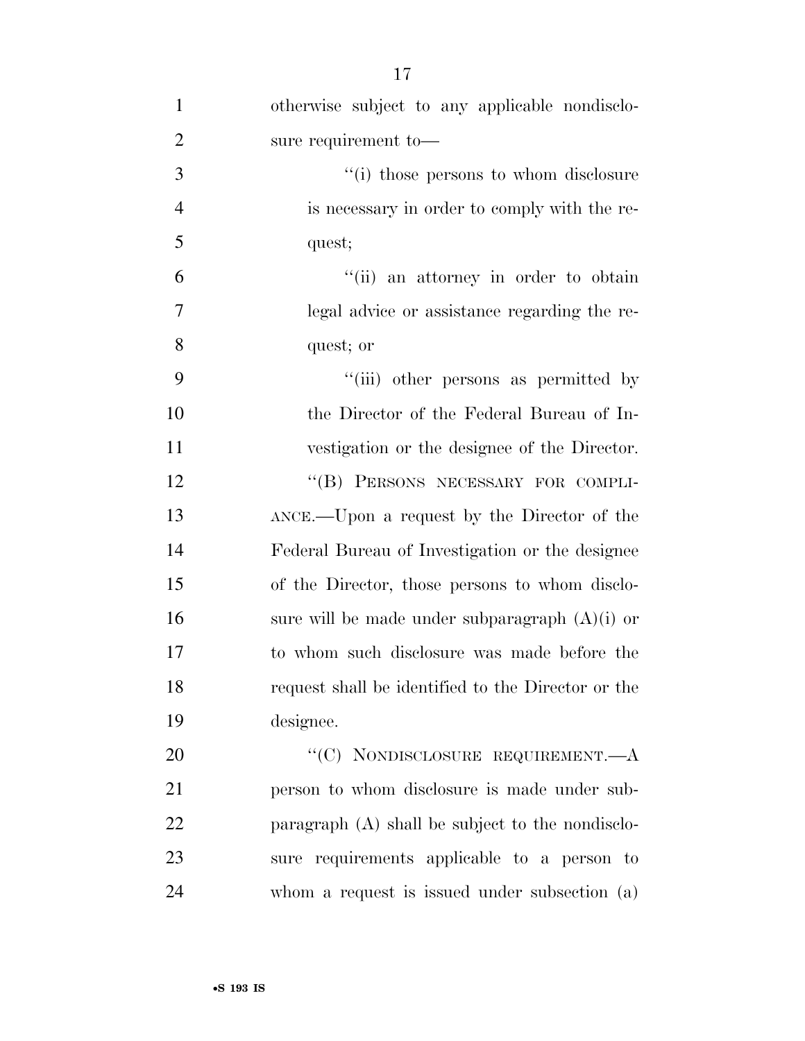otherwise subject to any applicable nondisclosure requirement to—

''(i) those persons to whom disclosure is necessary in order to comply with the request;

''(ii) an attorney in order to obtain legal advice or assistance regarding the request; or

''(iii) other persons as permitted by the Director of the Federal Bureau of Investigation or the designee of the Director.

''(B) PERSONS NECESSARY FOR COMPLIANCE.—Upon a request by the Director of the Federal Bureau of Investigation or the designee of the Director, those persons to whom disclosure will be made under subparagraph (A)(i) or to whom such disclosure was made before the request shall be identified to the Director or the designee.

''(C) NONDISCLOSURE REQUIREMENT.—A person to whom disclosure is made under subparagraph (A) shall be subject to the nondisclosure requirements applicable to a person to whom a request is issued under subsection (a)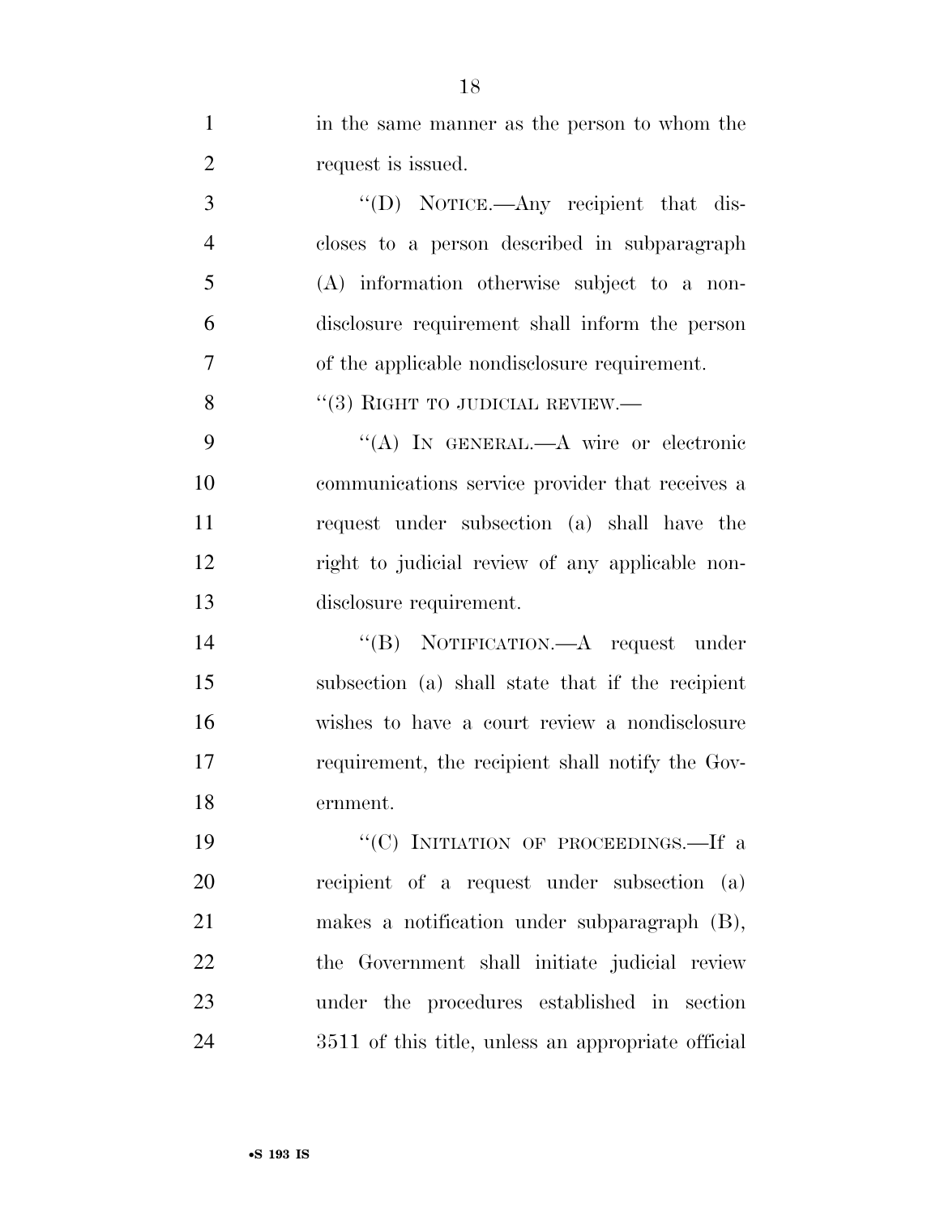in the same manner as the person to whom the request is issued.

"(D) NOTICE.—Any recipient that discloses to a person described in subparagraph (A) information otherwise subject to a nondisclosure requirement shall inform the person of the applicable nondisclosure requirement.

"(3) RIGHT TO JUDICIAL REVIEW.—

"(A) IN GENERAL.—A wire or electronic communications service provider that receives a request under subsection (a) shall have the right to judicial review of any applicable nondisclosure requirement.

"(B) NOTIFICATION.—A request under subsection (a) shall state that if the recipient wishes to have a court review a nondisclosure requirement, the recipient shall notify the Government.

"(C) INITIATION OF PROCEEDINGS.—If a recipient of a request under subsection (a) makes a notification under subparagraph (B), the Government shall initiate judicial review under the procedures established in section 3511 of this title, unless an appropriate official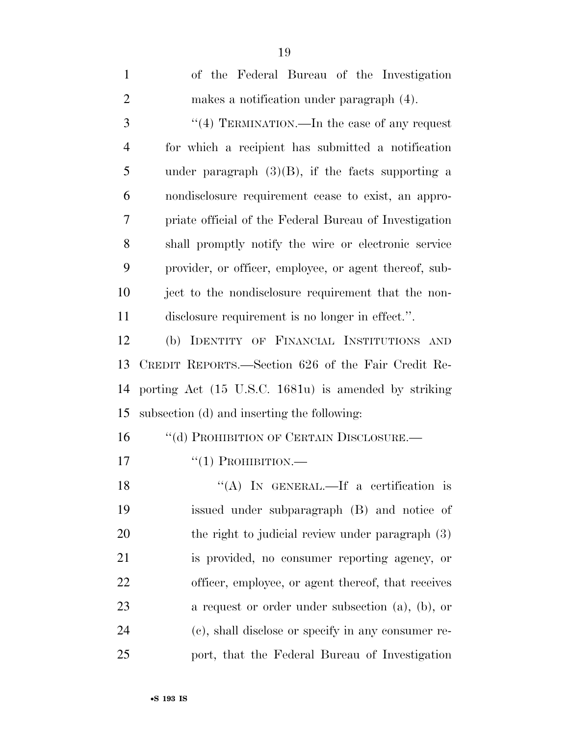of the Federal Bureau of the Investigation makes a notification under paragraph (4).

"(4) TERMINATION.—In the case of any request for which a recipient has submitted a notification under paragraph (3)(B), if the facts supporting a nondisclosure requirement cease to exist, an appropriate official of the Federal Bureau of Investigation shall promptly notify the wire or electronic service provider, or officer, employee, or agent thereof, subject to the nondisclosure requirement that the nondisclosure requirement is no longer in effect.".

(b) IDENTITY OF FINANCIAL INSTITUTIONS AND CREDIT REPORTS.—Section 626 of the Fair Credit Reporting Act (15 U.S.C. 1681u) is amended by striking subsection (d) and inserting the following:

"(d) PROHIBITION OF CERTAIN DISCLOSURE.—

"(1) PROHIBITION.—

"(A) IN GENERAL.—If a certification is issued under subparagraph (B) and notice of the right to judicial review under paragraph (3) is provided, no consumer reporting agency, or officer, employee, or agent thereof, that receives a request or order under subsection (a), (b), or (c), shall disclose or specify in any consumer report, that the Federal Bureau of Investigation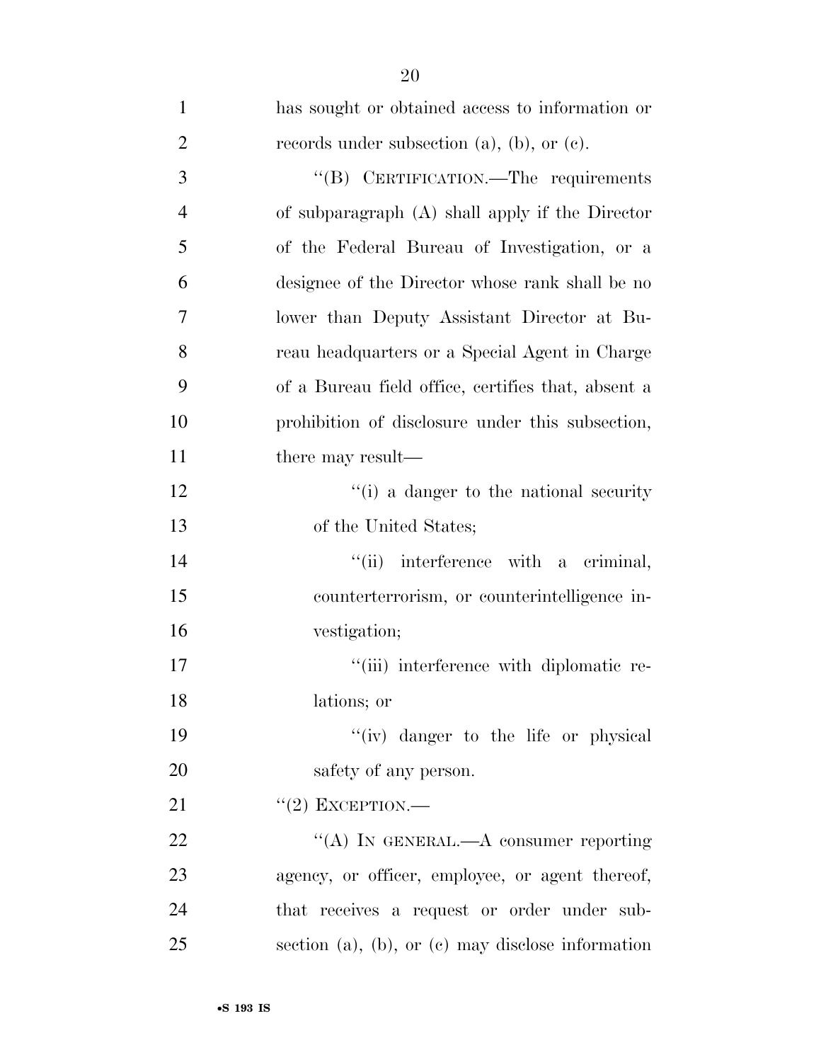has sought or obtained access to information or records under subsection (a), (b), or (c).

"(B) CERTIFICATION.—The requirements of subparagraph (A) shall apply if the Director of the Federal Bureau of Investigation, or a designee of the Director whose rank shall be no lower than Deputy Assistant Director at Bureau headquarters or a Special Agent in Charge of a Bureau field office, certifies that, absent a prohibition of disclosure under this subsection, there may result—

"(i) a danger to the national security of the United States;

"(ii) interference with a criminal, counterterrorism, or counterintelligence investigation;

"(iii) interference with diplomatic relations; or

"(iv) danger to the life or physical safety of any person.

"(2) EXCEPTION.—

"(A) IN GENERAL.—A consumer reporting agency, or officer, employee, or agent thereof, that receives a request or order under subsection (a), (b), or (c) may disclose information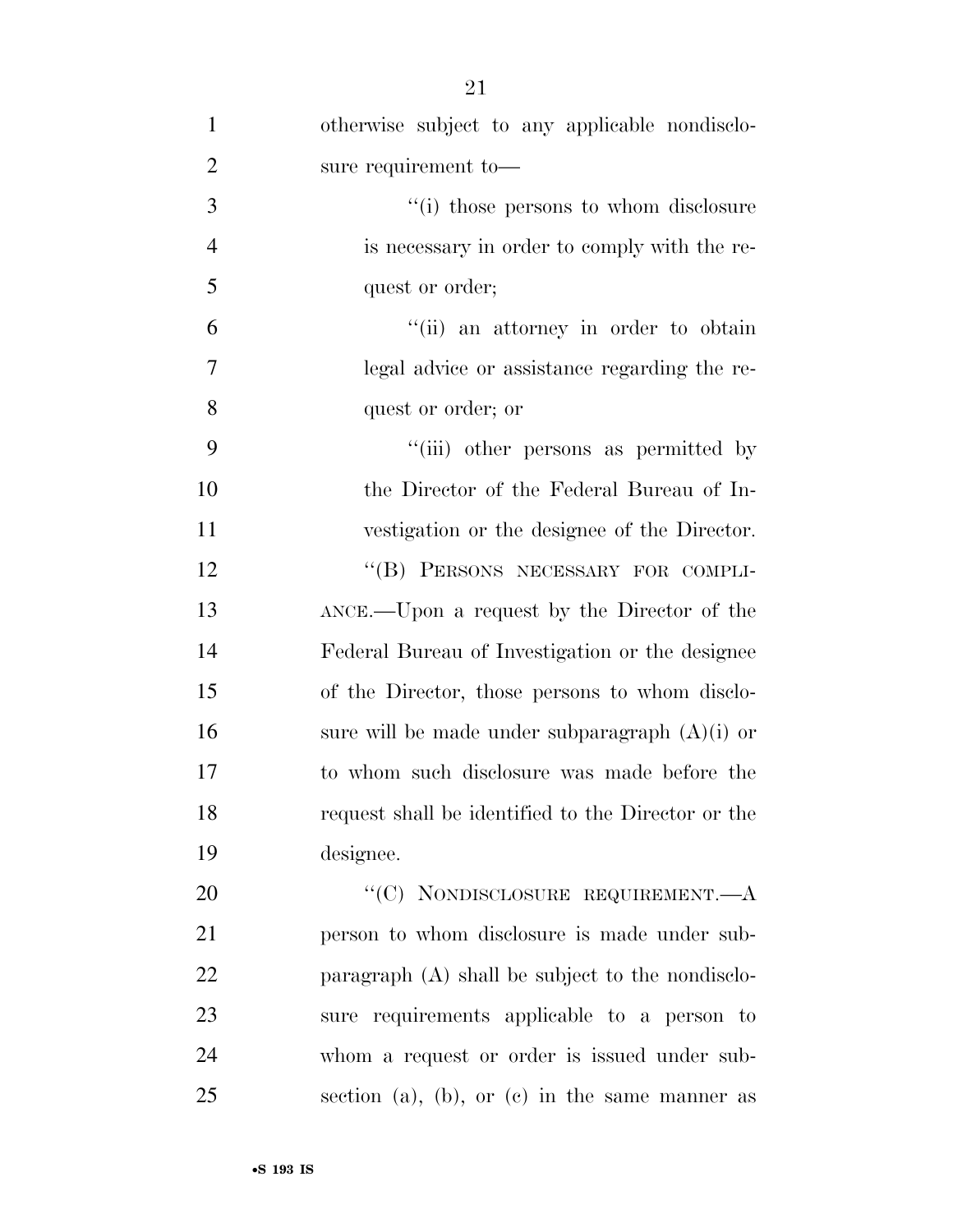otherwise subject to any applicable nondisclosure requirement to—

"(i) those persons to whom disclosure is necessary in order to comply with the request or order;

"(ii) an attorney in order to obtain legal advice or assistance regarding the request or order; or

"(iii) other persons as permitted by the Director of the Federal Bureau of Investigation or the designee of the Director.

"(B) PERSONS NECESSARY FOR COMPLIANCE.—Upon a request by the Director of the Federal Bureau of Investigation or the designee of the Director, those persons to whom disclosure will be made under subparagraph (A)(i) or to whom such disclosure was made before the request shall be identified to the Director or the designee.

"(C) NONDISCLOSURE REQUIREMENT.—A person to whom disclosure is made under subparagraph (A) shall be subject to the nondisclosure requirements applicable to a person to whom a request or order is issued under subsection (a), (b), or (c) in the same manner as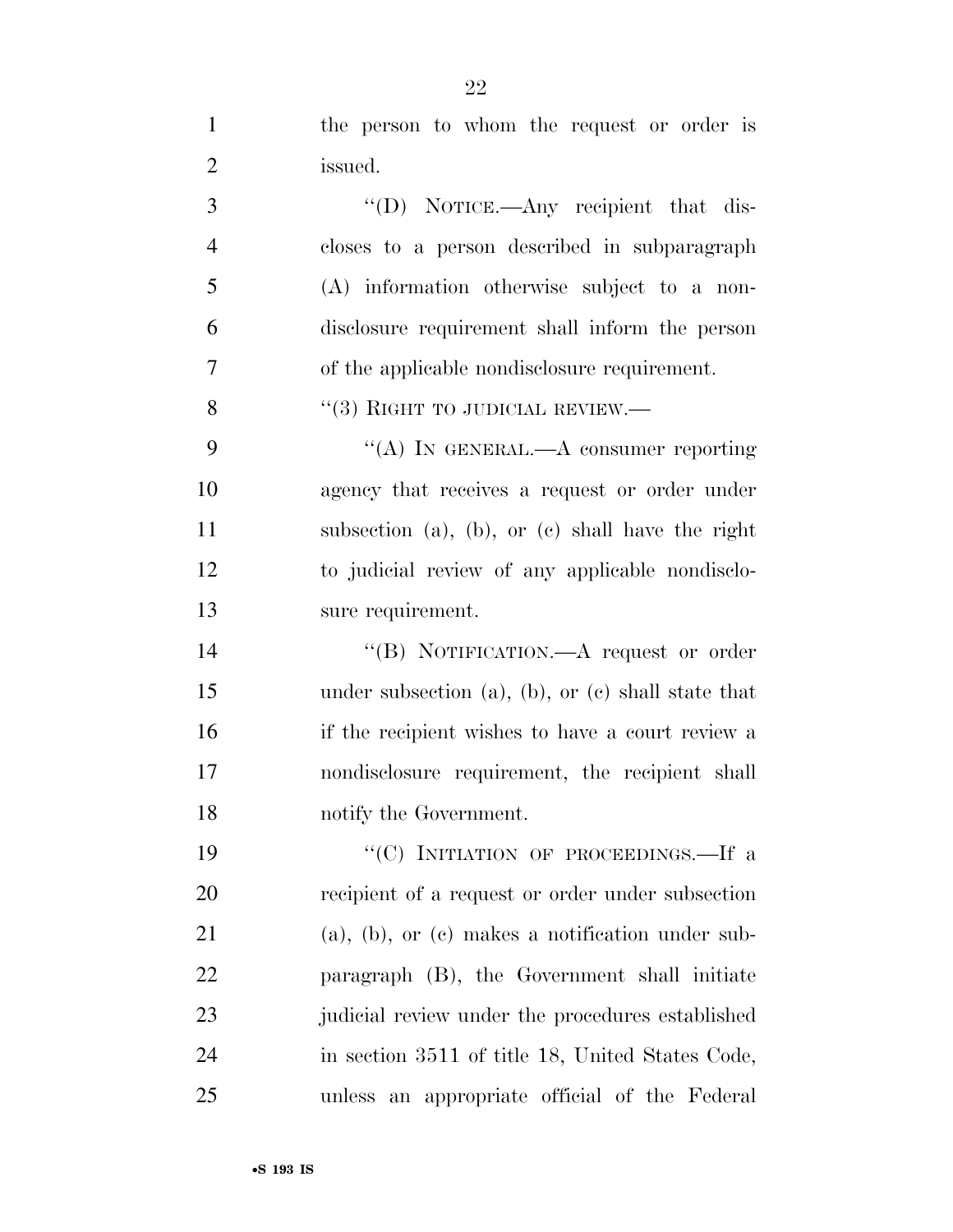the person to whom the request or order is issued.

''(D) NOTICE.—Any recipient that discloses to a person described in subparagraph (A) information otherwise subject to a nondisclosure requirement shall inform the person of the applicable nondisclosure requirement.

''(3) RIGHT TO JUDICIAL REVIEW.—

''(A) IN GENERAL.—A consumer reporting agency that receives a request or order under subsection (a), (b), or (c) shall have the right to judicial review of any applicable nondisclosure requirement.

''(B) NOTIFICATION.—A request or order under subsection (a), (b), or (c) shall state that if the recipient wishes to have a court review a nondisclosure requirement, the recipient shall notify the Government.

''(C) INITIATION OF PROCEEDINGS.—If a recipient of a request or order under subsection (a), (b), or (c) makes a notification under subparagraph (B), the Government shall initiate judicial review under the procedures established in section 3511 of title 18, United States Code, unless an appropriate official of the Federal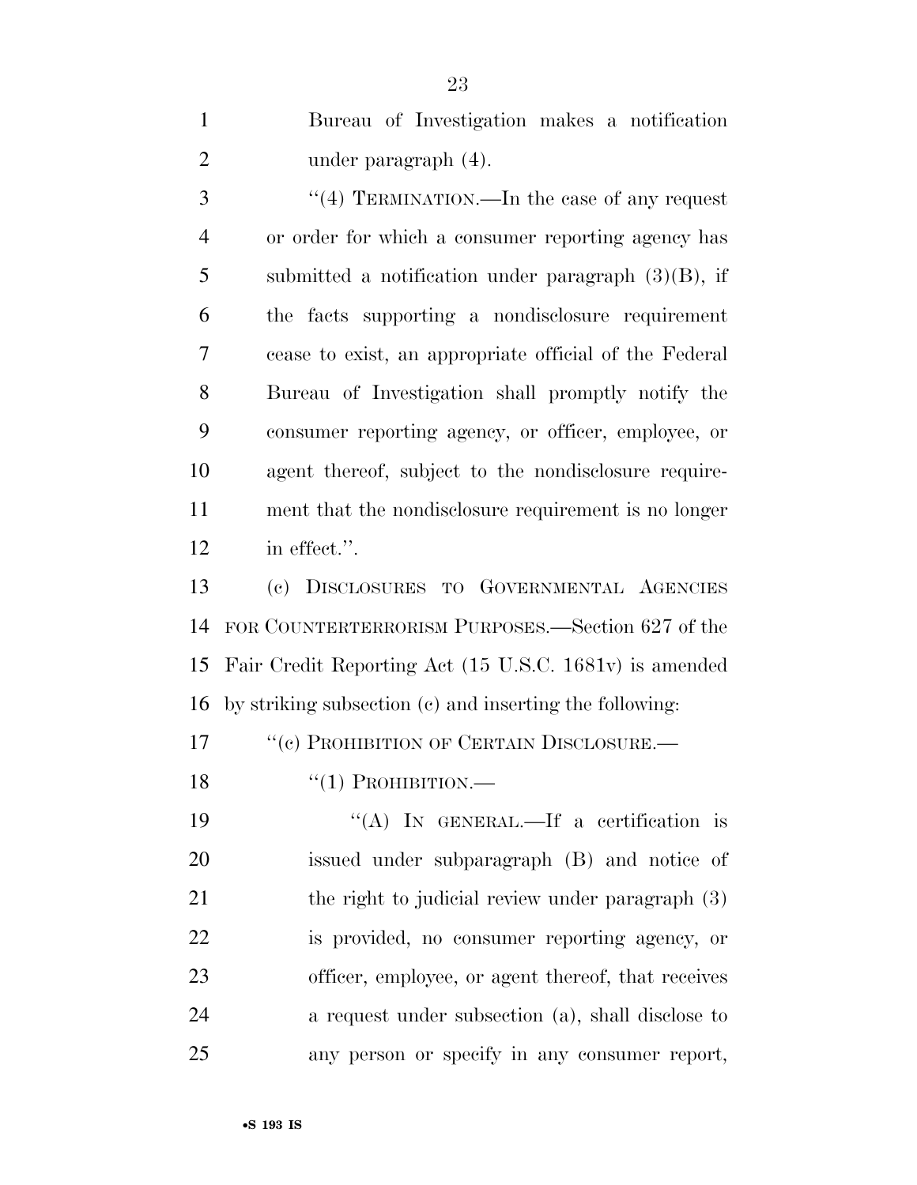Bureau of Investigation makes a notification under paragraph (4).

''(4) TERMINATION.—In the case of any request or order for which a consumer reporting agency has submitted a notification under paragraph (3)(B), if the facts supporting a nondisclosure requirement cease to exist, an appropriate official of the Federal Bureau of Investigation shall promptly notify the consumer reporting agency, or officer, employee, or agent thereof, subject to the nondisclosure requirement that the nondisclosure requirement is no longer in effect.''.

(c) DISCLOSURES TO GOVERNMENTAL AGENCIES FOR COUNTERTERRORISM PURPOSES.—Section 627 of the Fair Credit Reporting Act (15 U.S.C. 1681v) is amended by striking subsection (c) and inserting the following:

''(c) PROHIBITION OF CERTAIN DISCLOSURE.—

''(1) PROHIBITION.—

''(A) IN GENERAL.—If a certification is issued under subparagraph (B) and notice of the right to judicial review under paragraph (3) is provided, no consumer reporting agency, or officer, employee, or agent thereof, that receives a request under subsection (a), shall disclose to any person or specify in any consumer report,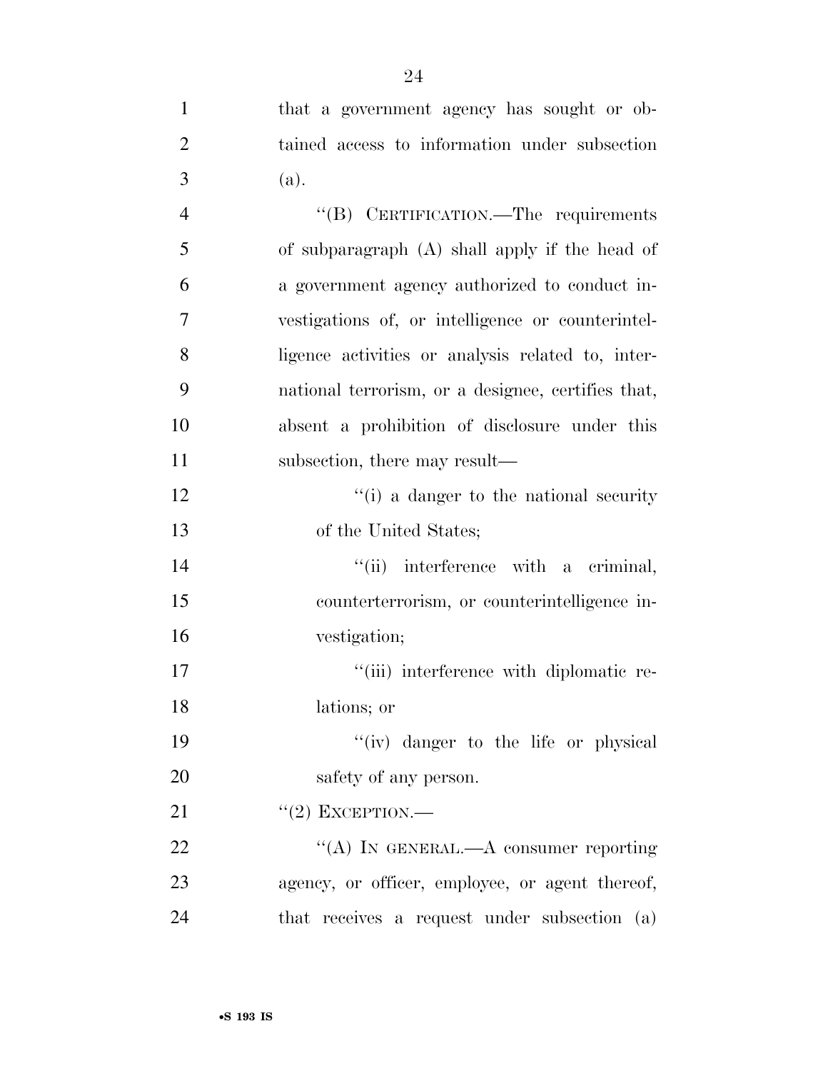that a government agency has sought or obtained access to information under subsection (a).

"(B) CERTIFICATION.—The requirements of subparagraph (A) shall apply if the head of a government agency authorized to conduct investigations of, or intelligence or counterintelligence activities or analysis related to, international terrorism, or a designee, certifies that, absent a prohibition of disclosure under this subsection, there may result—

"(i) a danger to the national security of the United States;

"(ii) interference with a criminal, counterterrorism, or counterintelligence investigation;

"(iii) interference with diplomatic relations; or

"(iv) danger to the life or physical safety of any person.

"(2) EXCEPTION.—

"(A) IN GENERAL.—A consumer reporting agency, or officer, employee, or agent thereof, that receives a request under subsection (a)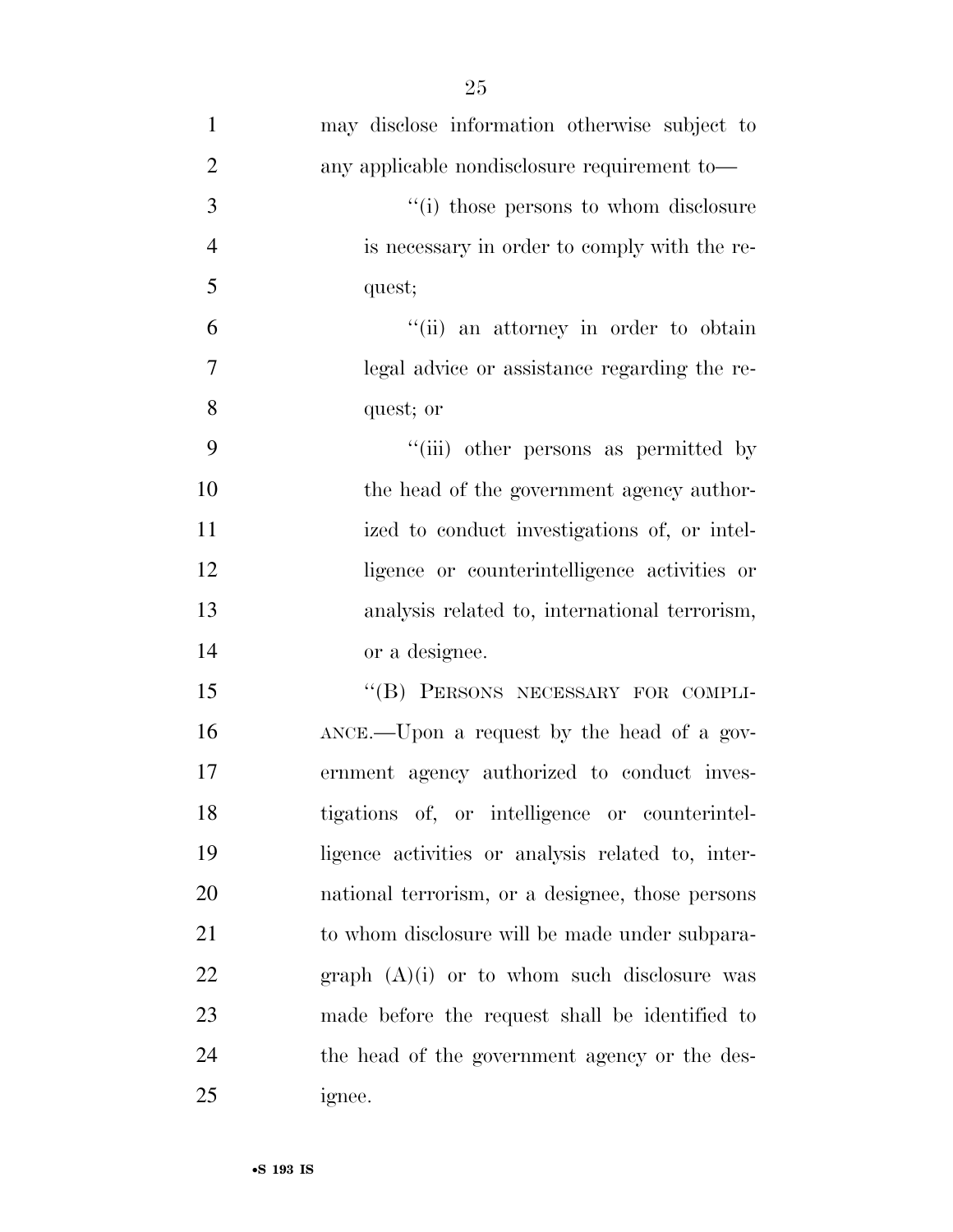may disclose information otherwise subject to any applicable nondisclosure requirement to—

''(i) those persons to whom disclosure is necessary in order to comply with the request;

''(ii) an attorney in order to obtain legal advice or assistance regarding the request; or

''(iii) other persons as permitted by the head of the government agency authorized to conduct investigations of, or intelligence or counterintelligence activities or analysis related to, international terrorism, or a designee.

''(B) PERSONS NECESSARY FOR COMPLIANCE.—Upon a request by the head of a government agency authorized to conduct investigations of, or intelligence or counterintelligence activities or analysis related to, international terrorism, or a designee, those persons to whom disclosure will be made under subparagraph (A)(i) or to whom such disclosure was made before the request shall be identified to the head of the government agency or the designee.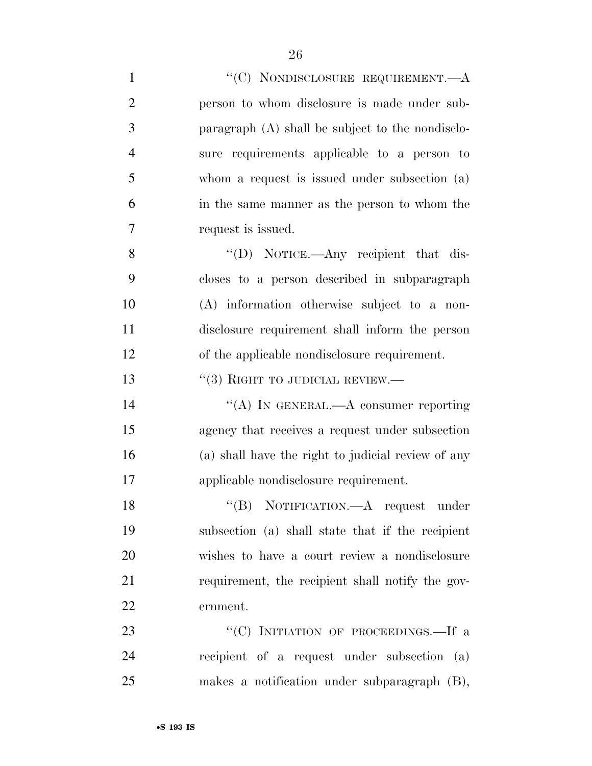''(C) NONDISCLOSURE REQUIREMENT.—A person to whom disclosure is made under subparagraph (A) shall be subject to the nondisclosure requirements applicable to a person to whom a request is issued under subsection (a) in the same manner as the person to whom the request is issued.

''(D) NOTICE.—Any recipient that discloses to a person described in subparagraph (A) information otherwise subject to a nondisclosure requirement shall inform the person of the applicable nondisclosure requirement.

''(3) RIGHT TO JUDICIAL REVIEW.—

''(A) IN GENERAL.—A consumer reporting agency that receives a request under subsection (a) shall have the right to judicial review of any applicable nondisclosure requirement.

''(B) NOTIFICATION.—A request under subsection (a) shall state that if the recipient wishes to have a court review a nondisclosure requirement, the recipient shall notify the government.

''(C) INITIATION OF PROCEEDINGS.—If a recipient of a request under subsection (a) makes a notification under subparagraph (B),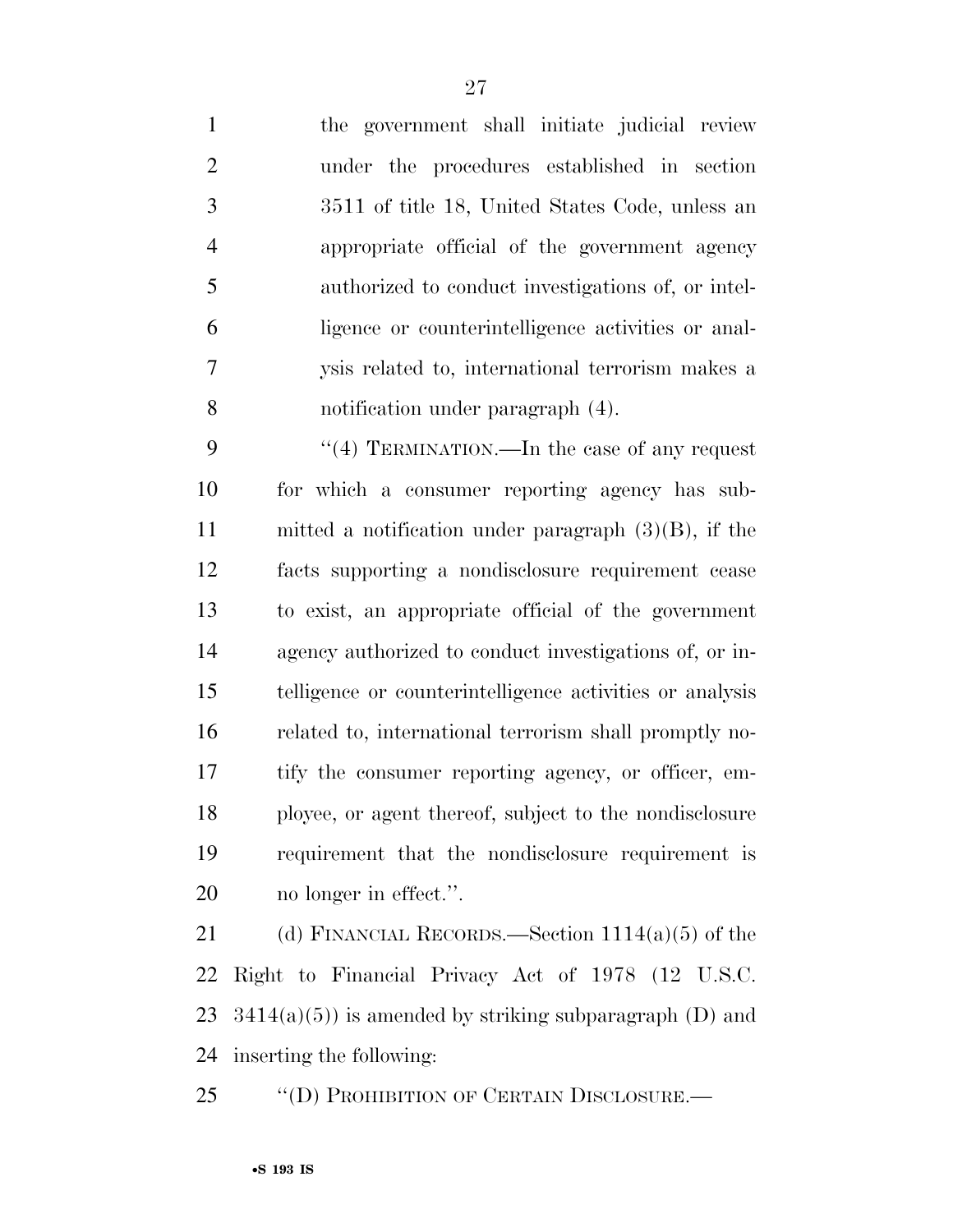the government shall initiate judicial review under the procedures established in section 3511 of title 18, United States Code, unless an appropriate official of the government agency authorized to conduct investigations of, or intelligence or counterintelligence activities or analysis related to, international terrorism makes a notification under paragraph (4).

''(4) TERMINATION.—In the case of any request for which a consumer reporting agency has submitted a notification under paragraph (3)(B), if the facts supporting a nondisclosure requirement cease to exist, an appropriate official of the government agency authorized to conduct investigations of, or intelligence or counterintelligence activities or analysis related to, international terrorism shall promptly notify the consumer reporting agency, or officer, employee, or agent thereof, subject to the nondisclosure requirement that the nondisclosure requirement is no longer in effect.''.

(d) FINANCIAL RECORDS.—Section 1114(a)(5) of the Right to Financial Privacy Act of 1978 (12 U.S.C. 3414(a)(5)) is amended by striking subparagraph (D) and inserting the following:

''(D) PROHIBITION OF CERTAIN DISCLOSURE.—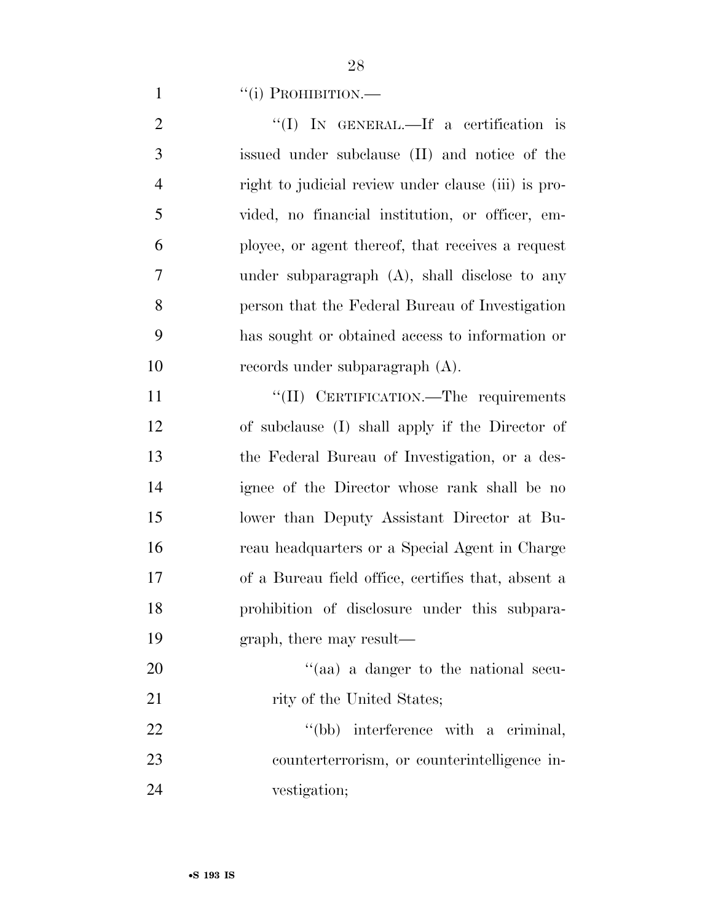"(i) PROHIBITION.—

"(I) IN GENERAL.—If a certification is issued under subclause (II) and notice of the right to judicial review under clause (iii) is provided, no financial institution, or officer, employee, or agent thereof, that receives a request under subparagraph (A), shall disclose to any person that the Federal Bureau of Investigation has sought or obtained access to information or records under subparagraph (A).

"(II) CERTIFICATION.—The requirements of subclause (I) shall apply if the Director of the Federal Bureau of Investigation, or a designee of the Director whose rank shall be no lower than Deputy Assistant Director at Bureau headquarters or a Special Agent in Charge of a Bureau field office, certifies that, absent a prohibition of disclosure under this subparagraph, there may result—

"(aa) a danger to the national security of the United States;

"(bb) interference with a criminal, counterterrorism, or counterintelligence investigation;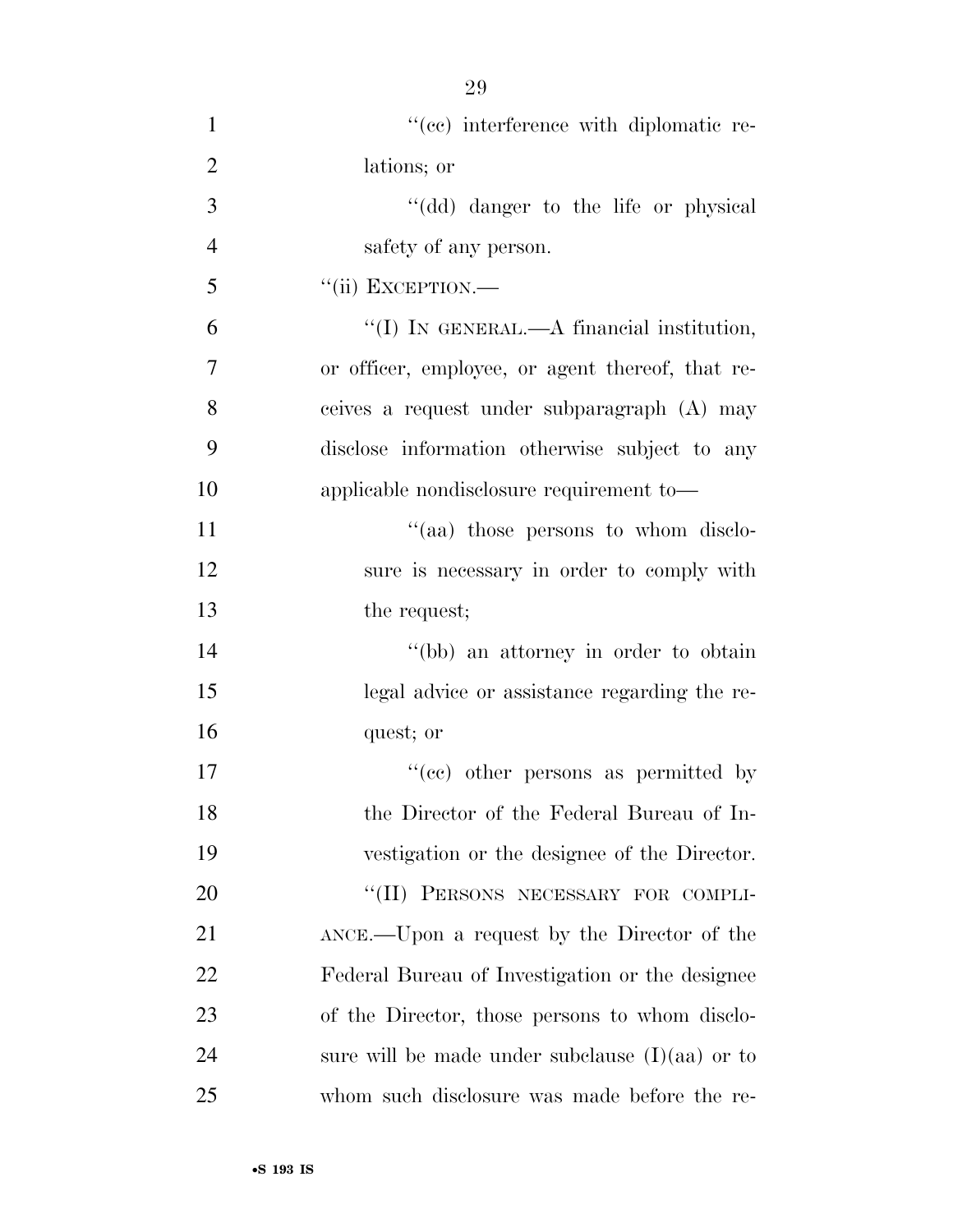''(cc) interference with diplomatic relations; or

''(dd) danger to the life or physical safety of any person.

''(ii) EXCEPTION.—

''(I) IN GENERAL.—A financial institution, or officer, employee, or agent thereof, that receives a request under subparagraph (A) may disclose information otherwise subject to any applicable nondisclosure requirement to—

''(aa) those persons to whom disclosure is necessary in order to comply with the request;

''(bb) an attorney in order to obtain legal advice or assistance regarding the request; or

''(cc) other persons as permitted by the Director of the Federal Bureau of Investigation or the designee of the Director.

''(II) PERSONS NECESSARY FOR COMPLIANCE.—Upon a request by the Director of the Federal Bureau of Investigation or the designee of the Director, those persons to whom disclosure will be made under subclause (I)(aa) or to whom such disclosure was made before the re-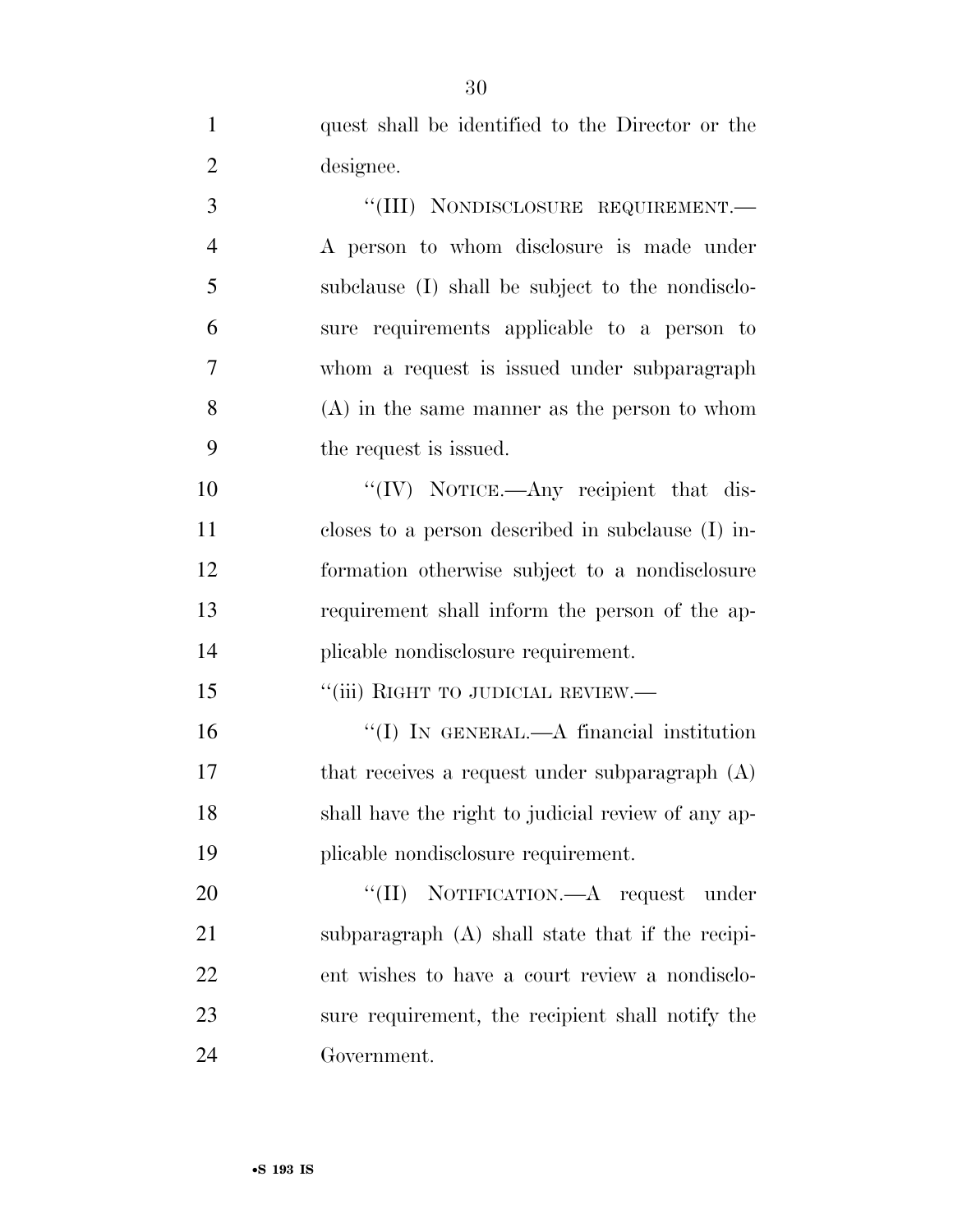quest shall be identified to the Director or the designee.

"(III) NONDISCLOSURE REQUIREMENT.—A person to whom disclosure is made under subclause (I) shall be subject to the nondisclosure requirements applicable to a person to whom a request is issued under subparagraph (A) in the same manner as the person to whom the request is issued.

"(IV) NOTICE.—Any recipient that discloses to a person described in subclause (I) information otherwise subject to a nondisclosure requirement shall inform the person of the applicable nondisclosure requirement.

"(iii) RIGHT TO JUDICIAL REVIEW.—

"(I) IN GENERAL.—A financial institution that receives a request under subparagraph (A) shall have the right to judicial review of any applicable nondisclosure requirement.

"(II) NOTIFICATION.—A request under subparagraph (A) shall state that if the recipient wishes to have a court review a nondisclosure requirement, the recipient shall notify the Government.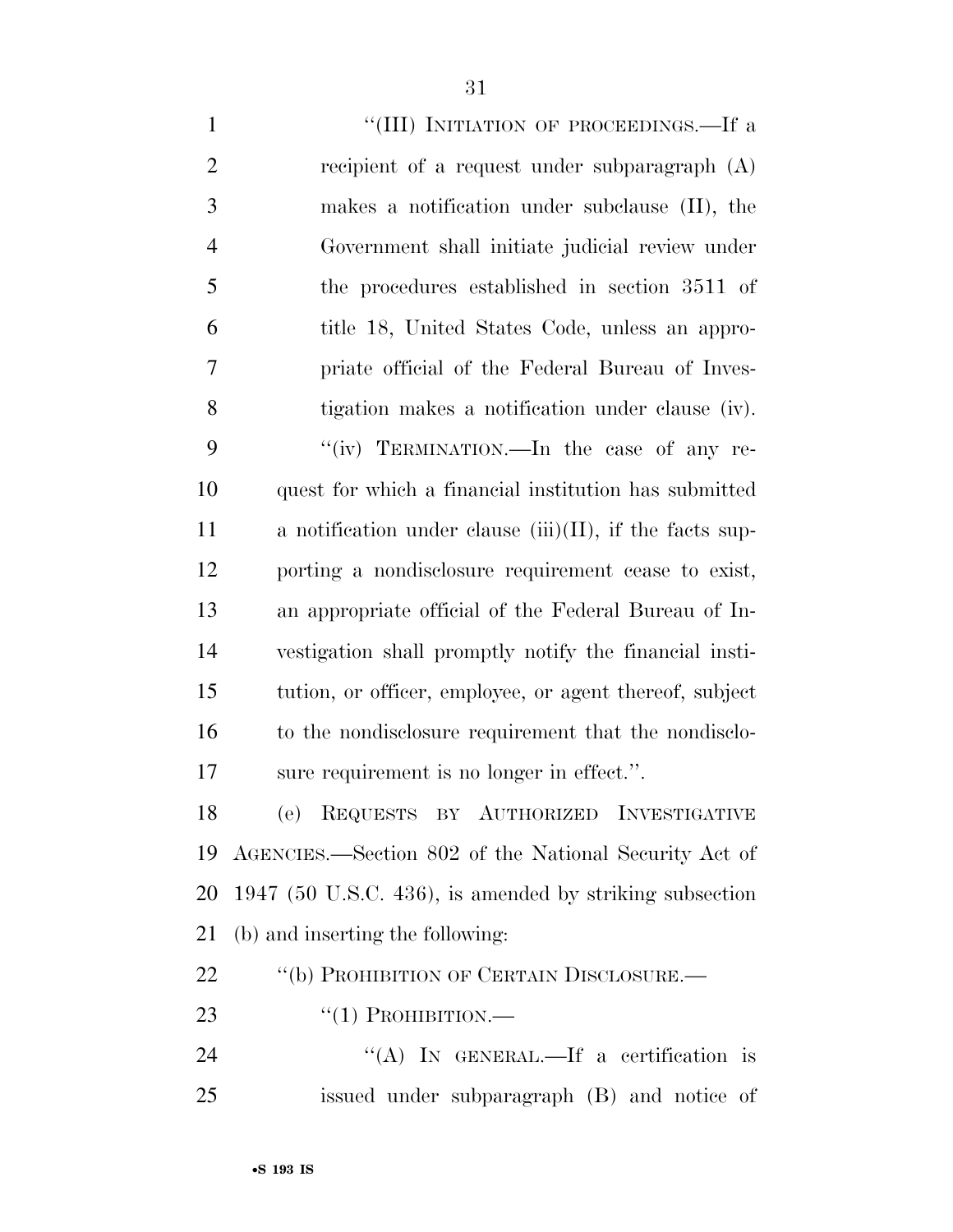"(III) INITIATION OF PROCEEDINGS.—If a recipient of a request under subparagraph (A) makes a notification under subclause (II), the Government shall initiate judicial review under the procedures established in section 3511 of title 18, United States Code, unless an appropriate official of the Federal Bureau of Investigation makes a notification under clause (iv).

"(iv) TERMINATION.—In the case of any request for which a financial institution has submitted a notification under clause (iii)(II), if the facts supporting a nondisclosure requirement cease to exist, an appropriate official of the Federal Bureau of Investigation shall promptly notify the financial institution, or officer, employee, or agent thereof, subject to the nondisclosure requirement that the nondisclosure requirement is no longer in effect.".

(e) REQUESTS BY AUTHORIZED INVESTIGATIVE AGENCIES.—Section 802 of the National Security Act of 1947 (50 U.S.C. 436), is amended by striking subsection (b) and inserting the following:

"(b) PROHIBITION OF CERTAIN DISCLOSURE.—

"(1) PROHIBITION.—

"(A) IN GENERAL.—If a certification is issued under subparagraph (B) and notice of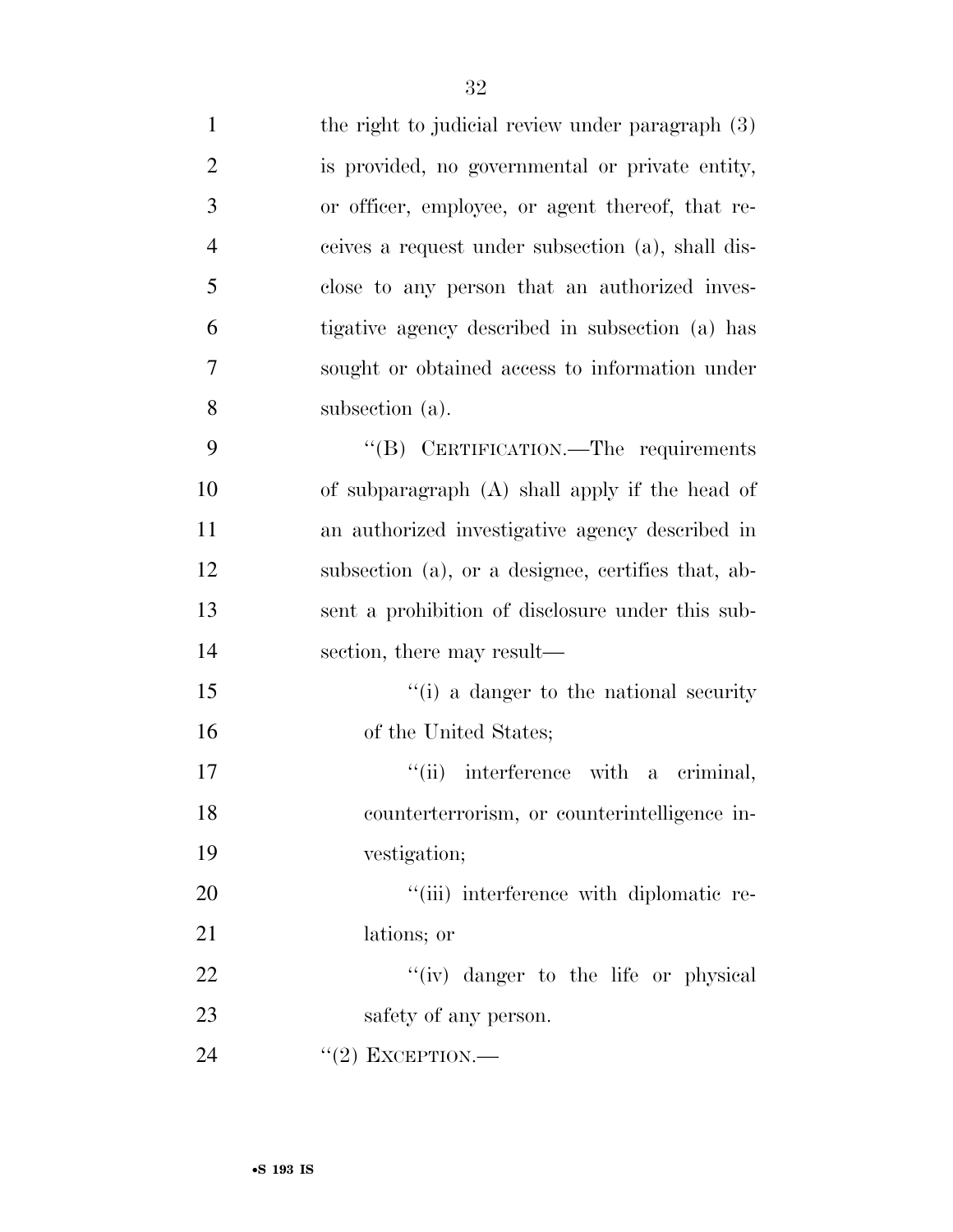the right to judicial review under paragraph (3) is provided, no governmental or private entity, or officer, employee, or agent thereof, that receives a request under subsection (a), shall disclose to any person that an authorized investigative agency described in subsection (a) has sought or obtained access to information under subsection (a).

"(B) CERTIFICATION.—The requirements of subparagraph (A) shall apply if the head of an authorized investigative agency described in subsection (a), or a designee, certifies that, absent a prohibition of disclosure under this subsection, there may result—

"(i) a danger to the national security of the United States;

"(ii) interference with a criminal, counterterrorism, or counterintelligence investigation;

"(iii) interference with diplomatic relations; or

"(iv) danger to the life or physical safety of any person.

"(2) EXCEPTION.—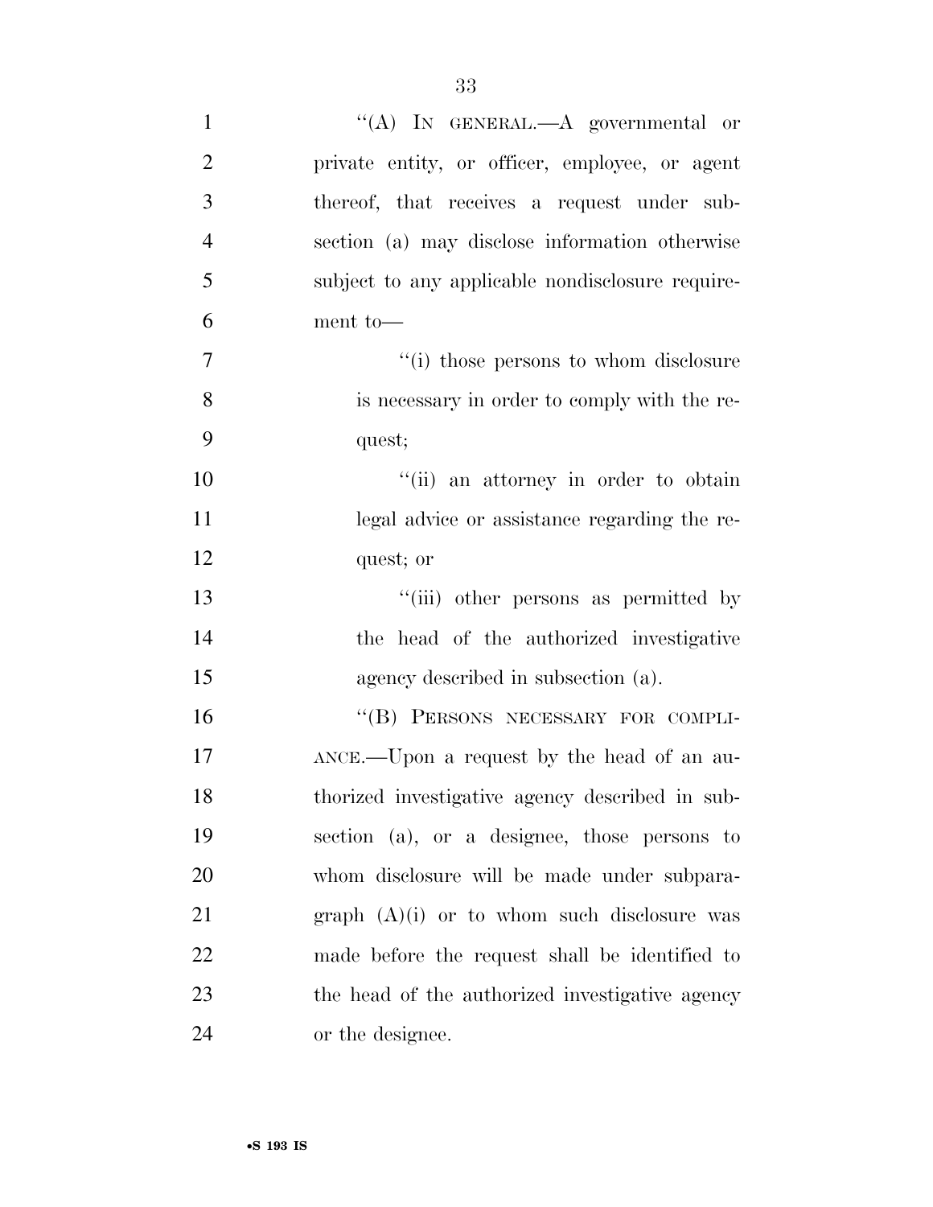''(A) IN GENERAL.—A governmental or private entity, or officer, employee, or agent thereof, that receives a request under subsection (a) may disclose information otherwise subject to any applicable nondisclosure requirement to—

''(i) those persons to whom disclosure is necessary in order to comply with the request;

''(ii) an attorney in order to obtain legal advice or assistance regarding the request; or

''(iii) other persons as permitted by the head of the authorized investigative agency described in subsection (a).

''(B) PERSONS NECESSARY FOR COMPLIANCE.—Upon a request by the head of an authorized investigative agency described in subsection (a), or a designee, those persons to whom disclosure will be made under subparagraph (A)(i) or to whom such disclosure was made before the request shall be identified to the head of the authorized investigative agency or the designee.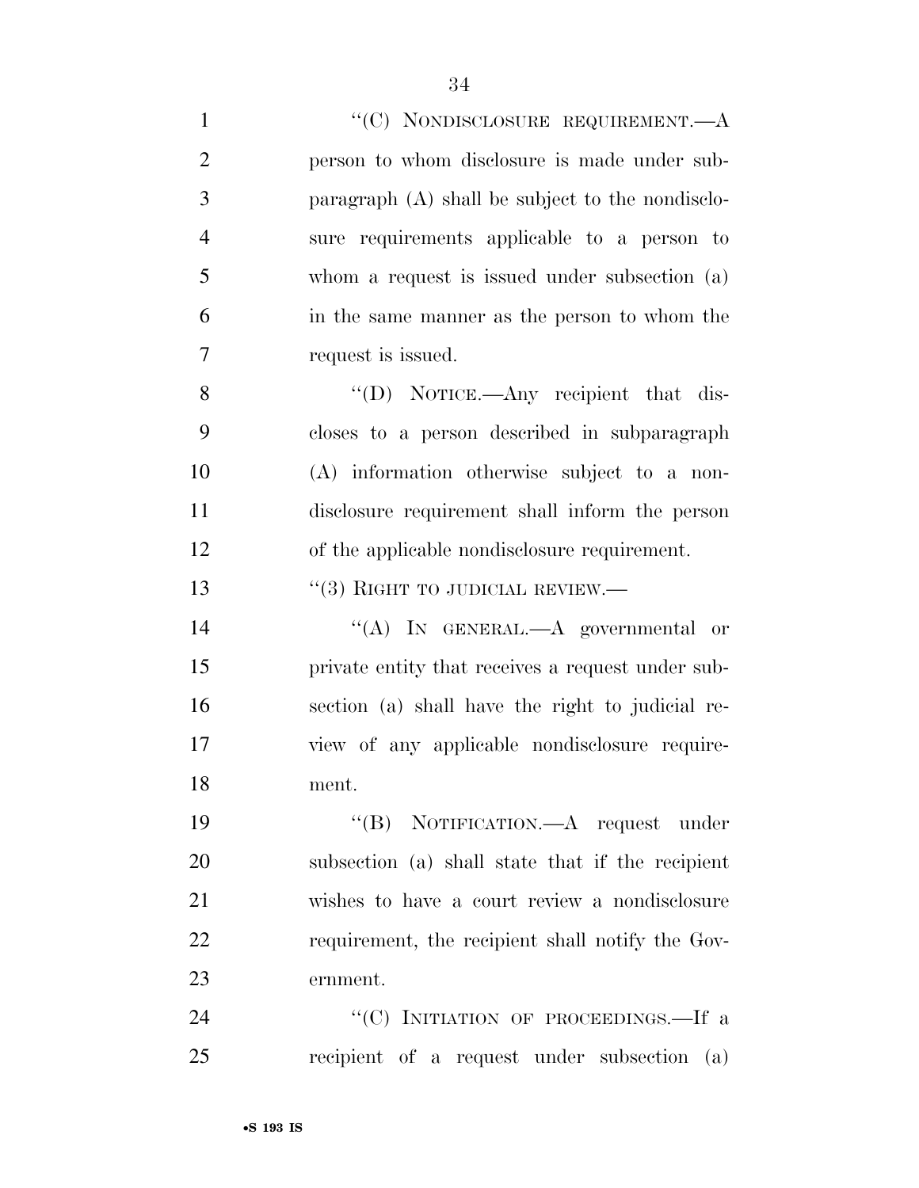"(C) NONDISCLOSURE REQUIREMENT.—A person to whom disclosure is made under subparagraph (A) shall be subject to the nondisclosure requirements applicable to a person to whom a request is issued under subsection (a) in the same manner as the person to whom the request is issued.

"(D) NOTICE.—Any recipient that discloses to a person described in subparagraph (A) information otherwise subject to a nondisclosure requirement shall inform the person of the applicable nondisclosure requirement.

"(3) RIGHT TO JUDICIAL REVIEW.—

"(A) IN GENERAL.—A governmental or private entity that receives a request under subsection (a) shall have the right to judicial review of any applicable nondisclosure requirement.

"(B) NOTIFICATION.—A request under subsection (a) shall state that if the recipient wishes to have a court review a nondisclosure requirement, the recipient shall notify the Government.

"(C) INITIATION OF PROCEEDINGS.—If a recipient of a request under subsection (a)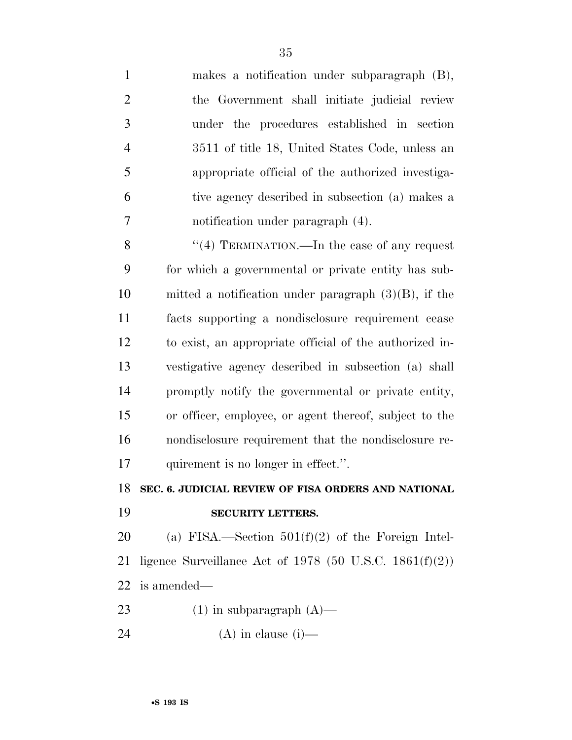makes a notification under subparagraph (B), the Government shall initiate judicial review under the procedures established in section 3511 of title 18, United States Code, unless an appropriate official of the authorized investigative agency described in subsection (a) makes a notification under paragraph (4).

"(4) TERMINATION.—In the case of any request for which a governmental or private entity has submitted a notification under paragraph (3)(B), if the facts supporting a nondisclosure requirement cease to exist, an appropriate official of the authorized investigative agency described in subsection (a) shall promptly notify the governmental or private entity, or officer, employee, or agent thereof, subject to the nondisclosure requirement that the nondisclosure requirement is no longer in effect.".

**SEC. 6. JUDICIAL REVIEW OF FISA ORDERS AND NATIONAL SECURITY LETTERS.**

(a) FISA.—Section 501(f)(2) of the Foreign Intelligence Surveillance Act of 1978 (50 U.S.C. 1861(f)(2)) is amended—

(1) in subparagraph (A)—

(A) in clause (i)—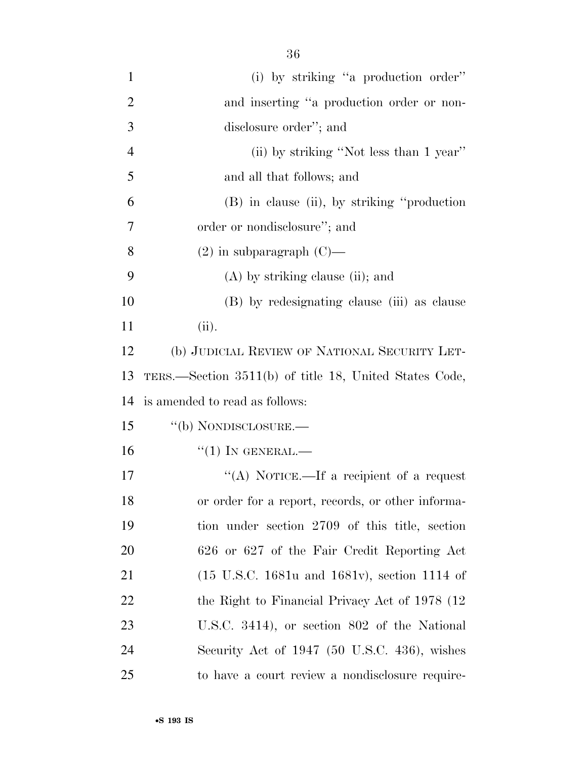(i) by striking "a production order" and inserting "a production order or non-disclosure order"; and

(ii) by striking "Not less than 1 year" and all that follows; and

(B) in clause (ii), by striking "production order or nondisclosure"; and

(2) in subparagraph (C)—

(A) by striking clause (ii); and

(B) by redesignating clause (iii) as clause (ii).

(b) JUDICIAL REVIEW OF NATIONAL SECURITY LETTERS.—Section 3511(b) of title 18, United States Code, is amended to read as follows:

"(b) NONDISCLOSURE.—

"(1) IN GENERAL.—

"(A) NOTICE.—If a recipient of a request or order for a report, records, or other information under section 2709 of this title, section 626 or 627 of the Fair Credit Reporting Act (15 U.S.C. 1681u and 1681v), section 1114 of the Right to Financial Privacy Act of 1978 (12 U.S.C. 3414), or section 802 of the National Security Act of 1947 (50 U.S.C. 436), wishes to have a court review a nondisclosure require-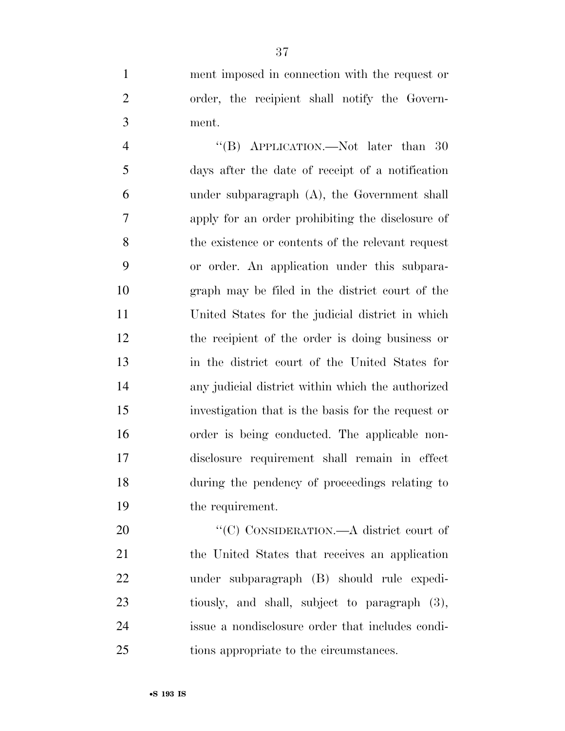ment imposed in connection with the request or order, the recipient shall notify the Government.

"(B) APPLICATION.—Not later than 30 days after the date of receipt of a notification under subparagraph (A), the Government shall apply for an order prohibiting the disclosure of the existence or contents of the relevant request or order. An application under this subparagraph may be filed in the district court of the United States for the judicial district in which the recipient of the order is doing business or in the district court of the United States for any judicial district within which the authorized investigation that is the basis for the request or order is being conducted. The applicable nondisclosure requirement shall remain in effect during the pendency of proceedings relating to the requirement.

"(C) CONSIDERATION.—A district court of the United States that receives an application under subparagraph (B) should rule expeditiously, and shall, subject to paragraph (3), issue a nondisclosure order that includes conditions appropriate to the circumstances.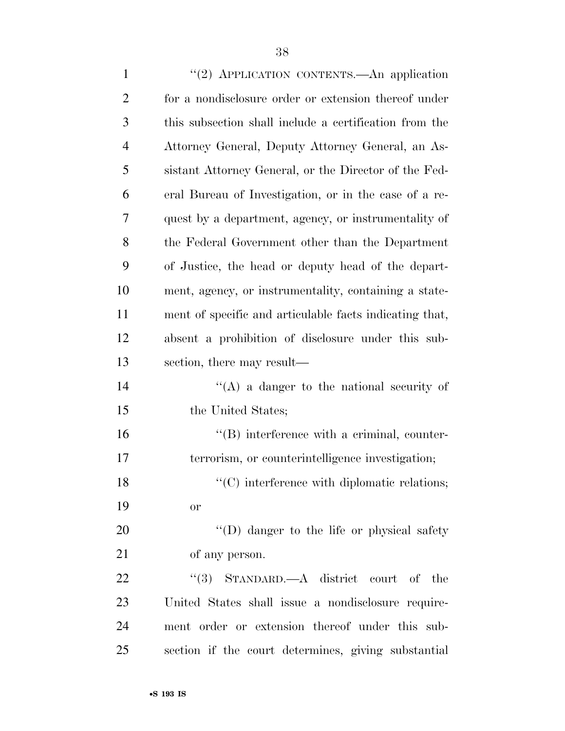"(2) APPLICATION CONTENTS.—An application for a nondisclosure order or extension thereof under this subsection shall include a certification from the Attorney General, Deputy Attorney General, an Assistant Attorney General, or the Director of the Federal Bureau of Investigation, or in the case of a request by a department, agency, or instrumentality of the Federal Government other than the Department of Justice, the head or deputy head of the department, agency, or instrumentality, containing a statement of specific and articulable facts indicating that, absent a prohibition of disclosure under this subsection, there may result—

"(A) a danger to the national security of the United States;

"(B) interference with a criminal, counterterrorism, or counterintelligence investigation;

"(C) interference with diplomatic relations; or

"(D) danger to the life or physical safety of any person.

"(3) STANDARD.—A district court of the United States shall issue a nondisclosure requirement order or extension thereof under this subsection if the court determines, giving substantial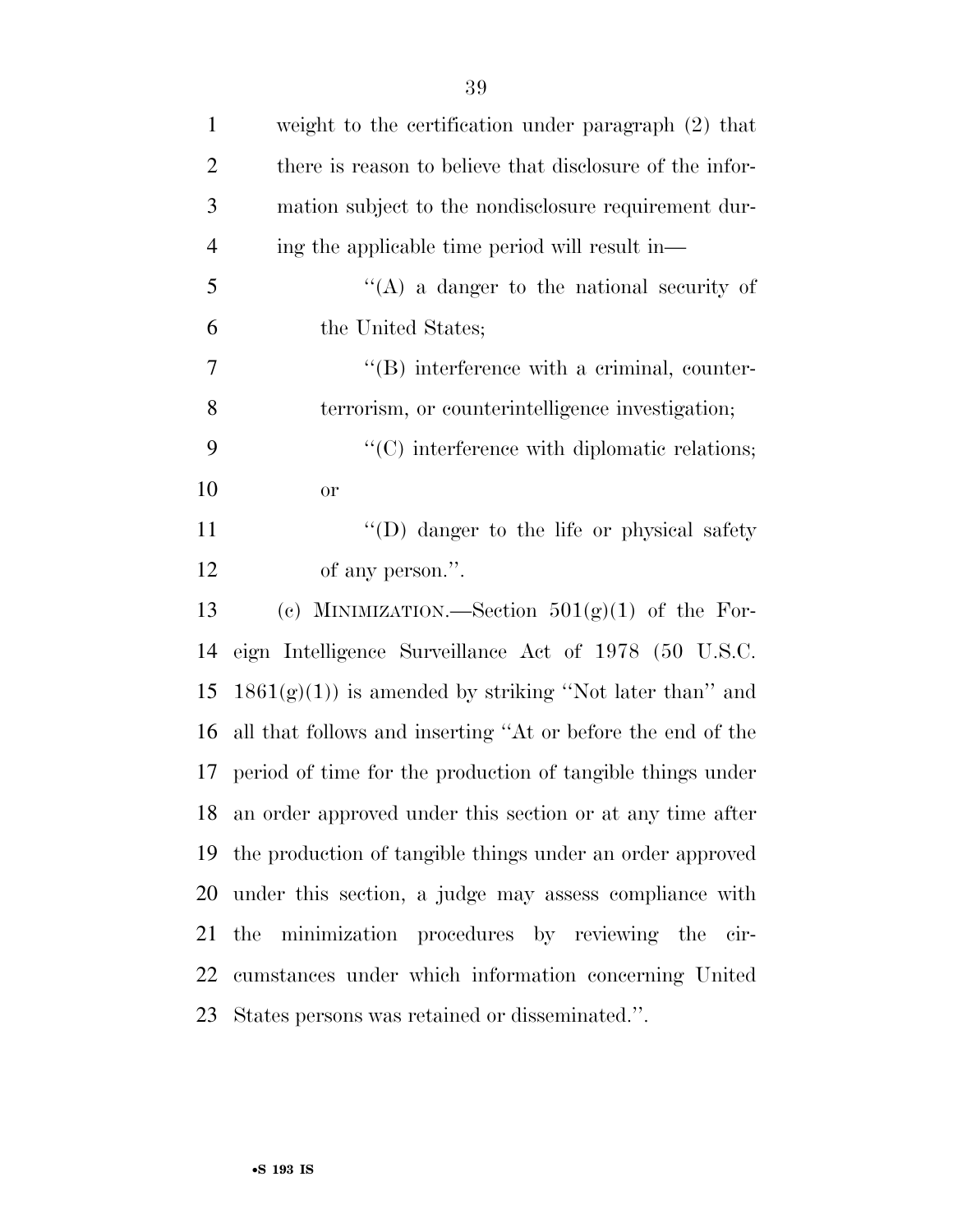weight to the certification under paragraph (2) that there is reason to believe that disclosure of the information subject to the nondisclosure requirement during the applicable time period will result in—

"(A) a danger to the national security of the United States;

"(B) interference with a criminal, counterterrorism, or counterintelligence investigation;

"(C) interference with diplomatic relations; or

"(D) danger to the life or physical safety of any person.".

(c) MINIMIZATION.—Section 501(g)(1) of the Foreign Intelligence Surveillance Act of 1978 (50 U.S.C. 1861(g)(1)) is amended by striking "Not later than" and all that follows and inserting "At or before the end of the period of time for the production of tangible things under an order approved under this section or at any time after the production of tangible things under an order approved under this section, a judge may assess compliance with the minimization procedures by reviewing the circumstances under which information concerning United States persons was retained or disseminated.".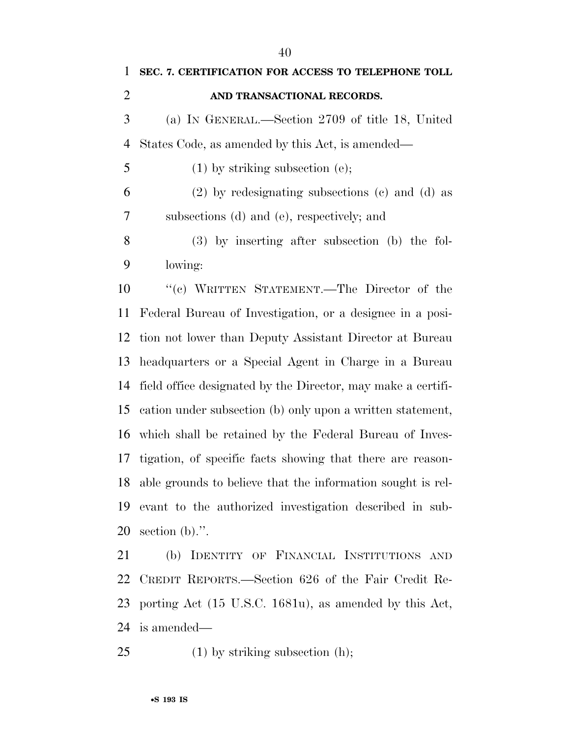**SEC. 7. CERTIFICATION FOR ACCESS TO TELEPHONE TOLL AND TRANSACTIONAL RECORDS.**

(a) IN GENERAL.—Section 2709 of title 18, United States Code, as amended by this Act, is amended—

(1) by striking subsection (e);

(2) by redesignating subsections (c) and (d) as subsections (d) and (e), respectively; and

(3) by inserting after subsection (b) the following:

"(c) WRITTEN STATEMENT.—The Director of the Federal Bureau of Investigation, or a designee in a position not lower than Deputy Assistant Director at Bureau headquarters or a Special Agent in Charge in a Bureau field office designated by the Director, may make a certification under subsection (b) only upon a written statement, which shall be retained by the Federal Bureau of Investigation, of specific facts showing that there are reasonable grounds to believe that the information sought is relevant to the authorized investigation described in subsection (b).".

(b) IDENTITY OF FINANCIAL INSTITUTIONS AND CREDIT REPORTS.—Section 626 of the Fair Credit Reporting Act (15 U.S.C. 1681u), as amended by this Act, is amended—

(1) by striking subsection (h);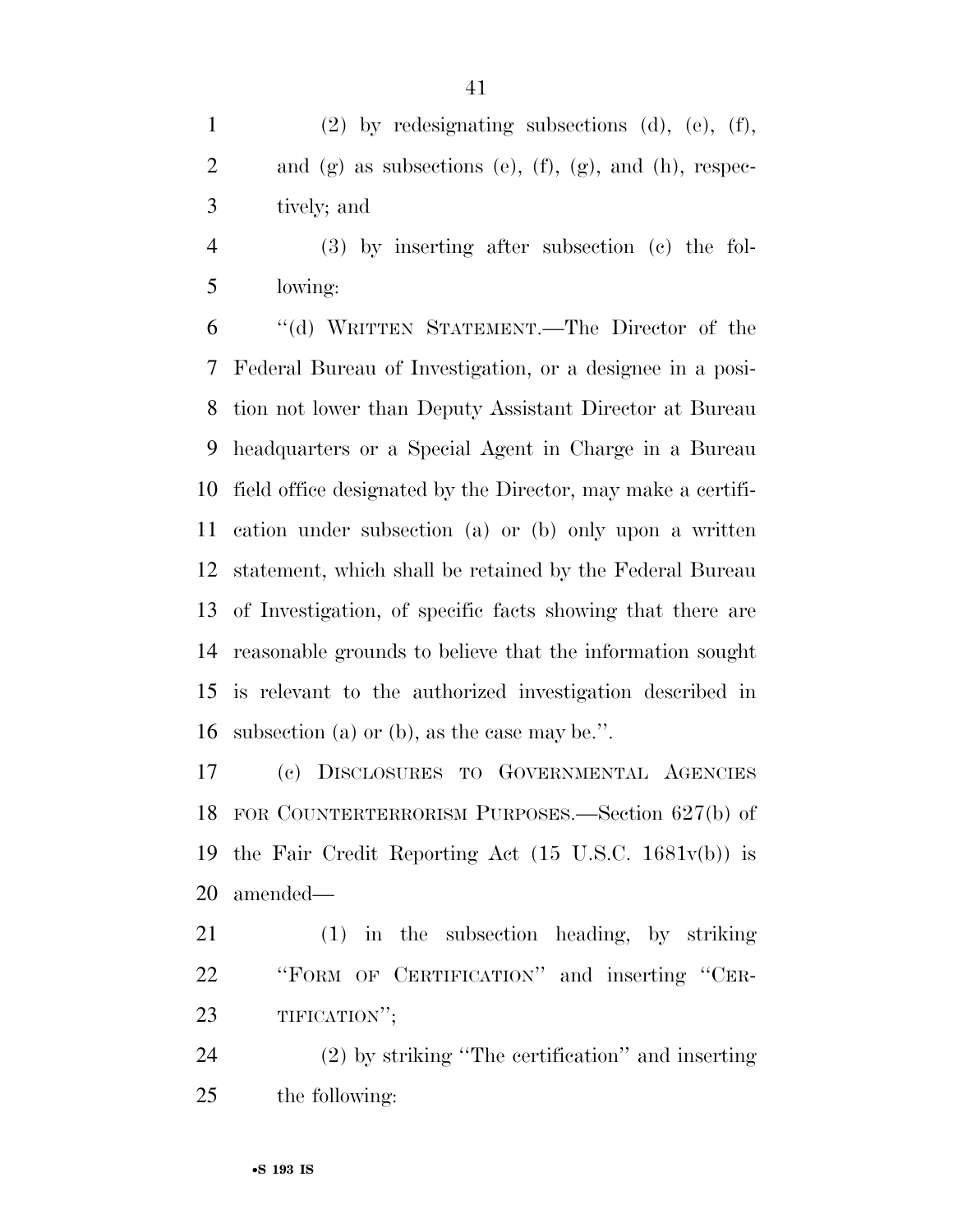(2) by redesignating subsections (d), (e), (f), and (g) as subsections (e), (f), (g), and (h), respectively; and

(3) by inserting after subsection (c) the following:

''(d) WRITTEN STATEMENT.—The Director of the Federal Bureau of Investigation, or a designee in a position not lower than Deputy Assistant Director at Bureau headquarters or a Special Agent in Charge in a Bureau field office designated by the Director, may make a certification under subsection (a) or (b) only upon a written statement, which shall be retained by the Federal Bureau of Investigation, of specific facts showing that there are reasonable grounds to believe that the information sought is relevant to the authorized investigation described in subsection (a) or (b), as the case may be.''.

(c) DISCLOSURES TO GOVERNMENTAL AGENCIES FOR COUNTERTERRORISM PURPOSES.—Section 627(b) of the Fair Credit Reporting Act (15 U.S.C. 1681v(b)) is amended—

(1) in the subsection heading, by striking ''FORM OF CERTIFICATION'' and inserting ''CERTIFICATION'';

(2) by striking ''The certification'' and inserting the following: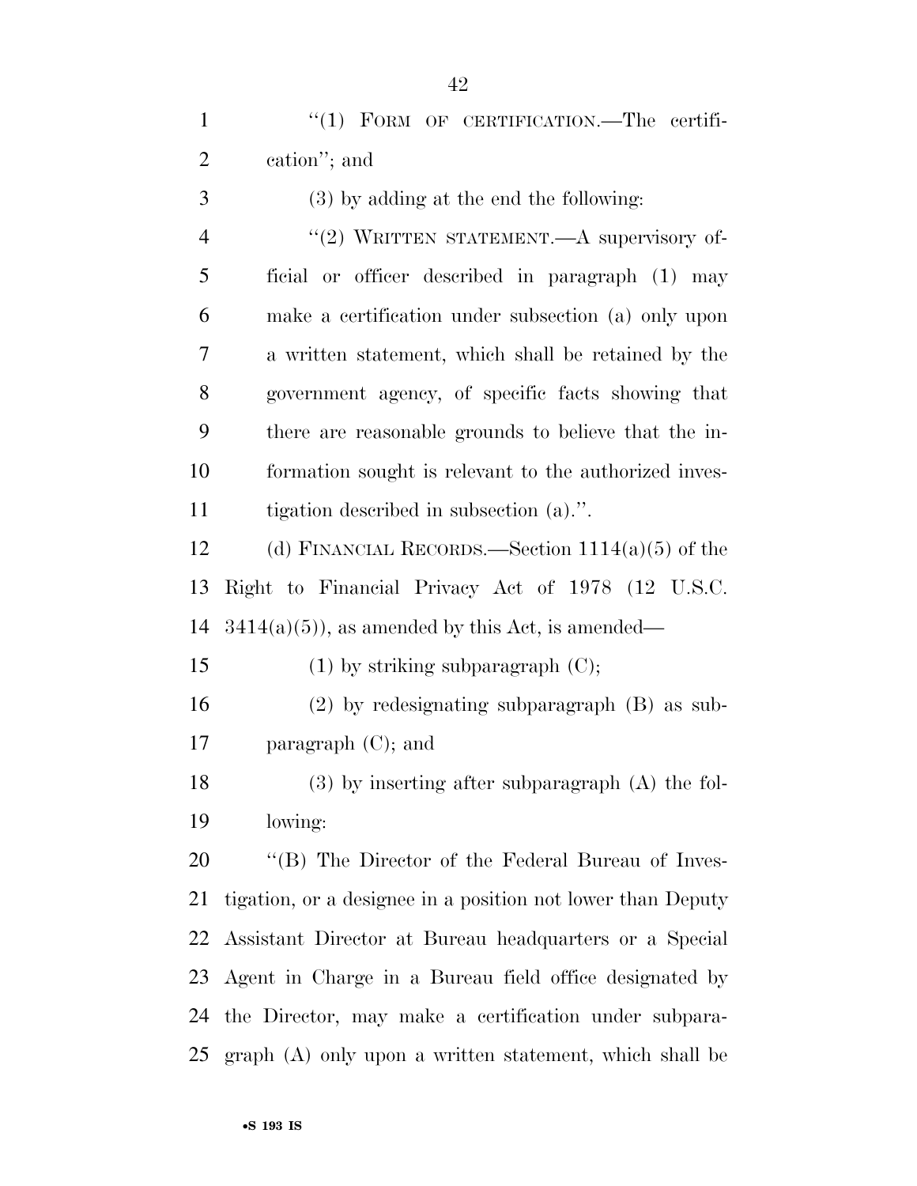"(1) FORM OF CERTIFICATION.—The certification"; and

(3) by adding at the end the following:

"(2) WRITTEN STATEMENT.—A supervisory official or officer described in paragraph (1) may make a certification under subsection (a) only upon a written statement, which shall be retained by the government agency, of specific facts showing that there are reasonable grounds to believe that the information sought is relevant to the authorized investigation described in subsection (a).".

(d) FINANCIAL RECORDS.—Section 1114(a)(5) of the Right to Financial Privacy Act of 1978 (12 U.S.C. 3414(a)(5)), as amended by this Act, is amended—

(1) by striking subparagraph (C);

(2) by redesignating subparagraph (B) as subparagraph (C); and

(3) by inserting after subparagraph (A) the following:

"(B) The Director of the Federal Bureau of Investigation, or a designee in a position not lower than Deputy Assistant Director at Bureau headquarters or a Special Agent in Charge in a Bureau field office designated by the Director, may make a certification under subparagraph (A) only upon a written statement, which shall be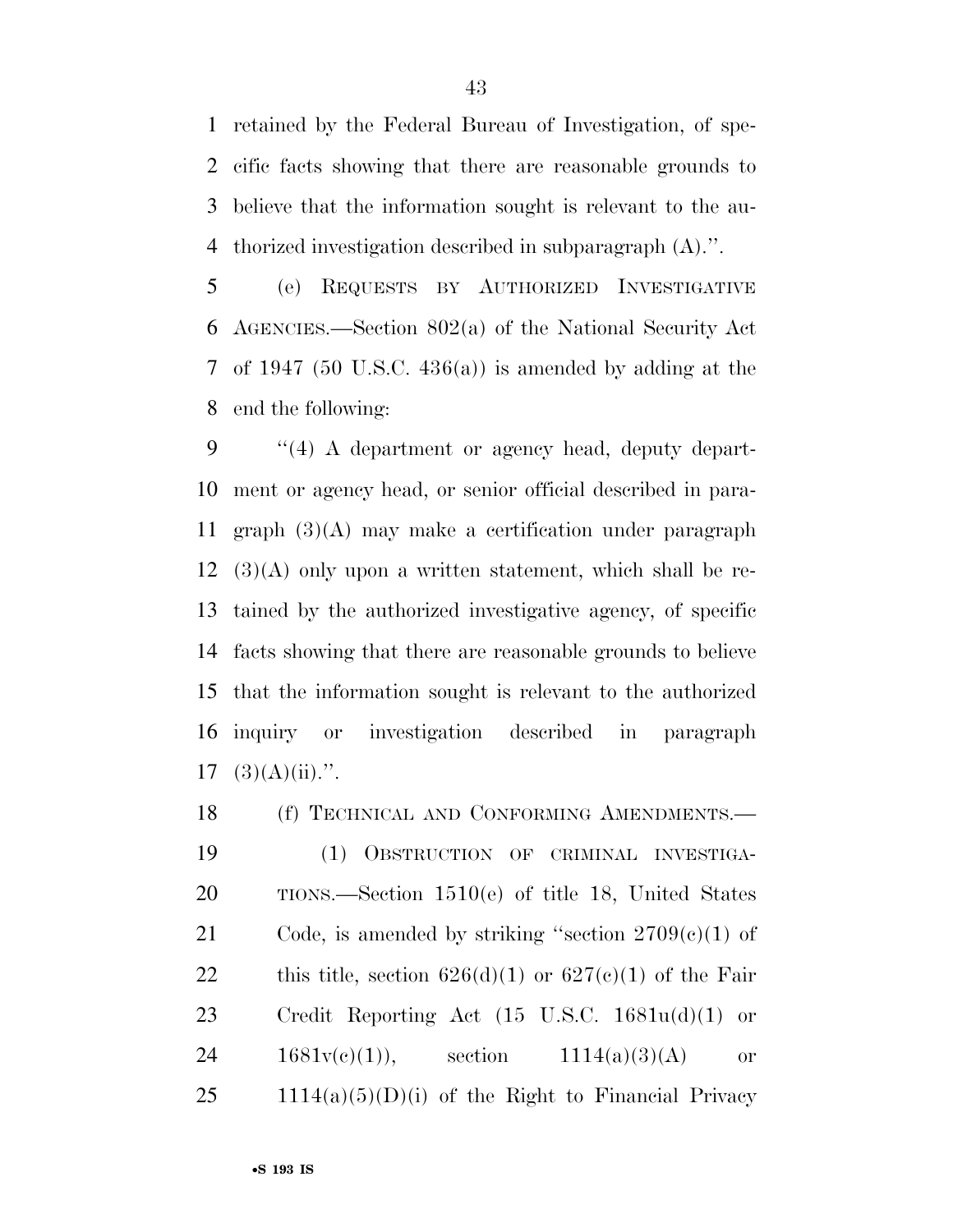retained by the Federal Bureau of Investigation, of specific facts showing that there are reasonable grounds to believe that the information sought is relevant to the authorized investigation described in subparagraph (A).''.

(e) REQUESTS BY AUTHORIZED INVESTIGATIVE AGENCIES.—Section 802(a) of the National Security Act of 1947 (50 U.S.C. 436(a)) is amended by adding at the end the following:

''(4) A department or agency head, deputy department or agency head, or senior official described in paragraph (3)(A) may make a certification under paragraph (3)(A) only upon a written statement, which shall be retained by the authorized investigative agency, of specific facts showing that there are reasonable grounds to believe that the information sought is relevant to the authorized inquiry or investigation described in paragraph (3)(A)(ii).''.

(f) TECHNICAL AND CONFORMING AMENDMENTS.—

(1) OBSTRUCTION OF CRIMINAL INVESTIGATIONS.—Section 1510(e) of title 18, United States Code, is amended by striking ''section 2709(c)(1) of this title, section 626(d)(1) or 627(c)(1) of the Fair Credit Reporting Act (15 U.S.C. 1681u(d)(1) or 1681v(c)(1)), section 1114(a)(3)(A) or 1114(a)(5)(D)(i) of the Right to Financial Privacy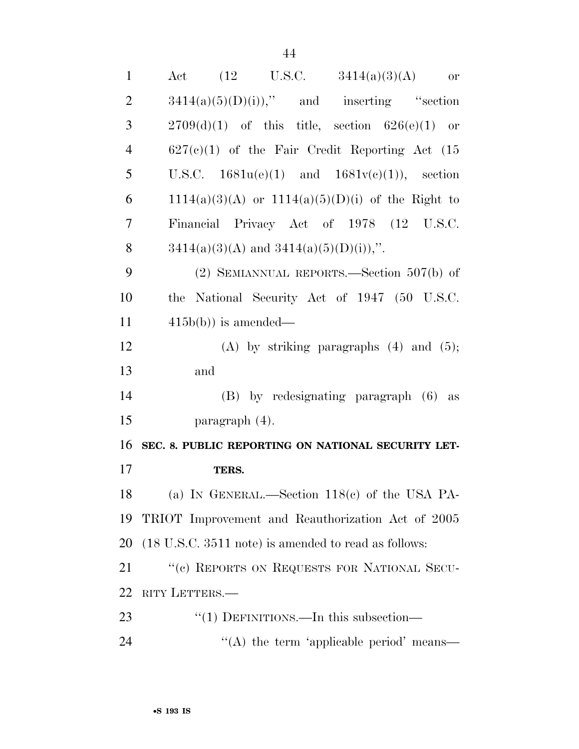Act (12 U.S.C. 3414(a)(3)(A) or 3414(a)(5)(D)(i))," and inserting "section 2709(d)(1) of this title, section 626(e)(1) or 627(c)(1) of the Fair Credit Reporting Act (15 U.S.C. 1681u(e)(1) and 1681v(c)(1)), section 1114(a)(3)(A) or 1114(a)(5)(D)(i) of the Right to Financial Privacy Act of 1978 (12 U.S.C. 3414(a)(3)(A) and 3414(a)(5)(D)(i)),".

(2) SEMIANNUAL REPORTS.—Section 507(b) of the National Security Act of 1947 (50 U.S.C. 415b(b)) is amended—

(A) by striking paragraphs (4) and (5); and

(B) by redesignating paragraph (6) as paragraph (4).

**SEC. 8. PUBLIC REPORTING ON NATIONAL SECURITY LETTERS.**

(a) IN GENERAL.—Section 118(c) of the USA PATRIOT Improvement and Reauthorization Act of 2005 (18 U.S.C. 3511 note) is amended to read as follows:

"(c) REPORTS ON REQUESTS FOR NATIONAL SECURITY LETTERS.—

"(1) DEFINITIONS.—In this subsection—

"(A) the term 'applicable period' means—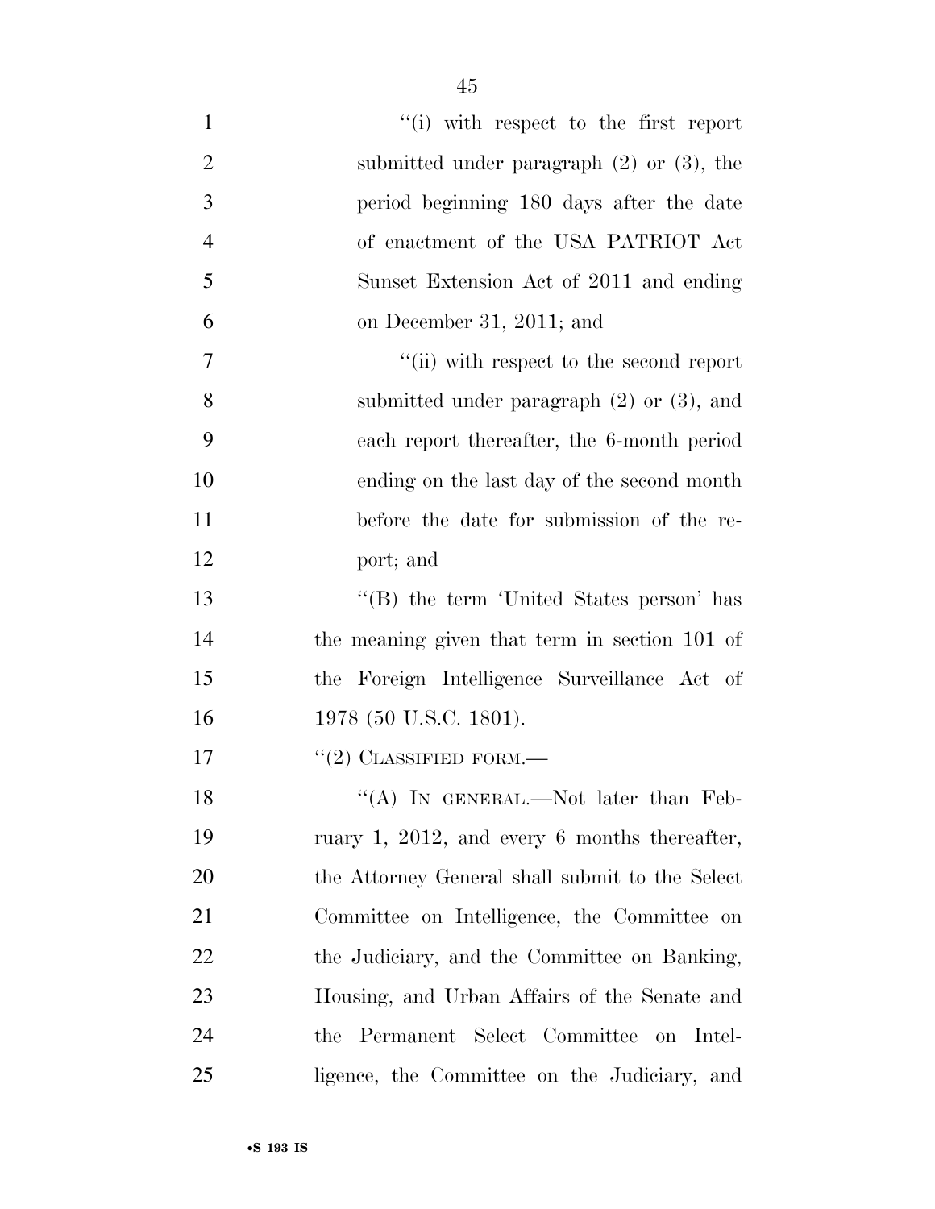''(i) with respect to the first report submitted under paragraph (2) or (3), the period beginning 180 days after the date of enactment of the USA PATRIOT Act Sunset Extension Act of 2011 and ending on December 31, 2011; and

''(ii) with respect to the second report submitted under paragraph (2) or (3), and each report thereafter, the 6-month period ending on the last day of the second month before the date for submission of the report; and

''(B) the term 'United States person' has the meaning given that term in section 101 of the Foreign Intelligence Surveillance Act of 1978 (50 U.S.C. 1801).

''(2) CLASSIFIED FORM.—

''(A) IN GENERAL.—Not later than February 1, 2012, and every 6 months thereafter, the Attorney General shall submit to the Select Committee on Intelligence, the Committee on the Judiciary, and the Committee on Banking, Housing, and Urban Affairs of the Senate and the Permanent Select Committee on Intelligence, the Committee on the Judiciary, and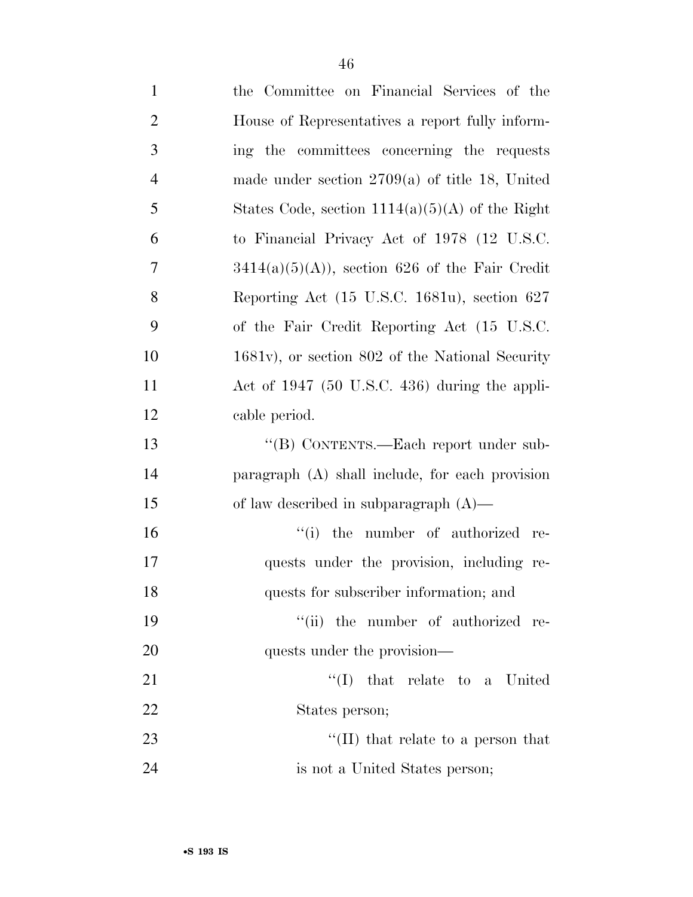the Committee on Financial Services of the House of Representatives a report fully informing the committees concerning the requests made under section 2709(a) of title 18, United States Code, section 1114(a)(5)(A) of the Right to Financial Privacy Act of 1978 (12 U.S.C. 3414(a)(5)(A)), section 626 of the Fair Credit Reporting Act (15 U.S.C. 1681u), section 627 of the Fair Credit Reporting Act (15 U.S.C. 1681v), or section 802 of the National Security Act of 1947 (50 U.S.C. 436) during the applicable period.

''(B) CONTENTS.—Each report under subparagraph (A) shall include, for each provision of law described in subparagraph (A)—

''(i) the number of authorized requests under the provision, including requests for subscriber information; and

''(ii) the number of authorized requests under the provision—

''(I) that relate to a United States person;

''(II) that relate to a person that is not a United States person;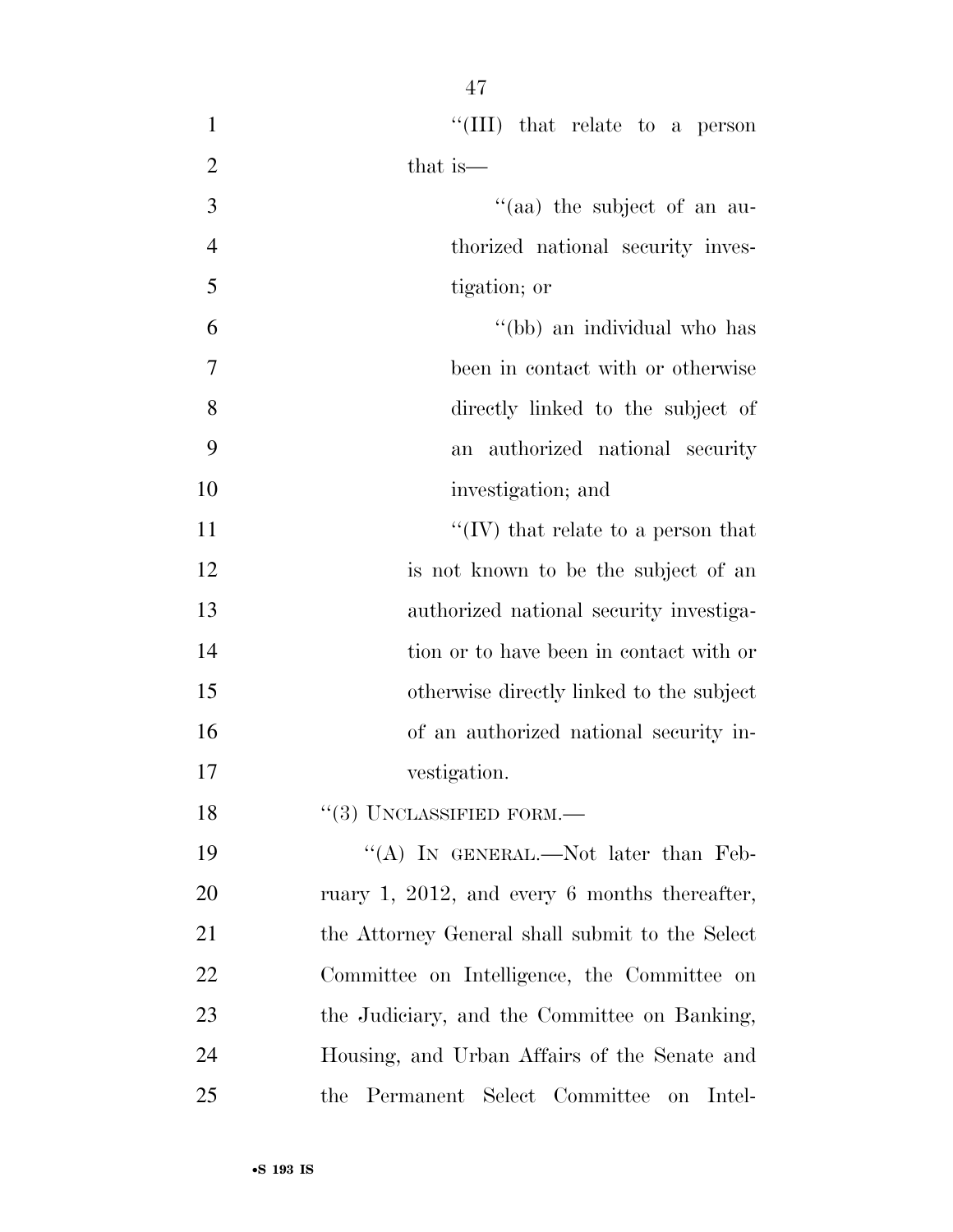''(III) that relate to a person that is—

''(aa) the subject of an authorized national security investigation; or

''(bb) an individual who has been in contact with or otherwise directly linked to the subject of an authorized national security investigation; and

''(IV) that relate to a person that is not known to be the subject of an authorized national security investigation or to have been in contact with or otherwise directly linked to the subject of an authorized national security investigation.

''(3) UNCLASSIFIED FORM.—

''(A) IN GENERAL.—Not later than February 1, 2012, and every 6 months thereafter, the Attorney General shall submit to the Select Committee on Intelligence, the Committee on the Judiciary, and the Committee on Banking, Housing, and Urban Affairs of the Senate and the Permanent Select Committee on Intel-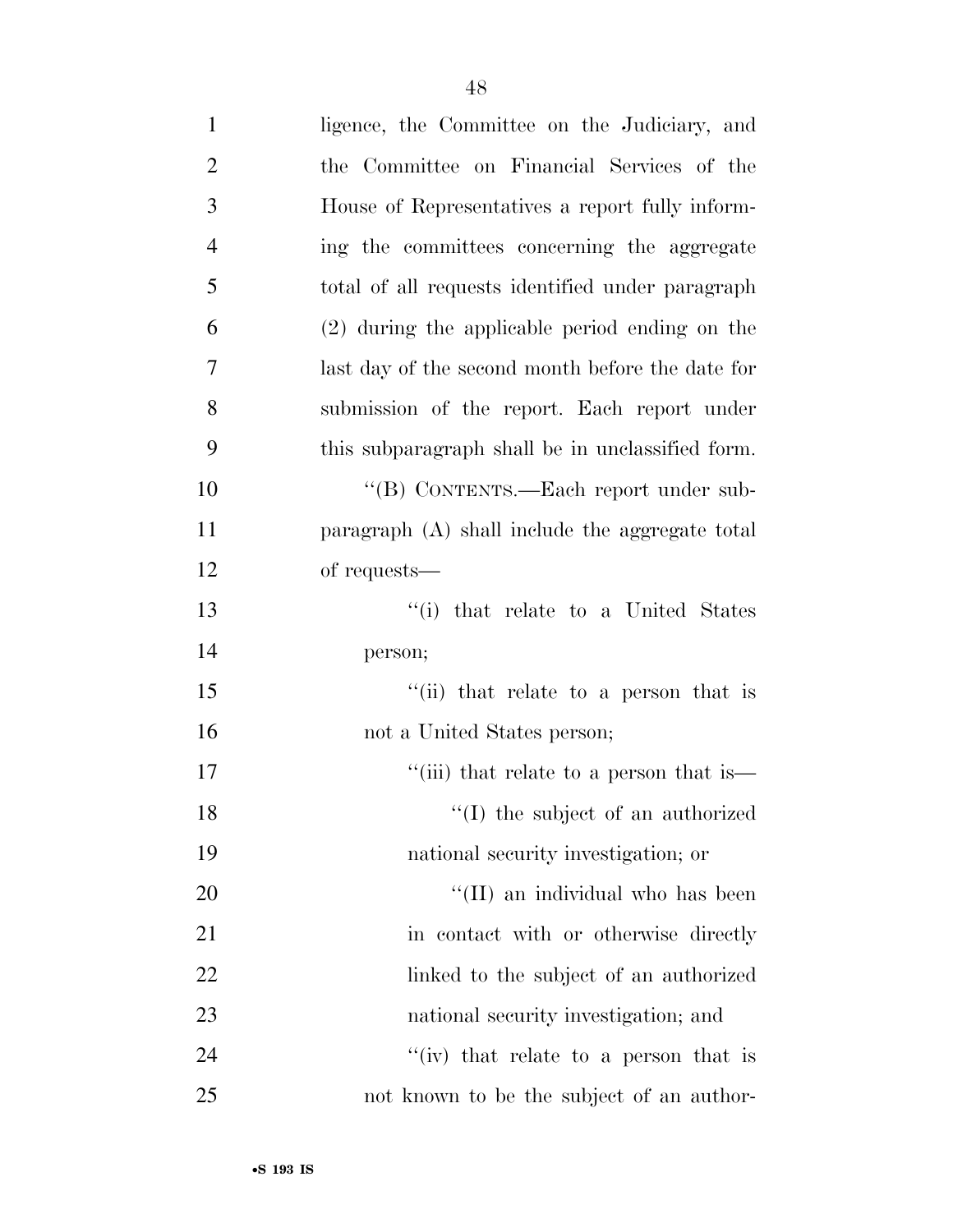ligence, the Committee on the Judiciary, and the Committee on Financial Services of the House of Representatives a report fully informing the committees concerning the aggregate total of all requests identified under paragraph (2) during the applicable period ending on the last day of the second month before the date for submission of the report. Each report under this subparagraph shall be in unclassified form.

"(B) CONTENTS.—Each report under subparagraph (A) shall include the aggregate total of requests—

"(i) that relate to a United States person;

"(ii) that relate to a person that is not a United States person;

"(iii) that relate to a person that is—

"(I) the subject of an authorized national security investigation; or

"(II) an individual who has been in contact with or otherwise directly linked to the subject of an authorized national security investigation; and

"(iv) that relate to a person that is not known to be the subject of an author-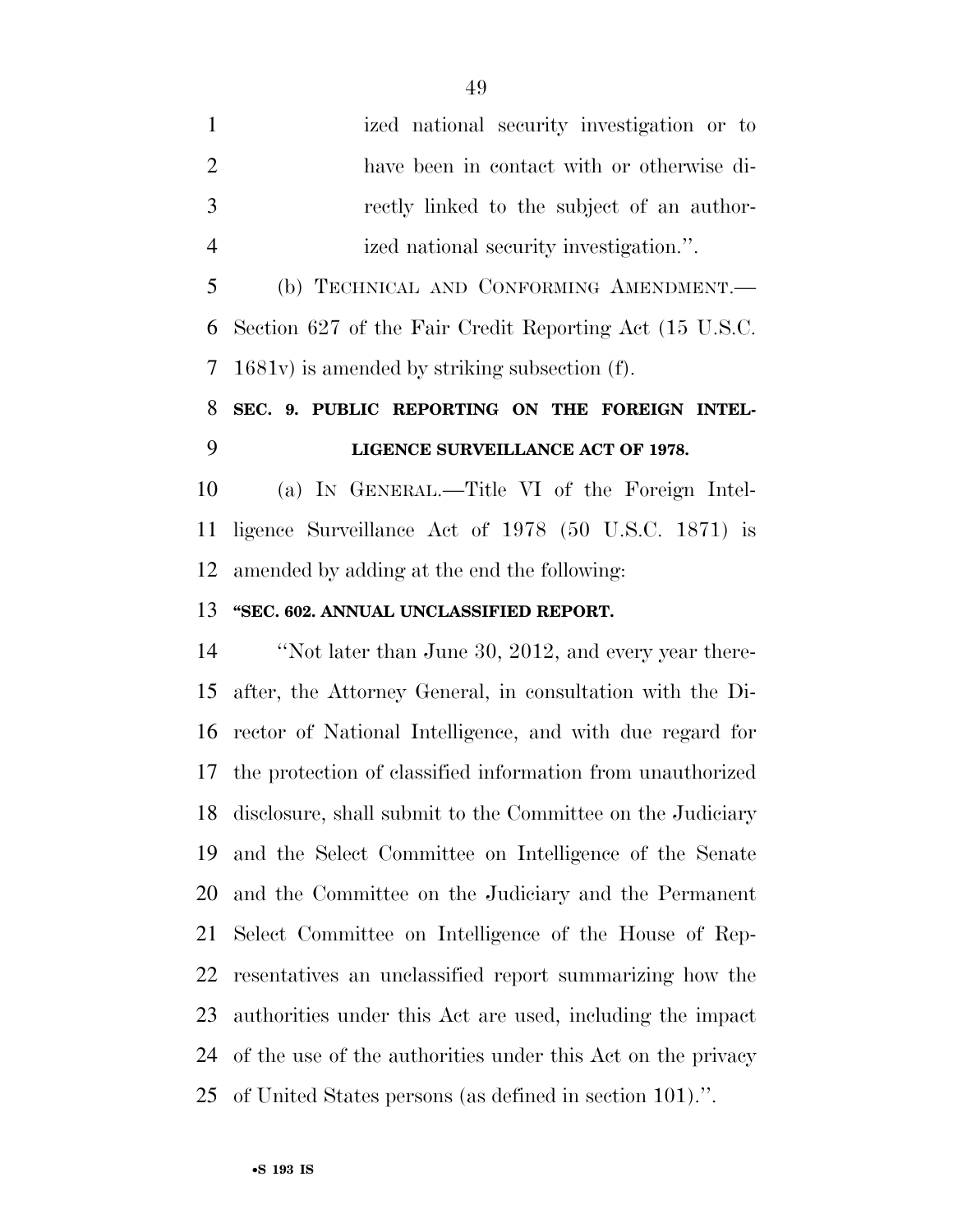ized national security investigation or to have been in contact with or otherwise directly linked to the subject of an authorized national security investigation.''.

(b) TECHNICAL AND CONFORMING AMENDMENT.—Section 627 of the Fair Credit Reporting Act (15 U.S.C. 1681v) is amended by striking subsection (f).

**SEC. 9. PUBLIC REPORTING ON THE FOREIGN INTELLIGENCE SURVEILLANCE ACT OF 1978.**

(a) IN GENERAL.—Title VI of the Foreign Intelligence Surveillance Act of 1978 (50 U.S.C. 1871) is amended by adding at the end the following:

**''SEC. 602. ANNUAL UNCLASSIFIED REPORT.**

''Not later than June 30, 2012, and every year thereafter, the Attorney General, in consultation with the Director of National Intelligence, and with due regard for the protection of classified information from unauthorized disclosure, shall submit to the Committee on the Judiciary and the Select Committee on Intelligence of the Senate and the Committee on the Judiciary and the Permanent Select Committee on Intelligence of the House of Representatives an unclassified report summarizing how the authorities under this Act are used, including the impact of the use of the authorities under this Act on the privacy of United States persons (as defined in section 101).''.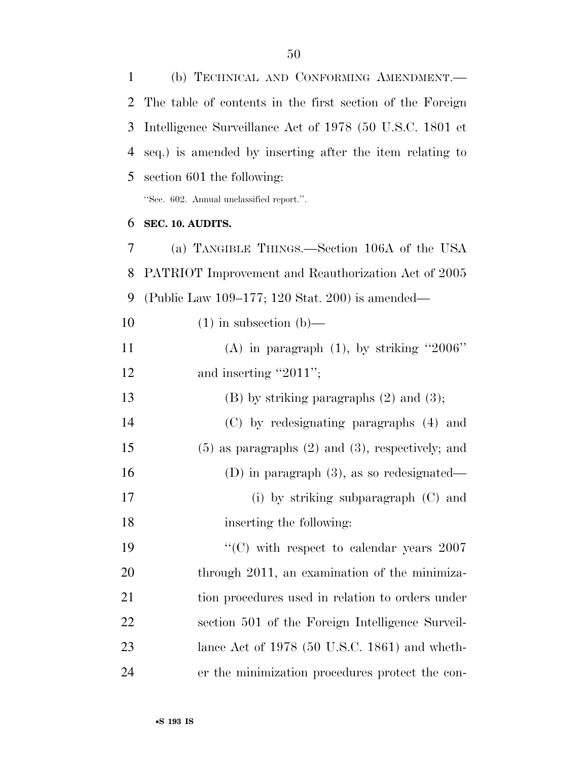(b) TECHNICAL AND CONFORMING AMENDMENT.—The table of contents in the first section of the Foreign Intelligence Surveillance Act of 1978 (50 U.S.C. 1801 et seq.) is amended by inserting after the item relating to section 601 the following:

"Sec. 602. Annual unclassified report.".

**SEC. 10. AUDITS.**

(a) TANGIBLE THINGS.—Section 106A of the USA PATRIOT Improvement and Reauthorization Act of 2005 (Public Law 109–177; 120 Stat. 200) is amended—

(1) in subsection (b)—

(A) in paragraph (1), by striking "2006" and inserting "2011";

(B) by striking paragraphs (2) and (3);

(C) by redesignating paragraphs (4) and (5) as paragraphs (2) and (3), respectively; and

(D) in paragraph (3), as so redesignated—

(i) by striking subparagraph (C) and inserting the following:

"(C) with respect to calendar years 2007 through 2011, an examination of the minimization procedures used in relation to orders under section 501 of the Foreign Intelligence Surveillance Act of 1978 (50 U.S.C. 1861) and whether the minimization procedures protect the con-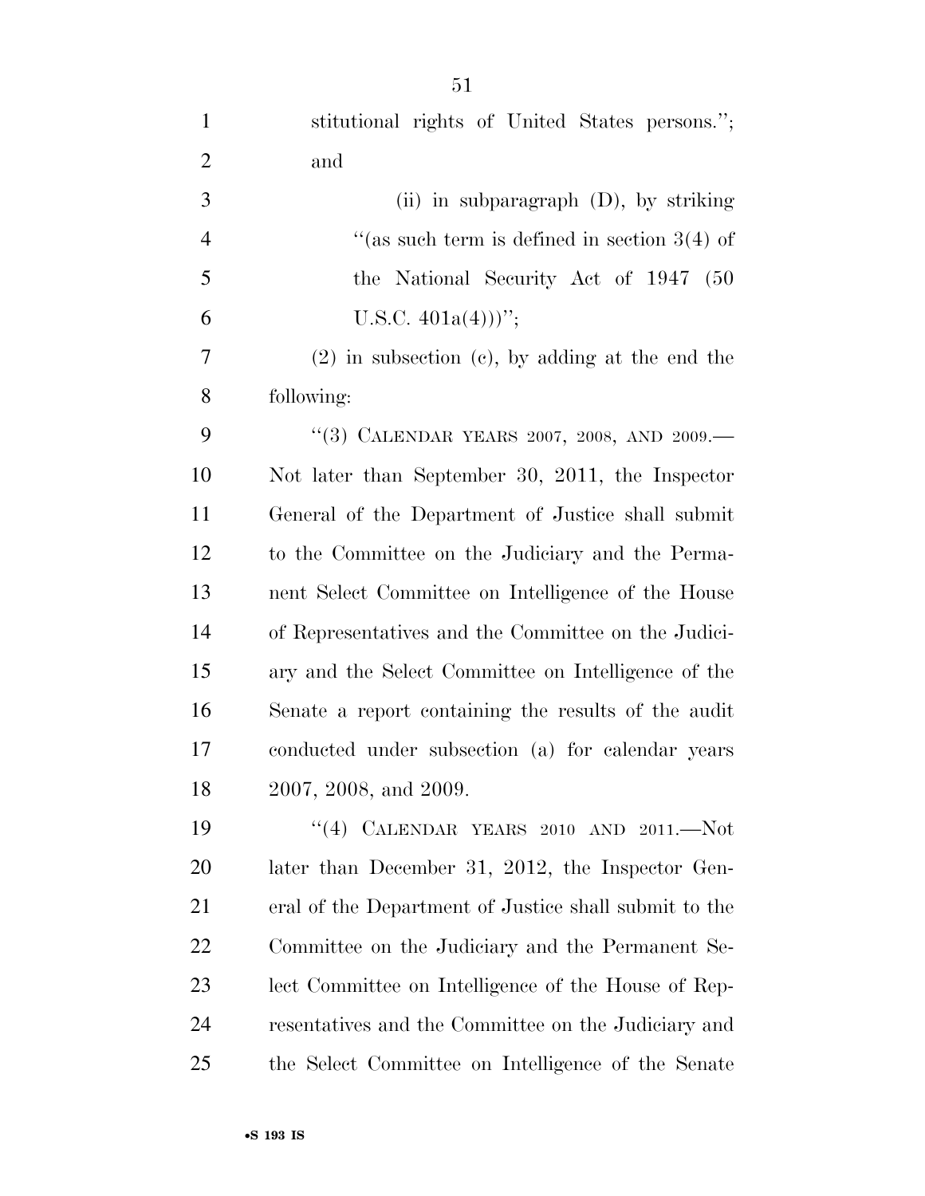stitutional rights of United States persons.''; and

(ii) in subparagraph (D), by striking ''(as such term is defined in section 3(4) of the National Security Act of 1947 (50 U.S.C. 401a(4)))'';

(2) in subsection (c), by adding at the end the following:

''(3) CALENDAR YEARS 2007, 2008, AND 2009.— Not later than September 30, 2011, the Inspector General of the Department of Justice shall submit to the Committee on the Judiciary and the Permanent Select Committee on Intelligence of the House of Representatives and the Committee on the Judiciary and the Select Committee on Intelligence of the Senate a report containing the results of the audit conducted under subsection (a) for calendar years 2007, 2008, and 2009.

''(4) CALENDAR YEARS 2010 AND 2011.—Not later than December 31, 2012, the Inspector General of the Department of Justice shall submit to the Committee on the Judiciary and the Permanent Select Committee on Intelligence of the House of Representatives and the Committee on the Judiciary and the Select Committee on Intelligence of the Senate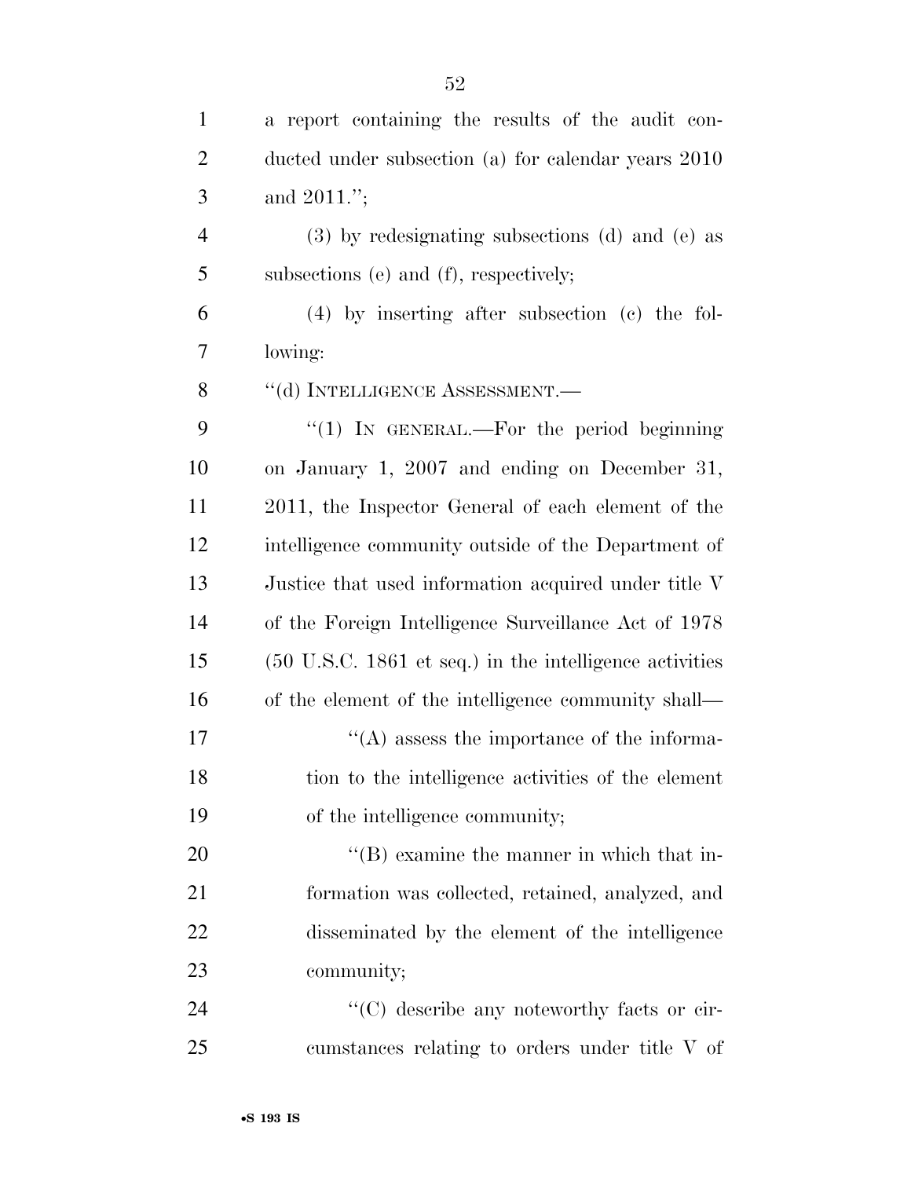a report containing the results of the audit conducted under subsection (a) for calendar years 2010 and 2011.'';

(3) by redesignating subsections (d) and (e) as subsections (e) and (f), respectively;

(4) by inserting after subsection (c) the following:

''(d) INTELLIGENCE ASSESSMENT.—

''(1) IN GENERAL.—For the period beginning on January 1, 2007 and ending on December 31, 2011, the Inspector General of each element of the intelligence community outside of the Department of Justice that used information acquired under title V of the Foreign Intelligence Surveillance Act of 1978 (50 U.S.C. 1861 et seq.) in the intelligence activities of the element of the intelligence community shall—

''(A) assess the importance of the information to the intelligence activities of the element of the intelligence community;

''(B) examine the manner in which that information was collected, retained, analyzed, and disseminated by the element of the intelligence community;

''(C) describe any noteworthy facts or circumstances relating to orders under title V of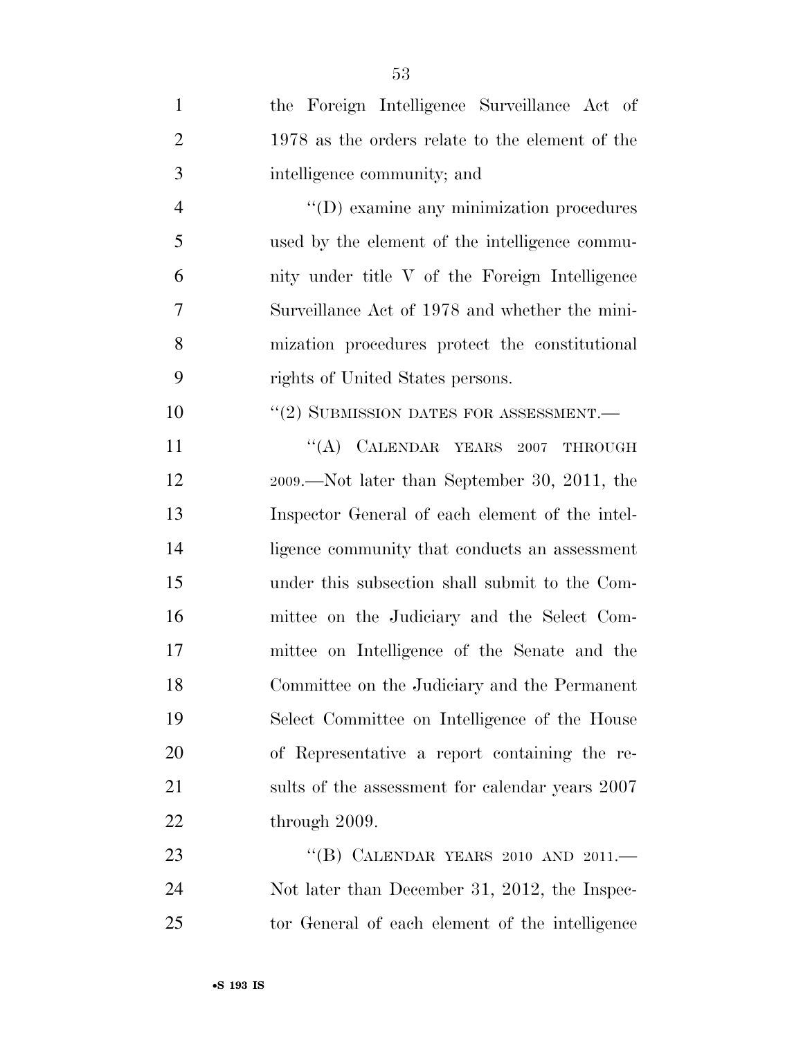the Foreign Intelligence Surveillance Act of 1978 as the orders relate to the element of the intelligence community; and

''(D) examine any minimization procedures used by the element of the intelligence community under title V of the Foreign Intelligence Surveillance Act of 1978 and whether the minimization procedures protect the constitutional rights of United States persons.

''(2) SUBMISSION DATES FOR ASSESSMENT.—

''(A) CALENDAR YEARS 2007 THROUGH 2009.—Not later than September 30, 2011, the Inspector General of each element of the intelligence community that conducts an assessment under this subsection shall submit to the Committee on the Judiciary and the Select Committee on Intelligence of the Senate and the Committee on the Judiciary and the Permanent Select Committee on Intelligence of the House of Representative a report containing the results of the assessment for calendar years 2007 through 2009.

''(B) CALENDAR YEARS 2010 AND 2011.—Not later than December 31, 2012, the Inspector General of each element of the intelligence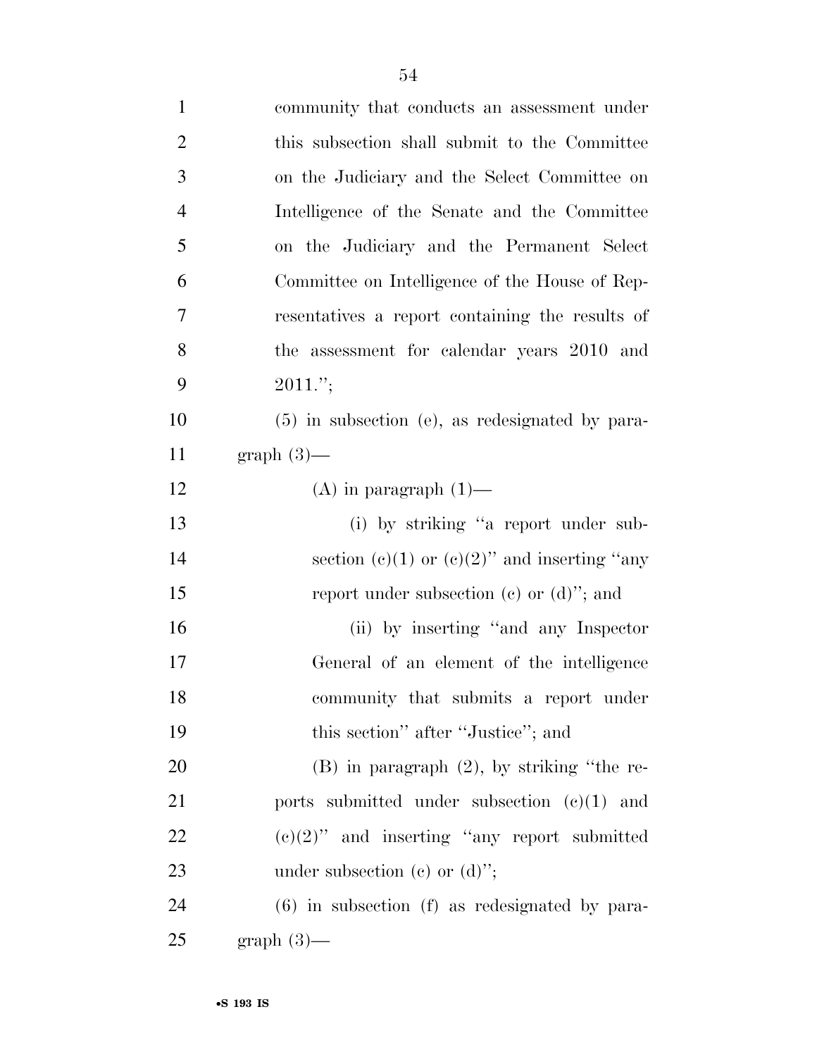community that conducts an assessment under this subsection shall submit to the Committee on the Judiciary and the Select Committee on Intelligence of the Senate and the Committee on the Judiciary and the Permanent Select Committee on Intelligence of the House of Representatives a report containing the results of the assessment for calendar years 2010 and 2011.'';

(5) in subsection (e), as redesignated by paragraph (3)—

(A) in paragraph (1)—

(i) by striking ''a report under subsection (c)(1) or (c)(2)'' and inserting ''any report under subsection (c) or (d)''; and

(ii) by inserting ''and any Inspector General of an element of the intelligence community that submits a report under this section'' after ''Justice''; and

(B) in paragraph (2), by striking ''the reports submitted under subsection (c)(1) and (c)(2)'' and inserting ''any report submitted under subsection (c) or (d)'';

(6) in subsection (f) as redesignated by paragraph (3)—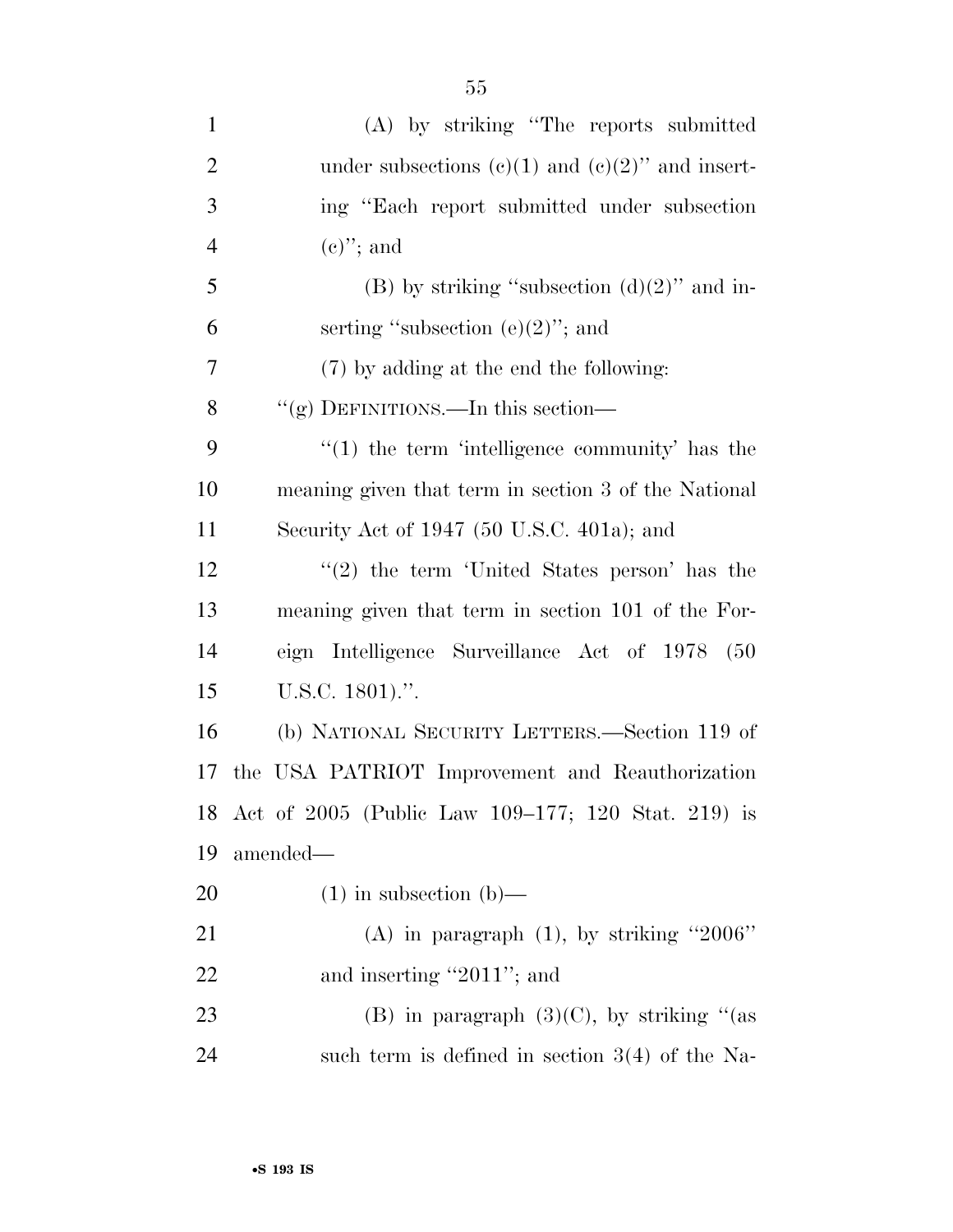(A) by striking ''The reports submitted under subsections (c)(1) and (c)(2)'' and inserting ''Each report submitted under subsection (c)''; and

(B) by striking ''subsection (d)(2)'' and inserting ''subsection (e)(2)''; and

(7) by adding at the end the following:

''(g) DEFINITIONS.—In this section—

''(1) the term 'intelligence community' has the meaning given that term in section 3 of the National Security Act of 1947 (50 U.S.C. 401a); and

''(2) the term 'United States person' has the meaning given that term in section 101 of the Foreign Intelligence Surveillance Act of 1978 (50 U.S.C. 1801).''.

(b) NATIONAL SECURITY LETTERS.—Section 119 of the USA PATRIOT Improvement and Reauthorization Act of 2005 (Public Law 109–177; 120 Stat. 219) is amended—

(1) in subsection (b)—

(A) in paragraph (1), by striking ''2006'' and inserting ''2011''; and

(B) in paragraph (3)(C), by striking ''(as such term is defined in section 3(4) of the Na-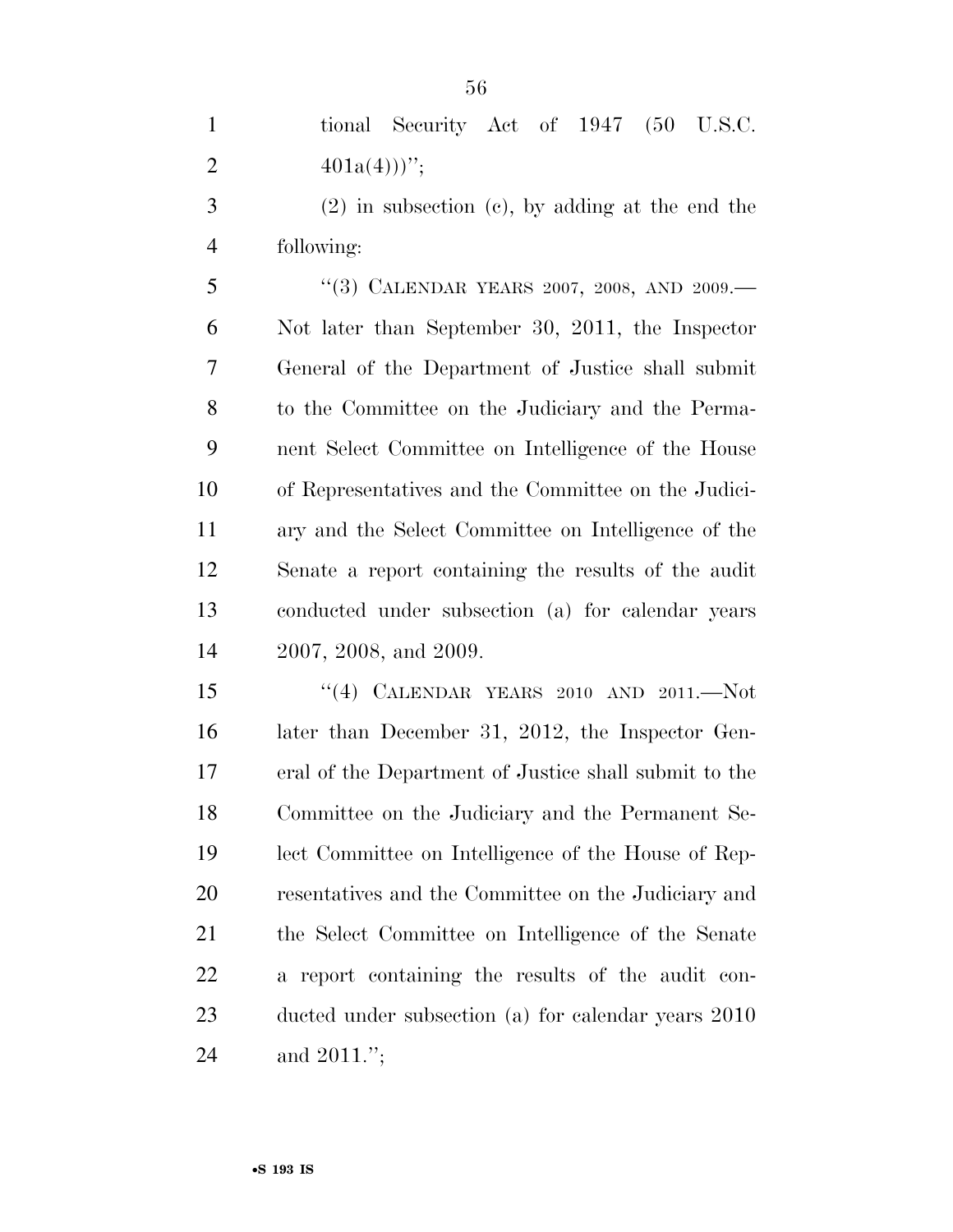tional Security Act of 1947 (50 U.S.C. 401a(4)))'';

(2) in subsection (c), by adding at the end the following:

''(3) CALENDAR YEARS 2007, 2008, AND 2009.—Not later than September 30, 2011, the Inspector General of the Department of Justice shall submit to the Committee on the Judiciary and the Permanent Select Committee on Intelligence of the House of Representatives and the Committee on the Judiciary and the Select Committee on Intelligence of the Senate a report containing the results of the audit conducted under subsection (a) for calendar years 2007, 2008, and 2009.

''(4) CALENDAR YEARS 2010 AND 2011.—Not later than December 31, 2012, the Inspector General of the Department of Justice shall submit to the Committee on the Judiciary and the Permanent Select Committee on Intelligence of the House of Representatives and the Committee on the Judiciary and the Select Committee on Intelligence of the Senate a report containing the results of the audit conducted under subsection (a) for calendar years 2010 and 2011.'';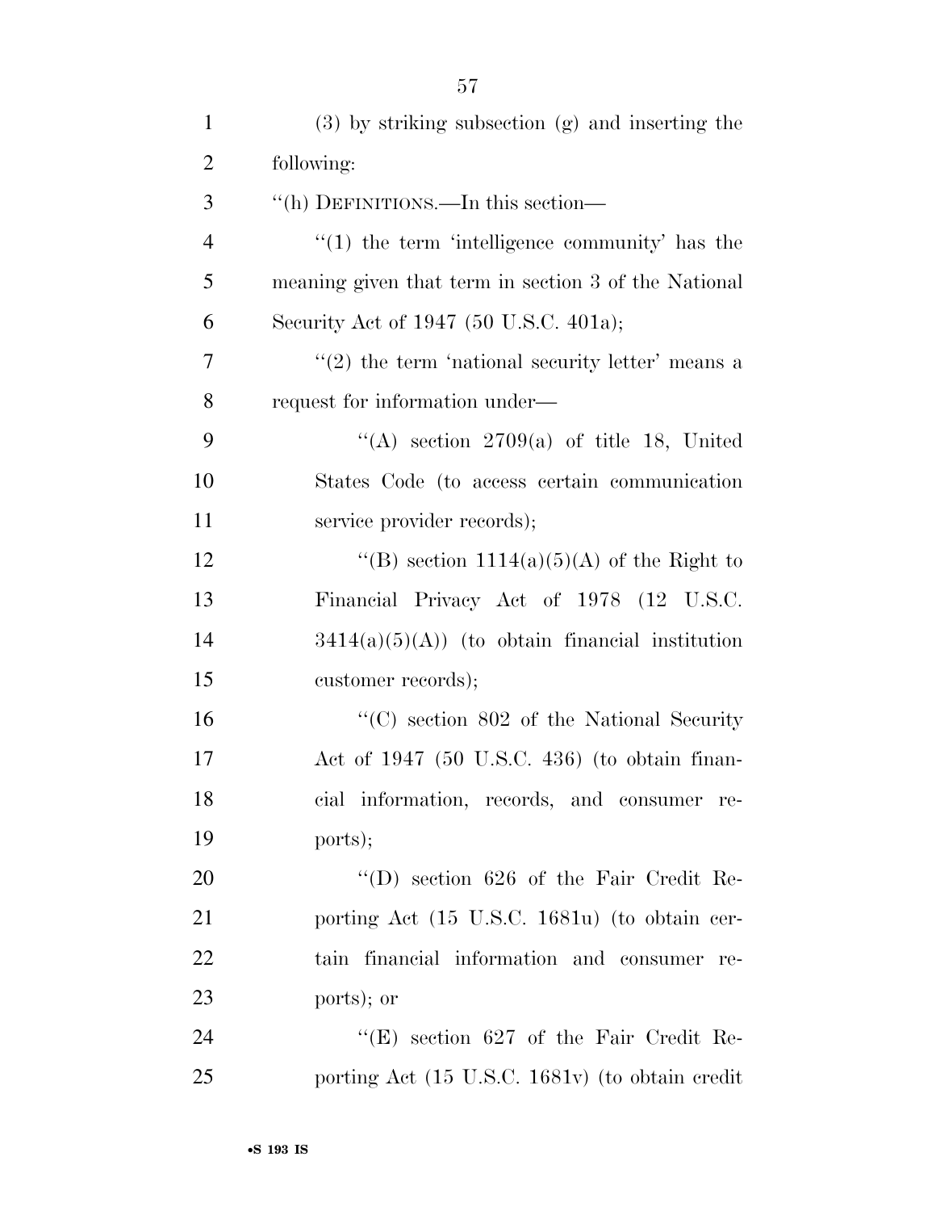(3) by striking subsection (g) and inserting the following:

''(h) DEFINITIONS.—In this section—

''(1) the term 'intelligence community' has the meaning given that term in section 3 of the National Security Act of 1947 (50 U.S.C. 401a);

''(2) the term 'national security letter' means a request for information under—

''(A) section 2709(a) of title 18, United States Code (to access certain communication service provider records);

''(B) section 1114(a)(5)(A) of the Right to Financial Privacy Act of 1978 (12 U.S.C. 3414(a)(5)(A)) (to obtain financial institution customer records);

''(C) section 802 of the National Security Act of 1947 (50 U.S.C. 436) (to obtain financial information, records, and consumer reports);

''(D) section 626 of the Fair Credit Reporting Act (15 U.S.C. 1681u) (to obtain certain financial information and consumer reports); or

''(E) section 627 of the Fair Credit Reporting Act (15 U.S.C. 1681v) (to obtain credit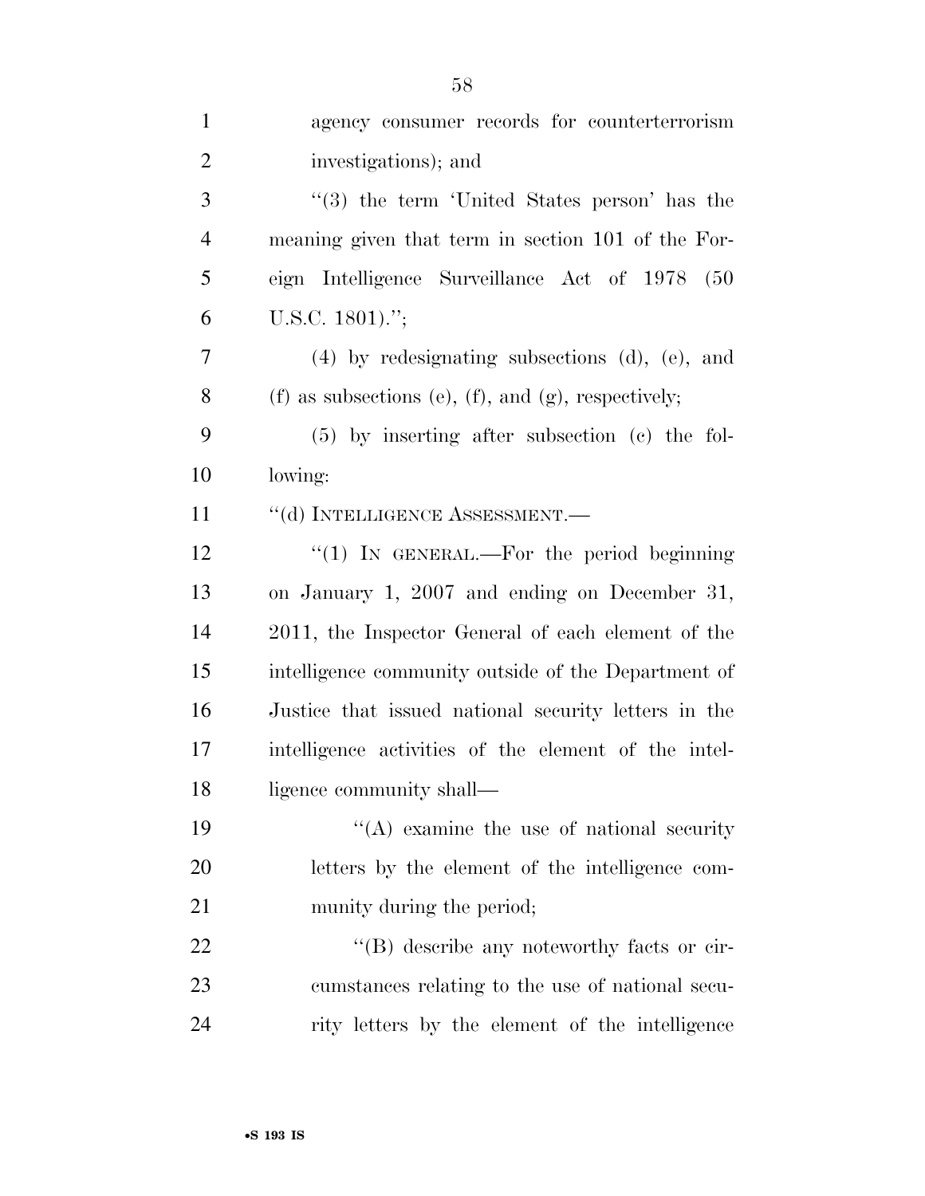agency consumer records for counterterrorism investigations); and

"(3) the term 'United States person' has the meaning given that term in section 101 of the Foreign Intelligence Surveillance Act of 1978 (50 U.S.C. 1801).";

(4) by redesignating subsections (d), (e), and (f) as subsections (e), (f), and (g), respectively;

(5) by inserting after subsection (c) the following:

"(d) INTELLIGENCE ASSESSMENT.—

"(1) IN GENERAL.—For the period beginning on January 1, 2007 and ending on December 31, 2011, the Inspector General of each element of the intelligence community outside of the Department of Justice that issued national security letters in the intelligence activities of the element of the intelligence community shall—

"(A) examine the use of national security letters by the element of the intelligence community during the period;

"(B) describe any noteworthy facts or circumstances relating to the use of national security letters by the element of the intelligence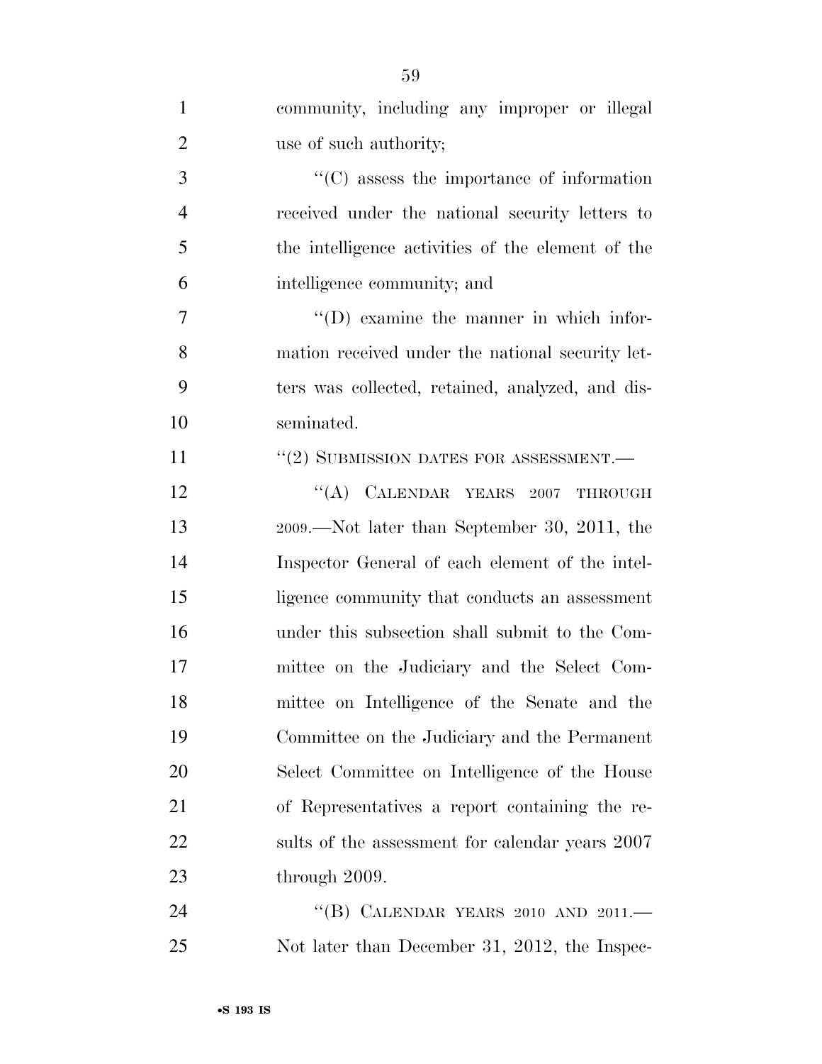community, including any improper or illegal use of such authority;

"(C) assess the importance of information received under the national security letters to the intelligence activities of the element of the intelligence community; and

"(D) examine the manner in which information received under the national security letters was collected, retained, analyzed, and disseminated.

"(2) SUBMISSION DATES FOR ASSESSMENT.—

"(A) CALENDAR YEARS 2007 THROUGH 2009.—Not later than September 30, 2011, the Inspector General of each element of the intelligence community that conducts an assessment under this subsection shall submit to the Committee on the Judiciary and the Select Committee on Intelligence of the Senate and the Committee on the Judiciary and the Permanent Select Committee on Intelligence of the House of Representatives a report containing the results of the assessment for calendar years 2007 through 2009.

"(B) CALENDAR YEARS 2010 AND 2011.—Not later than December 31, 2012, the Inspec-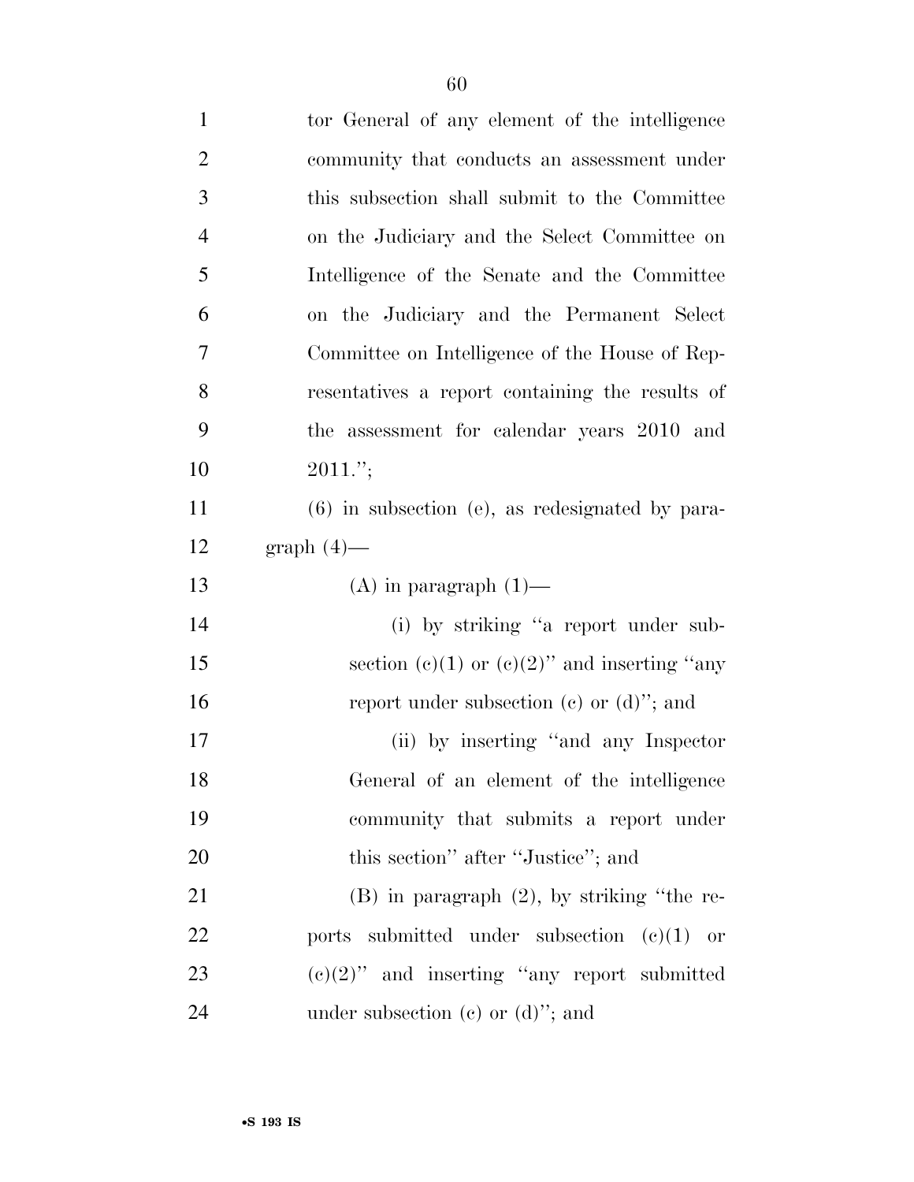tor General of any element of the intelligence community that conducts an assessment under this subsection shall submit to the Committee on the Judiciary and the Select Committee on Intelligence of the Senate and the Committee on the Judiciary and the Permanent Select Committee on Intelligence of the House of Representatives a report containing the results of the assessment for calendar years 2010 and 2011.'';

(6) in subsection (e), as redesignated by paragraph (4)—

(A) in paragraph (1)—

(i) by striking ''a report under subsection (c)(1) or (c)(2)'' and inserting ''any report under subsection (c) or (d)''; and

(ii) by inserting ''and any Inspector General of an element of the intelligence community that submits a report under this section'' after ''Justice''; and

(B) in paragraph (2), by striking ''the reports submitted under subsection (c)(1) or (c)(2)'' and inserting ''any report submitted under subsection (c) or (d)''; and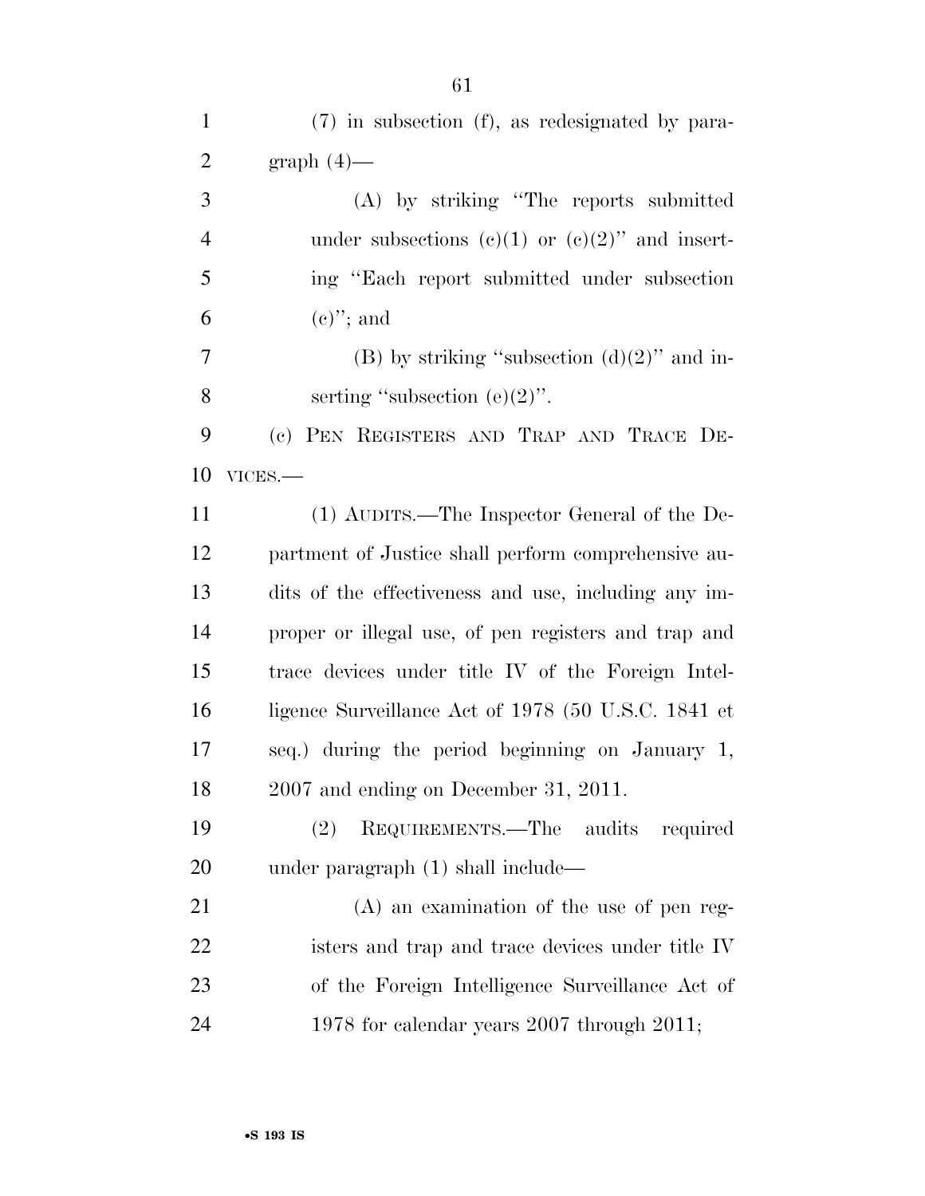(7) in subsection (f), as redesignated by paragraph (4)—

(A) by striking "The reports submitted under subsections (c)(1) or (c)(2)" and inserting "Each report submitted under subsection (c)"; and

(B) by striking "subsection (d)(2)" and inserting "subsection (e)(2)".

(c) PEN REGISTERS AND TRAP AND TRACE DEVICES.—

(1) AUDITS.—The Inspector General of the Department of Justice shall perform comprehensive audits of the effectiveness and use, including any improper or illegal use, of pen registers and trap and trace devices under title IV of the Foreign Intelligence Surveillance Act of 1978 (50 U.S.C. 1841 et seq.) during the period beginning on January 1, 2007 and ending on December 31, 2011.

(2) REQUIREMENTS.—The audits required under paragraph (1) shall include—

(A) an examination of the use of pen registers and trap and trace devices under title IV of the Foreign Intelligence Surveillance Act of 1978 for calendar years 2007 through 2011;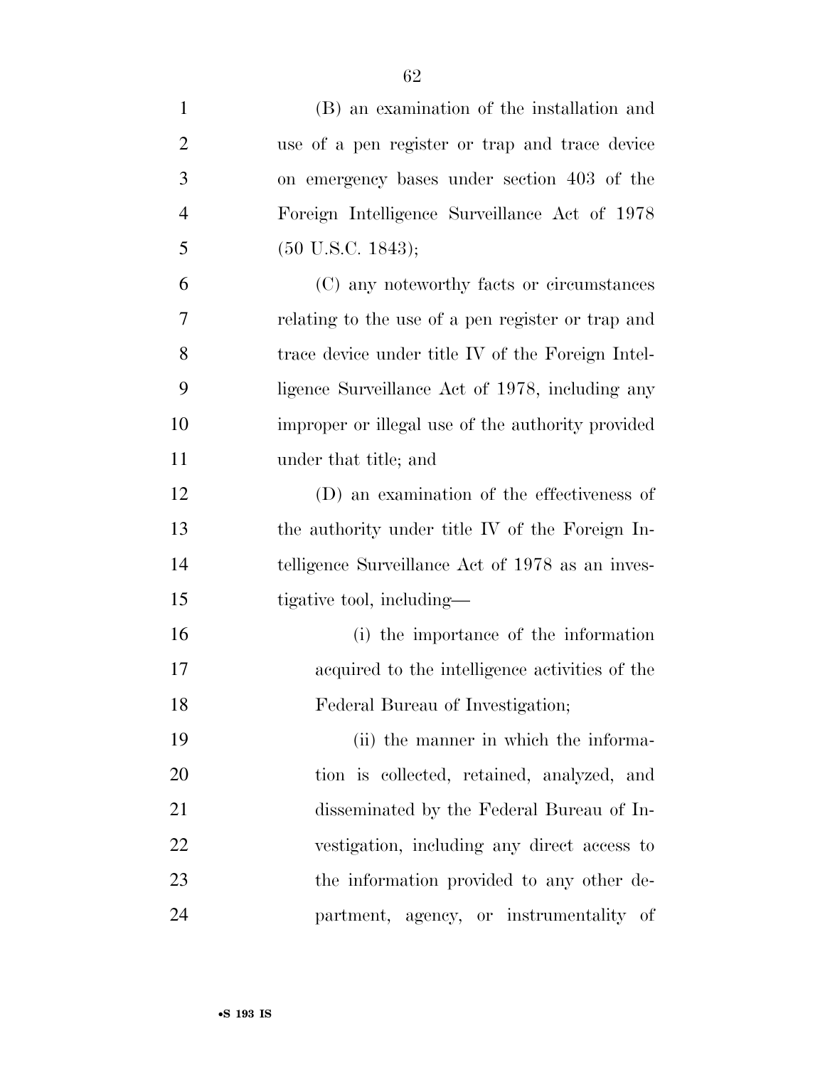(B) an examination of the installation and use of a pen register or trap and trace device on emergency bases under section 403 of the Foreign Intelligence Surveillance Act of 1978 (50 U.S.C. 1843);

(C) any noteworthy facts or circumstances relating to the use of a pen register or trap and trace device under title IV of the Foreign Intelligence Surveillance Act of 1978, including any improper or illegal use of the authority provided under that title; and

(D) an examination of the effectiveness of the authority under title IV of the Foreign Intelligence Surveillance Act of 1978 as an investigative tool, including—

(i) the importance of the information acquired to the intelligence activities of the Federal Bureau of Investigation;

(ii) the manner in which the information is collected, retained, analyzed, and disseminated by the Federal Bureau of Investigation, including any direct access to the information provided to any other department, agency, or instrumentality of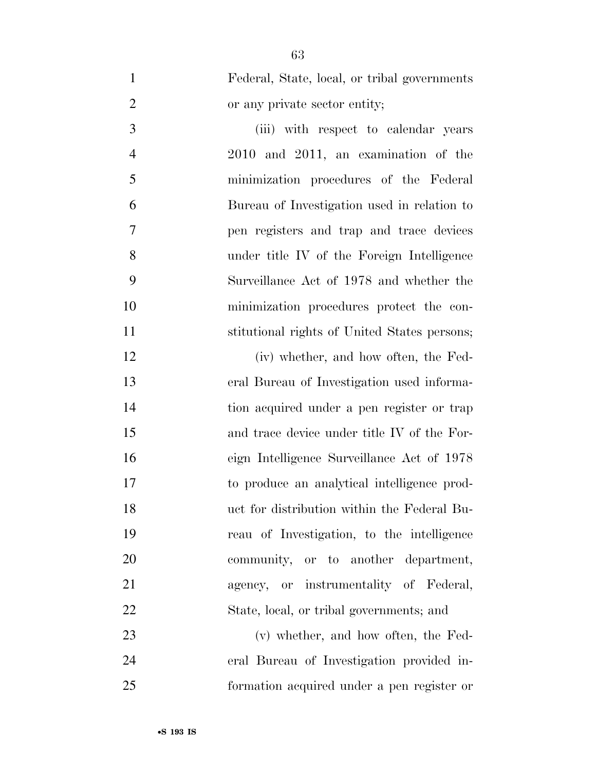Federal, State, local, or tribal governments or any private sector entity;

(iii) with respect to calendar years 2010 and 2011, an examination of the minimization procedures of the Federal Bureau of Investigation used in relation to pen registers and trap and trace devices under title IV of the Foreign Intelligence Surveillance Act of 1978 and whether the minimization procedures protect the constitutional rights of United States persons;

(iv) whether, and how often, the Federal Bureau of Investigation used information acquired under a pen register or trap and trace device under title IV of the Foreign Intelligence Surveillance Act of 1978 to produce an analytical intelligence product for distribution within the Federal Bureau of Investigation, to the intelligence community, or to another department, agency, or instrumentality of Federal, State, local, or tribal governments; and

(v) whether, and how often, the Federal Bureau of Investigation provided information acquired under a pen register or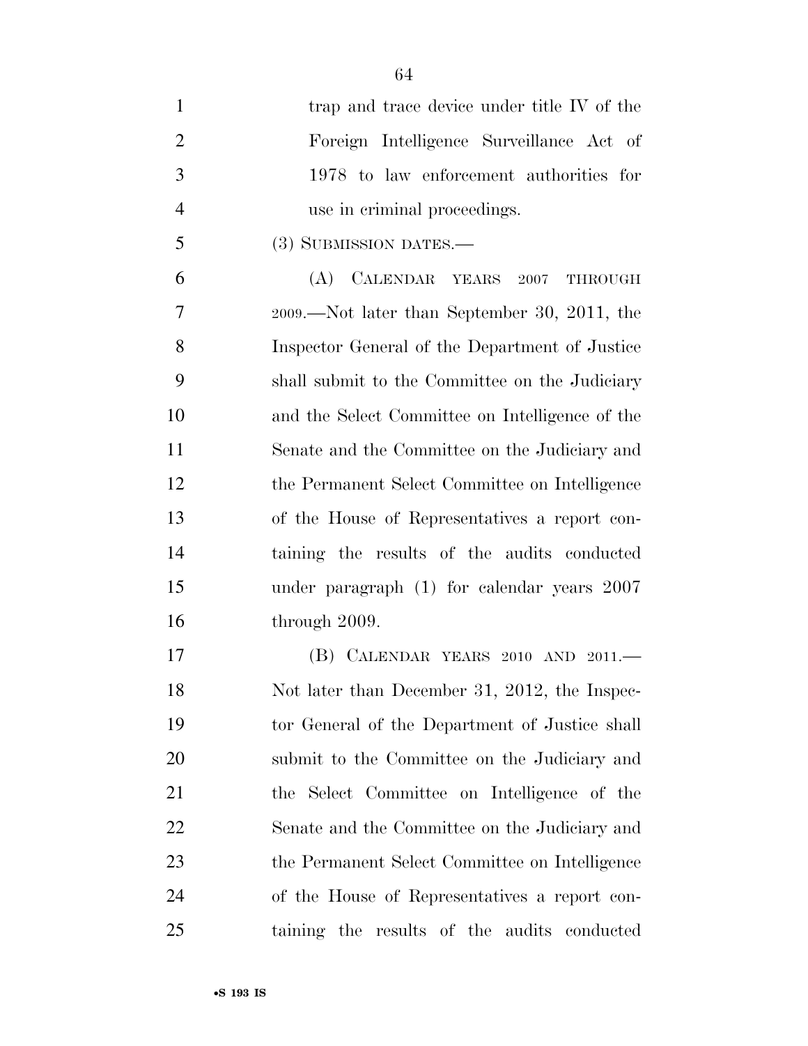trap and trace device under title IV of the Foreign Intelligence Surveillance Act of 1978 to law enforcement authorities for use in criminal proceedings.

(3) SUBMISSION DATES.—

(A) CALENDAR YEARS 2007 THROUGH 2009.—Not later than September 30, 2011, the Inspector General of the Department of Justice shall submit to the Committee on the Judiciary and the Select Committee on Intelligence of the Senate and the Committee on the Judiciary and the Permanent Select Committee on Intelligence of the House of Representatives a report containing the results of the audits conducted under paragraph (1) for calendar years 2007 through 2009.

(B) CALENDAR YEARS 2010 AND 2011.—Not later than December 31, 2012, the Inspector General of the Department of Justice shall submit to the Committee on the Judiciary and the Select Committee on Intelligence of the Senate and the Committee on the Judiciary and the Permanent Select Committee on Intelligence of the House of Representatives a report containing the results of the audits conducted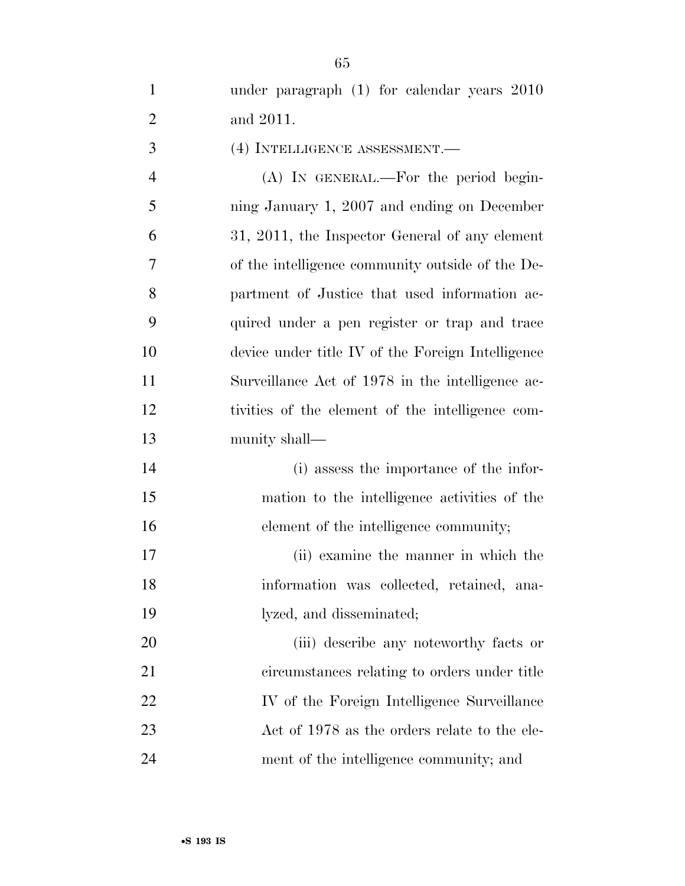under paragraph (1) for calendar years 2010 and 2011.

(4) INTELLIGENCE ASSESSMENT.—

(A) IN GENERAL.—For the period beginning January 1, 2007 and ending on December 31, 2011, the Inspector General of any element of the intelligence community outside of the Department of Justice that used information acquired under a pen register or trap and trace device under title IV of the Foreign Intelligence Surveillance Act of 1978 in the intelligence activities of the element of the intelligence community shall—

(i) assess the importance of the information to the intelligence activities of the element of the intelligence community;

(ii) examine the manner in which the information was collected, retained, analyzed, and disseminated;

(iii) describe any noteworthy facts or circumstances relating to orders under title IV of the Foreign Intelligence Surveillance Act of 1978 as the orders relate to the element of the intelligence community; and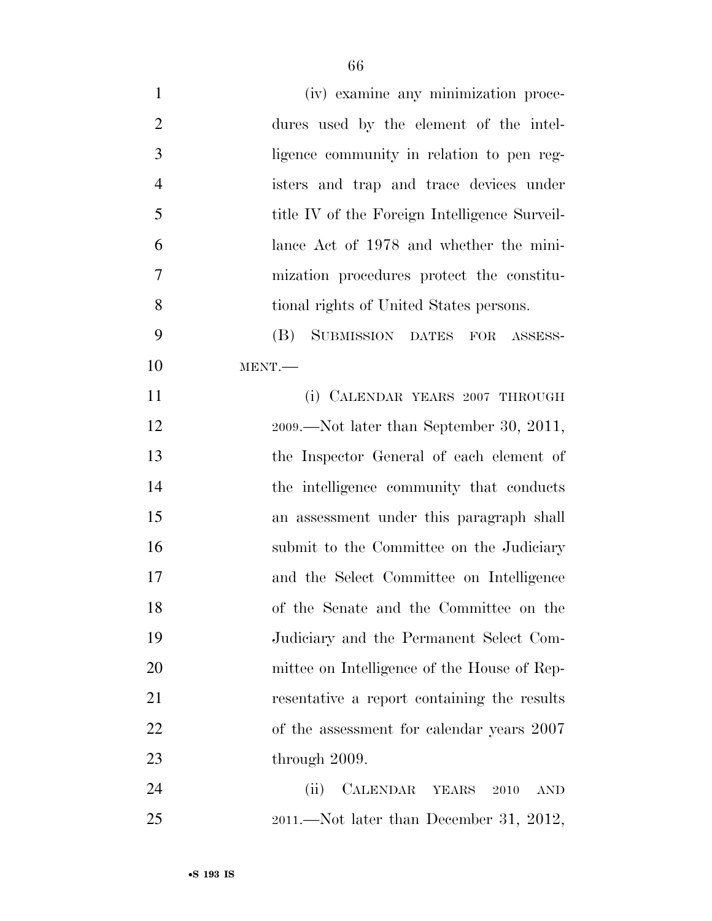(iv) examine any minimization procedures used by the element of the intelligence community in relation to pen registers and trap and trace devices under title IV of the Foreign Intelligence Surveillance Act of 1978 and whether the minimization procedures protect the constitutional rights of United States persons.

(B) SUBMISSION DATES FOR ASSESSMENT.—

(i) CALENDAR YEARS 2007 THROUGH 2009.—Not later than September 30, 2011, the Inspector General of each element of the intelligence community that conducts an assessment under this paragraph shall submit to the Committee on the Judiciary and the Select Committee on Intelligence of the Senate and the Committee on the Judiciary and the Permanent Select Committee on Intelligence of the House of Representative a report containing the results of the assessment for calendar years 2007 through 2009.

(ii) CALENDAR YEARS 2010 AND 2011.—Not later than December 31, 2012,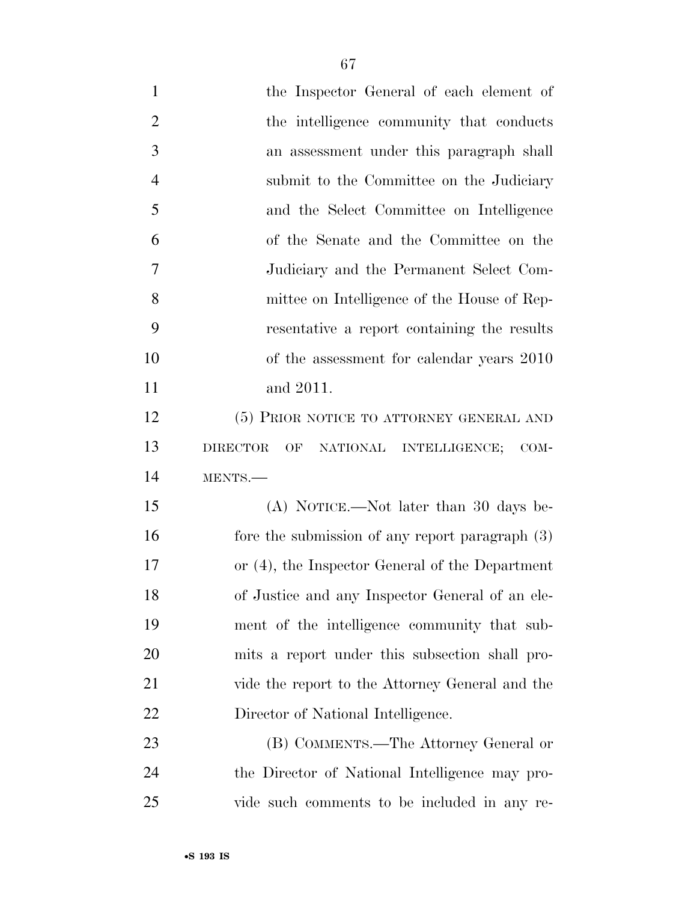the Inspector General of each element of the intelligence community that conducts an assessment under this paragraph shall submit to the Committee on the Judiciary and the Select Committee on Intelligence of the Senate and the Committee on the Judiciary and the Permanent Select Committee on Intelligence of the House of Representative a report containing the results of the assessment for calendar years 2010 and 2011.

(5) PRIOR NOTICE TO ATTORNEY GENERAL AND DIRECTOR OF NATIONAL INTELLIGENCE; COMMENTS.—

(A) NOTICE.—Not later than 30 days before the submission of any report paragraph (3) or (4), the Inspector General of the Department of Justice and any Inspector General of an element of the intelligence community that submits a report under this subsection shall provide the report to the Attorney General and the Director of National Intelligence.

(B) COMMENTS.—The Attorney General or the Director of National Intelligence may provide such comments to be included in any re-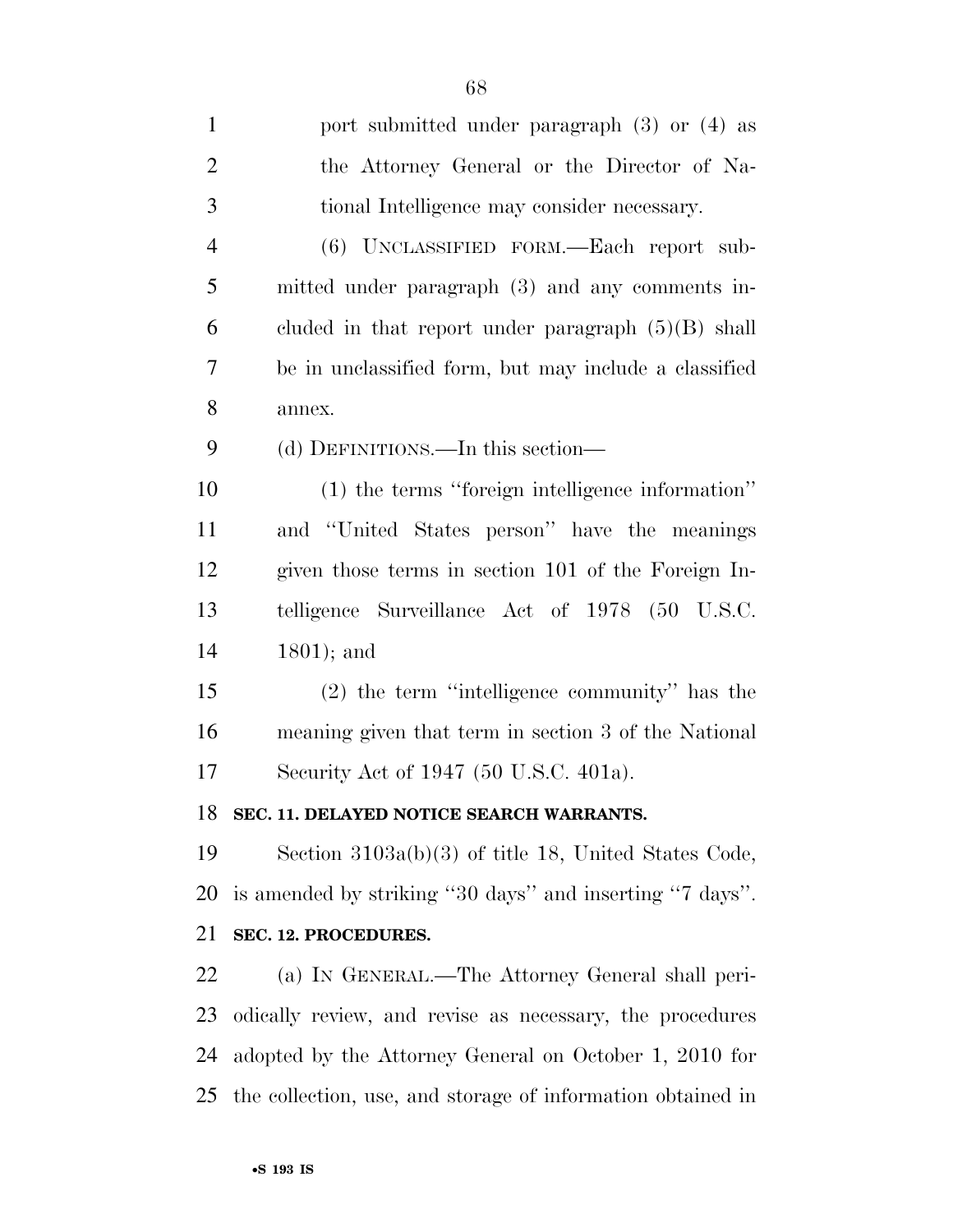port submitted under paragraph (3) or (4) as the Attorney General or the Director of National Intelligence may consider necessary.

(6) UNCLASSIFIED FORM.—Each report submitted under paragraph (3) and any comments included in that report under paragraph (5)(B) shall be in unclassified form, but may include a classified annex.

(d) DEFINITIONS.—In this section—

(1) the terms ''foreign intelligence information'' and ''United States person'' have the meanings given those terms in section 101 of the Foreign Intelligence Surveillance Act of 1978 (50 U.S.C. 1801); and

(2) the term ''intelligence community'' has the meaning given that term in section 3 of the National Security Act of 1947 (50 U.S.C. 401a).

**SEC. 11. DELAYED NOTICE SEARCH WARRANTS.**

Section 3103a(b)(3) of title 18, United States Code, is amended by striking ''30 days'' and inserting ''7 days''.

**SEC. 12. PROCEDURES.**

(a) IN GENERAL.—The Attorney General shall periodically review, and revise as necessary, the procedures adopted by the Attorney General on October 1, 2010 for the collection, use, and storage of information obtained in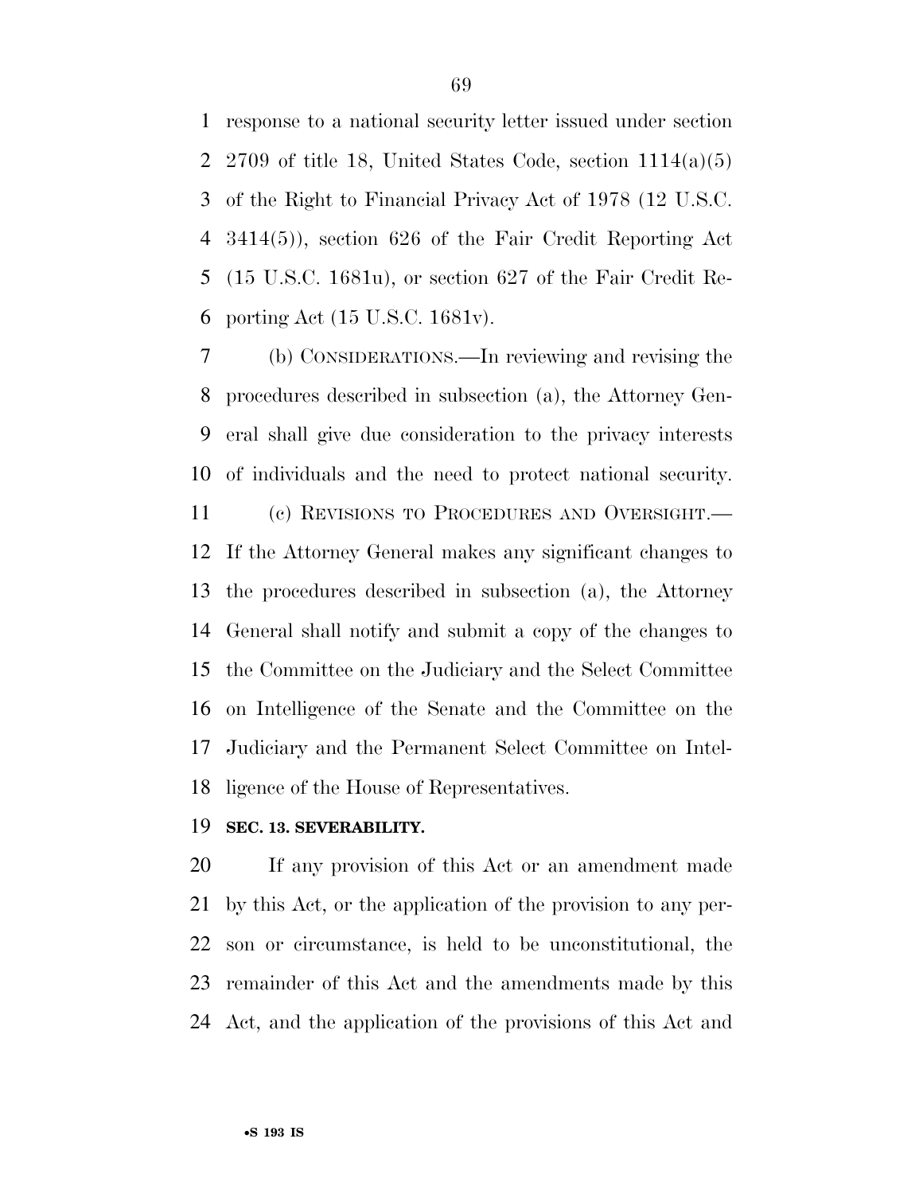response to a national security letter issued under section 2709 of title 18, United States Code, section 1114(a)(5) of the Right to Financial Privacy Act of 1978 (12 U.S.C. 3414(5)), section 626 of the Fair Credit Reporting Act (15 U.S.C. 1681u), or section 627 of the Fair Credit Reporting Act (15 U.S.C. 1681v).

(b) CONSIDERATIONS.—In reviewing and revising the procedures described in subsection (a), the Attorney General shall give due consideration to the privacy interests of individuals and the need to protect national security.

(c) REVISIONS TO PROCEDURES AND OVERSIGHT.—If the Attorney General makes any significant changes to the procedures described in subsection (a), the Attorney General shall notify and submit a copy of the changes to the Committee on the Judiciary and the Select Committee on Intelligence of the Senate and the Committee on the Judiciary and the Permanent Select Committee on Intelligence of the House of Representatives.

**SEC. 13. SEVERABILITY.**

If any provision of this Act or an amendment made by this Act, or the application of the provision to any person or circumstance, is held to be unconstitutional, the remainder of this Act and the amendments made by this Act, and the application of the provisions of this Act and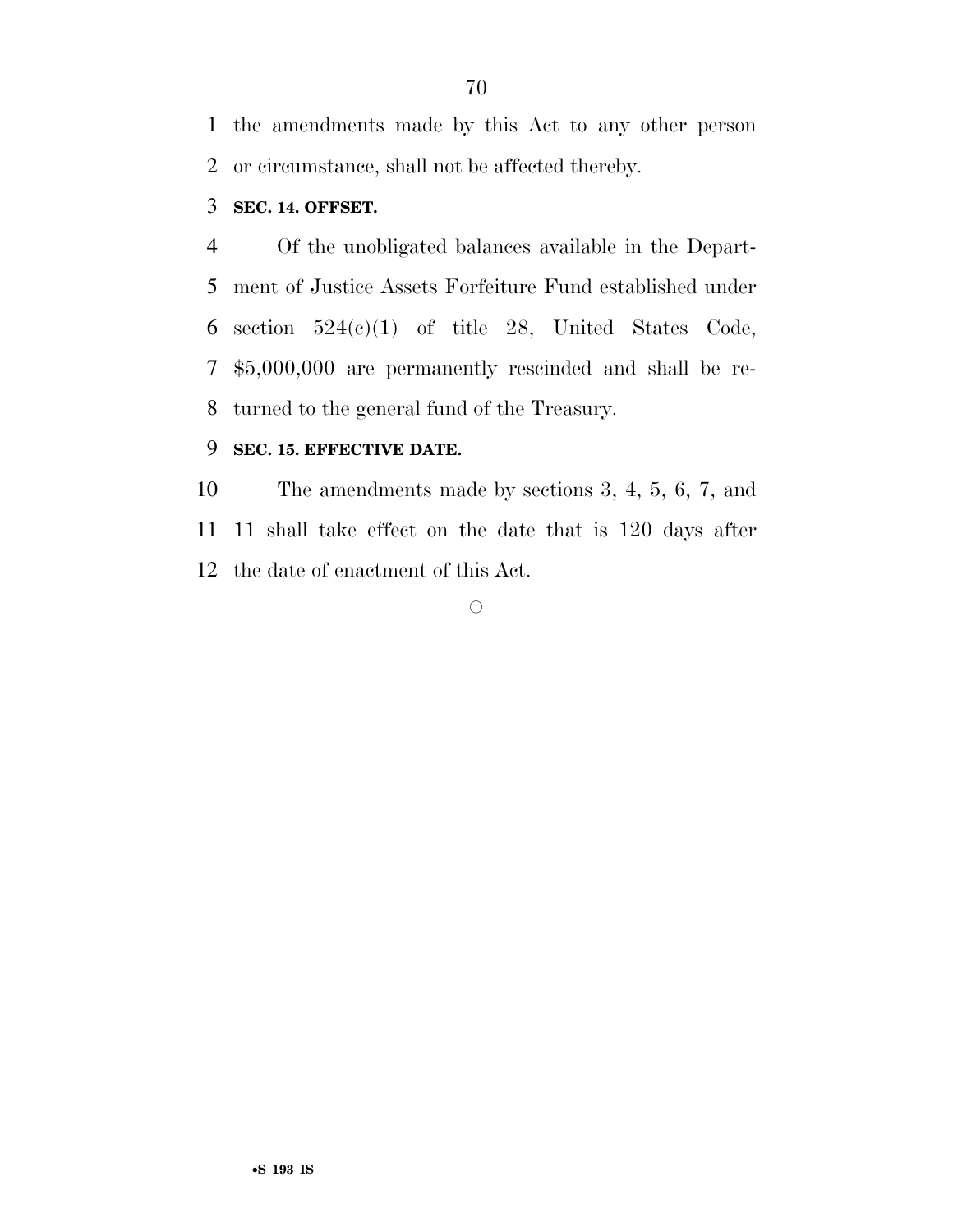the amendments made by this Act to any other person or circumstance, shall not be affected thereby.

**SEC. 14. OFFSET.**

Of the unobligated balances available in the Department of Justice Assets Forfeiture Fund established under section 524(c)(1) of title 28, United States Code, $5,000,000 are permanently rescinded and shall be returned to the general fund of the Treasury.

**SEC. 15. EFFECTIVE DATE.**

The amendments made by sections 3, 4, 5, 6, 7, and 11 shall take effect on the date that is 120 days after the date of enactment of this Act.